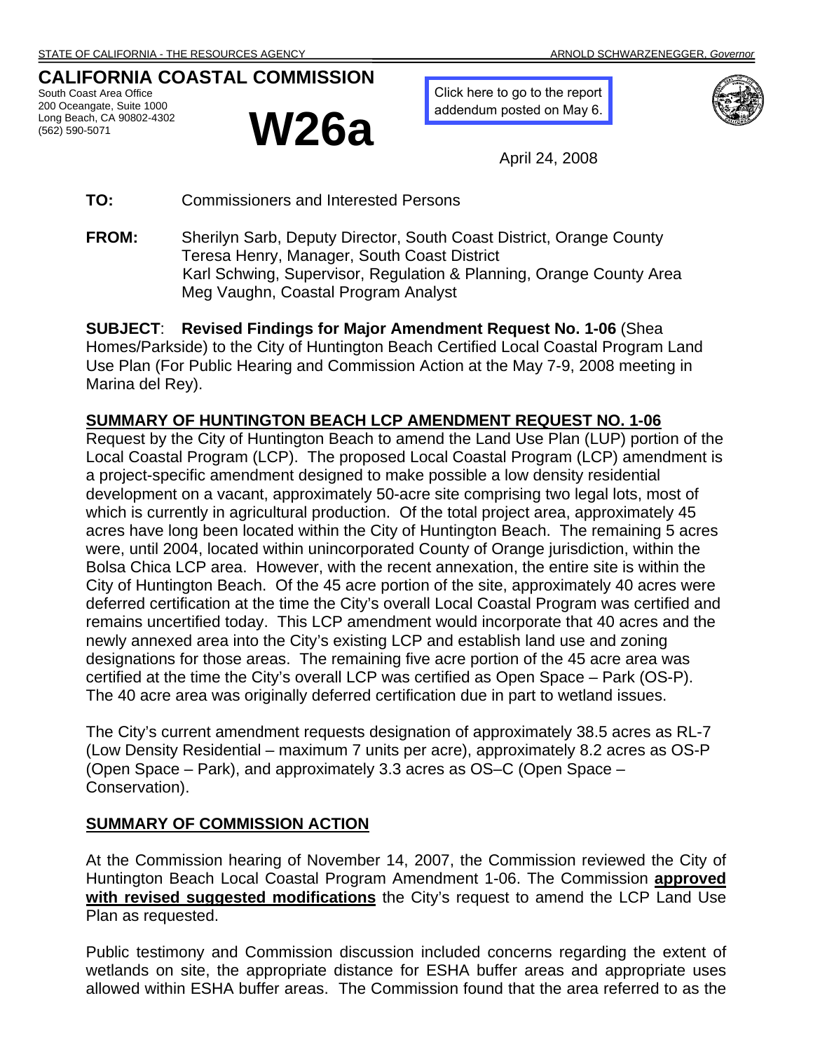STATE OF CALIFORNIA - THE RESOURCES AGENCY ARNOLD SCHWARZENEGGER, *Governor*

# CALIFORNIA COASTAL COMMISSION

South Coast Area Office
200 Oceangate, Suite 1000
Long Beach, CA 90802-4302
(562) 590-5071

# W26a

Click here to go to the report addendum posted on May 6.

April 24, 2008

**TO:** Commissioners and Interested Persons

**FROM:** Sherilyn Sarb, Deputy Director, South Coast District, Orange County
Teresa Henry, Manager, South Coast District
Karl Schwing, Supervisor, Regulation & Planning, Orange County Area
Meg Vaughn, Coastal Program Analyst

**SUBJECT**: **Revised Findings for Major Amendment Request No. 1-06** (Shea Homes/Parkside) to the City of Huntington Beach Certified Local Coastal Program Land Use Plan (For Public Hearing and Commission Action at the May 7-9, 2008 meeting in Marina del Rey).

**SUMMARY OF HUNTINGTON BEACH LCP AMENDMENT REQUEST NO. 1-06**

Request by the City of Huntington Beach to amend the Land Use Plan (LUP) portion of the Local Coastal Program (LCP). The proposed Local Coastal Program (LCP) amendment is a project-specific amendment designed to make possible a low density residential development on a vacant, approximately 50-acre site comprising two legal lots, most of which is currently in agricultural production. Of the total project area, approximately 45 acres have long been located within the City of Huntington Beach. The remaining 5 acres were, until 2004, located within unincorporated County of Orange jurisdiction, within the Bolsa Chica LCP area. However, with the recent annexation, the entire site is within the City of Huntington Beach. Of the 45 acre portion of the site, approximately 40 acres were deferred certification at the time the City's overall Local Coastal Program was certified and remains uncertified today. This LCP amendment would incorporate that 40 acres and the newly annexed area into the City's existing LCP and establish land use and zoning designations for those areas. The remaining five acre portion of the 45 acre area was certified at the time the City's overall LCP was certified as Open Space – Park (OS-P). The 40 acre area was originally deferred certification due in part to wetland issues.

The City's current amendment requests designation of approximately 38.5 acres as RL-7 (Low Density Residential – maximum 7 units per acre), approximately 8.2 acres as OS-P (Open Space – Park), and approximately 3.3 acres as OS–C (Open Space – Conservation).

**SUMMARY OF COMMISSION ACTION**

At the Commission hearing of November 14, 2007, the Commission reviewed the City of Huntington Beach Local Coastal Program Amendment 1-06. The Commission **approved with revised suggested modifications** the City's request to amend the LCP Land Use Plan as requested.

Public testimony and Commission discussion included concerns regarding the extent of wetlands on site, the appropriate distance for ESHA buffer areas and appropriate uses allowed within ESHA buffer areas. The Commission found that the area referred to as the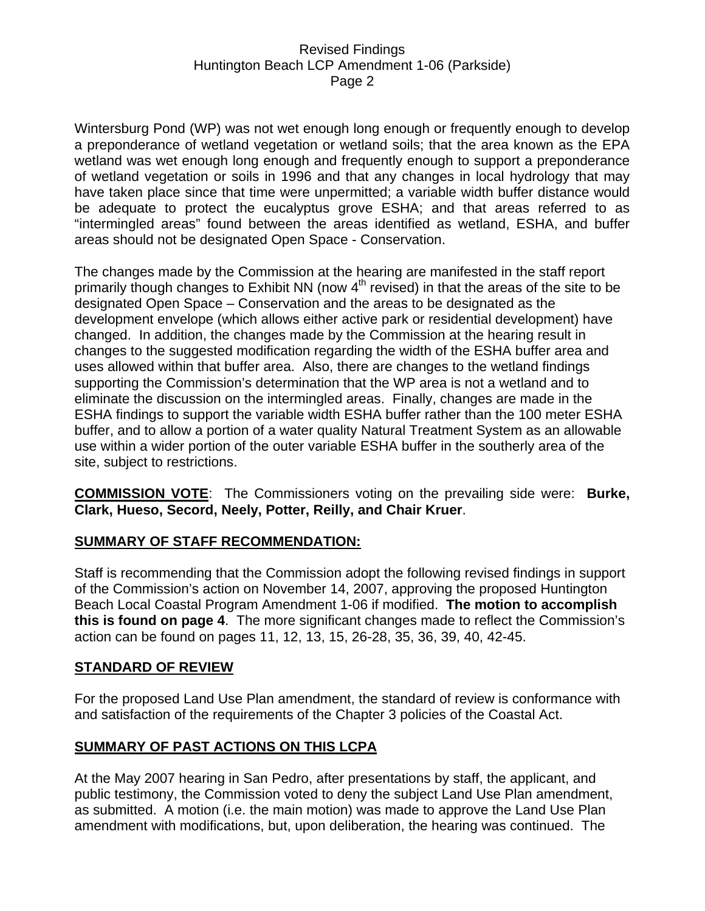Wintersburg Pond (WP) was not wet enough long enough or frequently enough to develop a preponderance of wetland vegetation or wetland soils; that the area known as the EPA wetland was wet enough long enough and frequently enough to support a preponderance of wetland vegetation or soils in 1996 and that any changes in local hydrology that may have taken place since that time were unpermitted; a variable width buffer distance would be adequate to protect the eucalyptus grove ESHA; and that areas referred to as "intermingled areas" found between the areas identified as wetland, ESHA, and buffer areas should not be designated Open Space - Conservation.

The changes made by the Commission at the hearing are manifested in the staff report primarily though changes to Exhibit NN (now 4th revised) in that the areas of the site to be designated Open Space – Conservation and the areas to be designated as the development envelope (which allows either active park or residential development) have changed. In addition, the changes made by the Commission at the hearing result in changes to the suggested modification regarding the width of the ESHA buffer area and uses allowed within that buffer area. Also, there are changes to the wetland findings supporting the Commission's determination that the WP area is not a wetland and to eliminate the discussion on the intermingled areas. Finally, changes are made in the ESHA findings to support the variable width ESHA buffer rather than the 100 meter ESHA buffer, and to allow a portion of a water quality Natural Treatment System as an allowable use within a wider portion of the outer variable ESHA buffer in the southerly area of the site, subject to restrictions.

**COMMISSION VOTE**: The Commissioners voting on the prevailing side were: **Burke, Clark, Hueso, Secord, Neely, Potter, Reilly, and Chair Kruer**.

## SUMMARY OF STAFF RECOMMENDATION:

Staff is recommending that the Commission adopt the following revised findings in support of the Commission's action on November 14, 2007, approving the proposed Huntington Beach Local Coastal Program Amendment 1-06 if modified. **The motion to accomplish this is found on page 4**. The more significant changes made to reflect the Commission's action can be found on pages 11, 12, 13, 15, 26-28, 35, 36, 39, 40, 42-45.

## STANDARD OF REVIEW

For the proposed Land Use Plan amendment, the standard of review is conformance with and satisfaction of the requirements of the Chapter 3 policies of the Coastal Act.

## SUMMARY OF PAST ACTIONS ON THIS LCPA

At the May 2007 hearing in San Pedro, after presentations by staff, the applicant, and public testimony, the Commission voted to deny the subject Land Use Plan amendment, as submitted. A motion (i.e. the main motion) was made to approve the Land Use Plan amendment with modifications, but, upon deliberation, the hearing was continued. The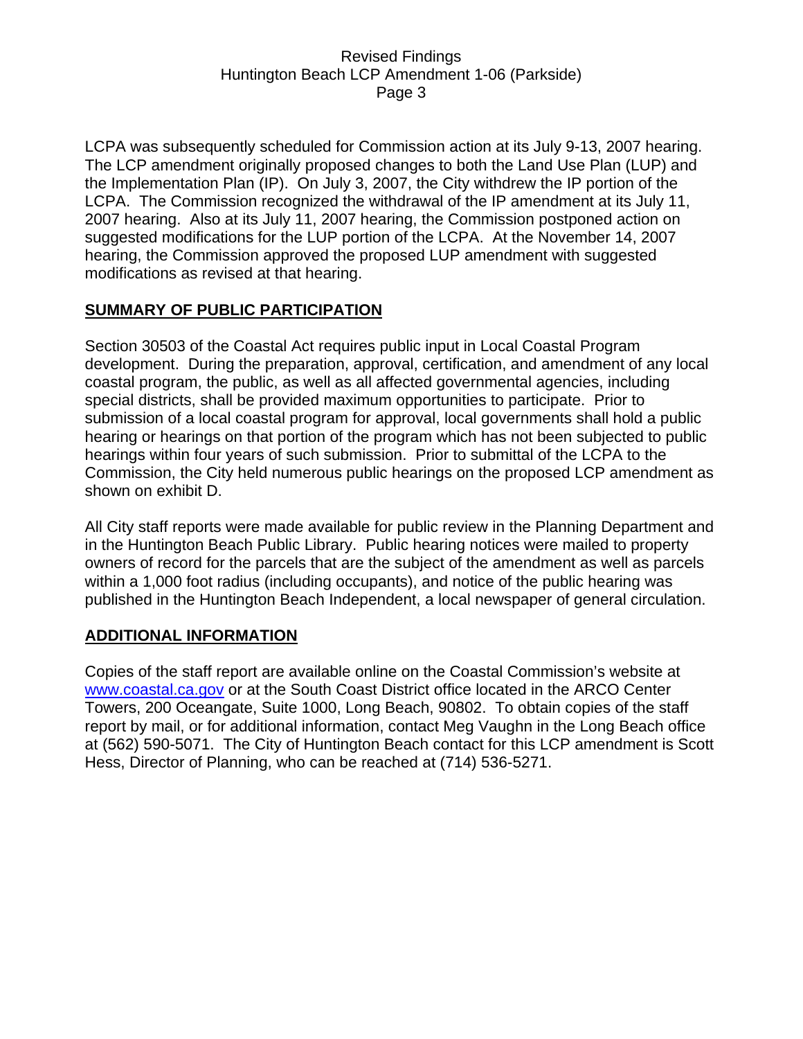LCPA was subsequently scheduled for Commission action at its July 9-13, 2007 hearing. The LCP amendment originally proposed changes to both the Land Use Plan (LUP) and the Implementation Plan (IP). On July 3, 2007, the City withdrew the IP portion of the LCPA. The Commission recognized the withdrawal of the IP amendment at its July 11, 2007 hearing. Also at its July 11, 2007 hearing, the Commission postponed action on suggested modifications for the LUP portion of the LCPA. At the November 14, 2007 hearing, the Commission approved the proposed LUP amendment with suggested modifications as revised at that hearing.

## SUMMARY OF PUBLIC PARTICIPATION

Section 30503 of the Coastal Act requires public input in Local Coastal Program development. During the preparation, approval, certification, and amendment of any local coastal program, the public, as well as all affected governmental agencies, including special districts, shall be provided maximum opportunities to participate. Prior to submission of a local coastal program for approval, local governments shall hold a public hearing or hearings on that portion of the program which has not been subjected to public hearings within four years of such submission. Prior to submittal of the LCPA to the Commission, the City held numerous public hearings on the proposed LCP amendment as shown on exhibit D.

All City staff reports were made available for public review in the Planning Department and in the Huntington Beach Public Library. Public hearing notices were mailed to property owners of record for the parcels that are the subject of the amendment as well as parcels within a 1,000 foot radius (including occupants), and notice of the public hearing was published in the Huntington Beach Independent, a local newspaper of general circulation.

## ADDITIONAL INFORMATION

Copies of the staff report are available online on the Coastal Commission's website at www.coastal.ca.gov or at the South Coast District office located in the ARCO Center Towers, 200 Oceangate, Suite 1000, Long Beach, 90802. To obtain copies of the staff report by mail, or for additional information, contact Meg Vaughn in the Long Beach office at (562) 590-5071. The City of Huntington Beach contact for this LCP amendment is Scott Hess, Director of Planning, who can be reached at (714) 536-5271.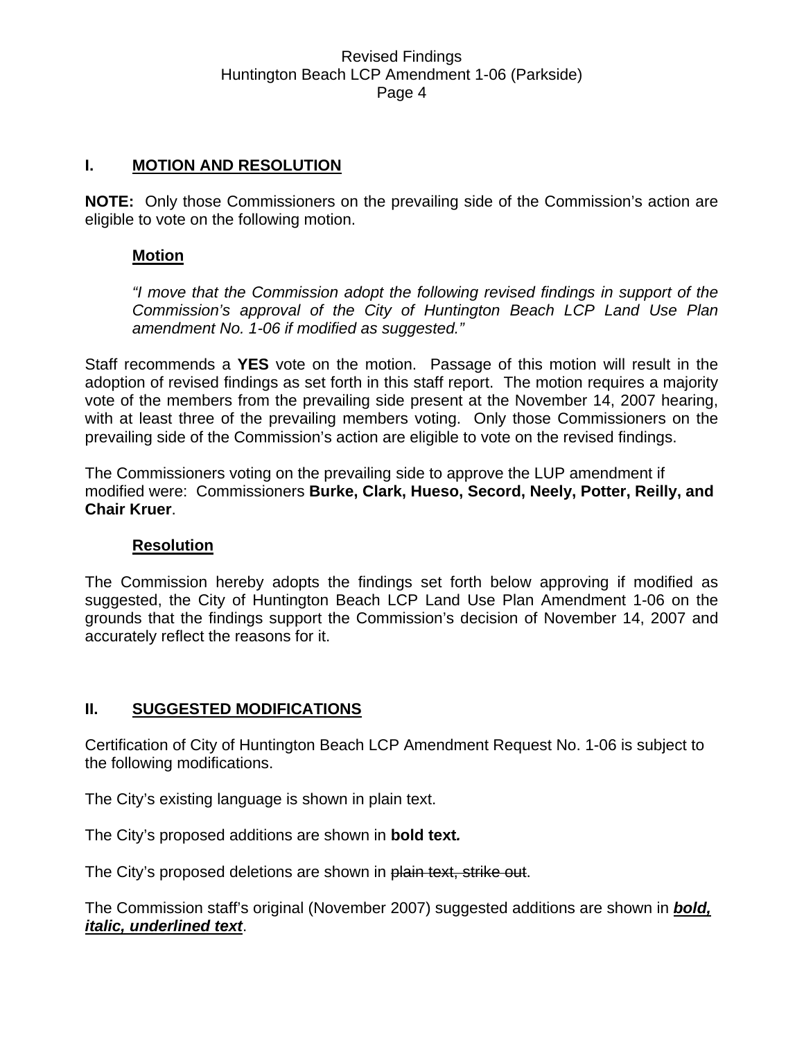## I. MOTION AND RESOLUTION

**NOTE:** Only those Commissioners on the prevailing side of the Commission's action are eligible to vote on the following motion.

### Motion

*"I move that the Commission adopt the following revised findings in support of the Commission's approval of the City of Huntington Beach LCP Land Use Plan amendment No. 1-06 if modified as suggested."*

Staff recommends a **YES** vote on the motion. Passage of this motion will result in the adoption of revised findings as set forth in this staff report. The motion requires a majority vote of the members from the prevailing side present at the November 14, 2007 hearing, with at least three of the prevailing members voting. Only those Commissioners on the prevailing side of the Commission's action are eligible to vote on the revised findings.

The Commissioners voting on the prevailing side to approve the LUP amendment if modified were: Commissioners **Burke, Clark, Hueso, Secord, Neely, Potter, Reilly, and Chair Kruer**.

### Resolution

The Commission hereby adopts the findings set forth below approving if modified as suggested, the City of Huntington Beach LCP Land Use Plan Amendment 1-06 on the grounds that the findings support the Commission's decision of November 14, 2007 and accurately reflect the reasons for it.

## II. SUGGESTED MODIFICATIONS

Certification of City of Huntington Beach LCP Amendment Request No. 1-06 is subject to the following modifications.

The City's existing language is shown in plain text.

The City's proposed additions are shown in **bold text.**

The City's proposed deletions are shown in ~~plain text, strike out~~.

The Commission staff's original (November 2007) suggested additions are shown in <u>***bold, italic, underlined text***</u>.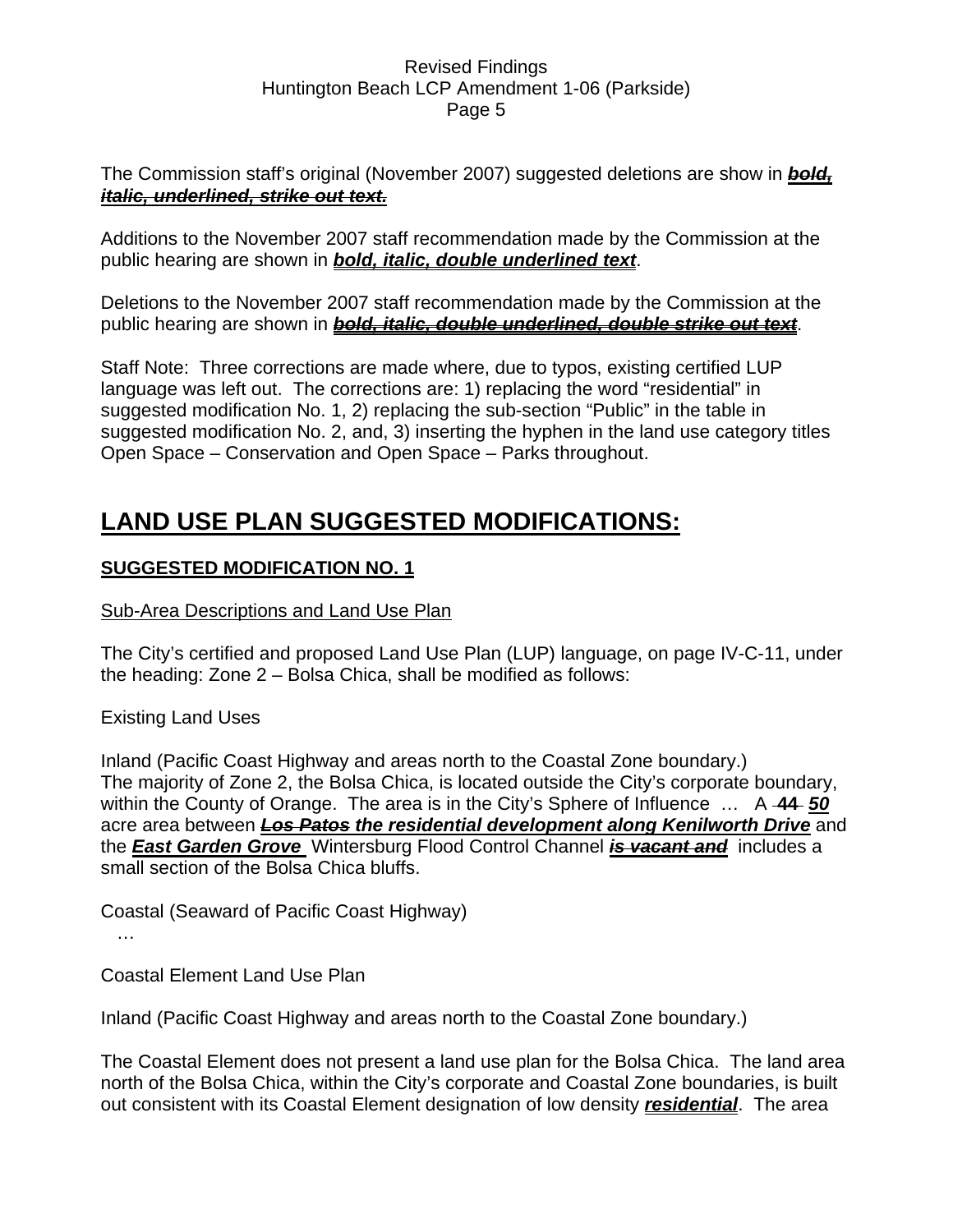The Commission staff's original (November 2007) suggested deletions are show in ~~***bold, italic, underlined, strike out text.***~~

Additions to the November 2007 staff recommendation made by the Commission at the public hearing are shown in ***bold, italic, double underlined text***.

Deletions to the November 2007 staff recommendation made by the Commission at the public hearing are shown in ~~***bold, italic, double underlined, double strike out text***~~.

Staff Note: Three corrections are made where, due to typos, existing certified LUP language was left out. The corrections are: 1) replacing the word "residential" in suggested modification No. 1, 2) replacing the sub-section "Public" in the table in suggested modification No. 2, and, 3) inserting the hyphen in the land use category titles Open Space – Conservation and Open Space – Parks throughout.

# LAND USE PLAN SUGGESTED MODIFICATIONS:

## SUGGESTED MODIFICATION NO. 1

Sub-Area Descriptions and Land Use Plan

The City's certified and proposed Land Use Plan (LUP) language, on page IV-C-11, under the heading: Zone 2 – Bolsa Chica, shall be modified as follows:

Existing Land Uses

Inland (Pacific Coast Highway and areas north to the Coastal Zone boundary.)
The majority of Zone 2, the Bolsa Chica, is located outside the City's corporate boundary, within the County of Orange. The area is in the City's Sphere of Influence … A ~~**44**~~ ***50*** acre area between ~~***Los Patos***~~ ***the residential development along Kenilworth Drive*** and the ~~***East Garden Grove***~~ Wintersburg Flood Control Channel ~~***is vacant and***~~ includes a small section of the Bolsa Chica bluffs.

Coastal (Seaward of Pacific Coast Highway)

…

Coastal Element Land Use Plan

Inland (Pacific Coast Highway and areas north to the Coastal Zone boundary.)

The Coastal Element does not present a land use plan for the Bolsa Chica. The land area north of the Bolsa Chica, within the City's corporate and Coastal Zone boundaries, is built out consistent with its Coastal Element designation of low density ***residential***. The area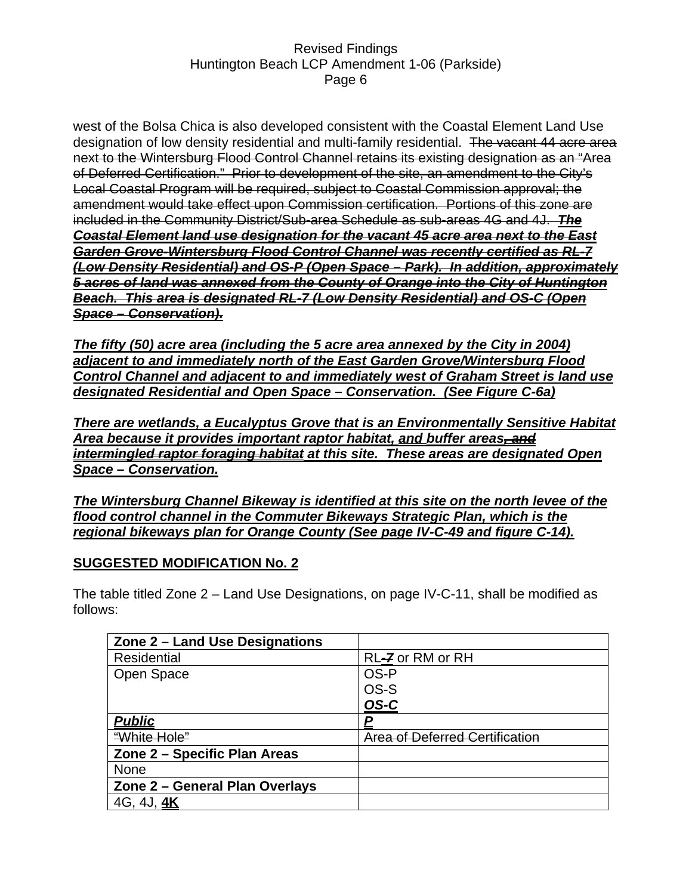west of the Bolsa Chica is also developed consistent with the Coastal Element Land Use designation of low density residential and multi-family residential. ~~The vacant 44 acre area next to the Wintersburg Flood Control Channel retains its existing designation as an "Area of Deferred Certification." Prior to development of the site, an amendment to the City's Local Coastal Program will be required, subject to Coastal Commission approval; the amendment would take effect upon Commission certification. Portions of this zone are included in the Community District/Sub-area Schedule as sub-areas 4G and 4J.~~ ~~***The Coastal Element land use designation for the vacant 45 acre area next to the East Garden Grove-Wintersburg Flood Control Channel was recently certified as RL-7 (Low Density Residential) and OS-P (Open Space – Park). In addition, approximately 5 acres of land was annexed from the County of Orange into the City of Huntington Beach. This area is designated RL-7 (Low Density Residential) and OS-C (Open Space – Conservation).***~~

***<u>The fifty (50) acre area (including the 5 acre area annexed by the City in 2004) adjacent to and immediately north of the East Garden Grove/Wintersburg Flood Control Channel and adjacent to and immediately west of Graham Street is land use designated Residential and Open Space – Conservation. (See Figure C-6a)</u>***

***<u>There are wetlands, a Eucalyptus Grove that is an Environmentally Sensitive Habitat Area because it provides important raptor habitat, and buffer areas</u>~~, and intermingled raptor foraging habitat~~ <u>at this site. These areas are designated Open Space – Conservation.</u>***

***<u>The Wintersburg Channel Bikeway is identified at this site on the north levee of the flood control channel in the Commuter Bikeways Strategic Plan, which is the regional bikeways plan for Orange County (See page IV-C-49 and figure C-14).</u>***

**<u>SUGGESTED MODIFICATION No. 2</u>**

The table titled Zone 2 – Land Use Designations, on page IV-C-11, shall be modified as follows:

| **Zone 2 – Land Use Designations** | |
|---|---|
| Residential | RL~~***-7***~~ or RM or RH |
| Open Space | OS-P<br>OS-S<br>***<u>OS-C</u>*** |
| ***<u>Public</u>*** | ***<u>P</u>*** |
| ~~"White Hole"~~ | ~~Area of Deferred Certification~~ |
| **Zone 2 – Specific Plan Areas** | |
| None | |
| **Zone 2 – General Plan Overlays** | |
| 4G, 4J, **<u>4K</u>** | |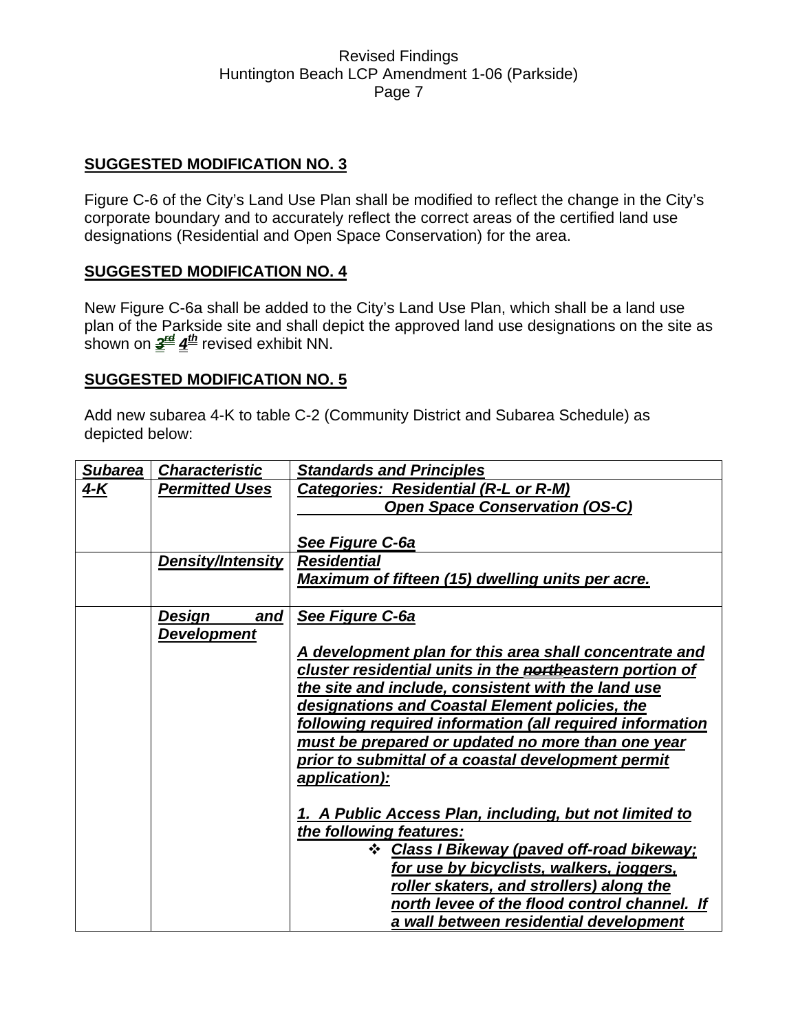## SUGGESTED MODIFICATION NO. 3

Figure C-6 of the City's Land Use Plan shall be modified to reflect the change in the City's corporate boundary and to accurately reflect the correct areas of the certified land use designations (Residential and Open Space Conservation) for the area.

## SUGGESTED MODIFICATION NO. 4

New Figure C-6a shall be added to the City's Land Use Plan, which shall be a land use plan of the Parkside site and shall depict the approved land use designations on the site as shown on ~~3rd~~ 4th revised exhibit NN.

## SUGGESTED MODIFICATION NO. 5

Add new subarea 4-K to table C-2 (Community District and Subarea Schedule) as depicted below:

| ***Subarea*** | ***Characteristic*** | ***Standards and Principles*** |
|---|---|---|
| ***4-K*** | ***Permitted Uses*** | ***Categories: Residential (R-L or R-M)***<br>***Open Space Conservation (OS-C)***<br><br>***See Figure C-6a*** |
| | ***Density/Intensity*** | ***Residential***<br>***Maximum of fifteen (15) dwelling units per acre.*** |
| | ***Design and Development*** | ***See Figure C-6a***<br><br>***A development plan for this area shall concentrate and cluster residential units in the ~~north~~eastern portion of the site and include, consistent with the land use designations and Coastal Element policies, the following required information (all required information must be prepared or updated no more than one year prior to submittal of a coastal development permit application):***<br><br>***1. A Public Access Plan, including, but not limited to the following features:***<br>❖ ***Class I Bikeway (paved off-road bikeway; for use by bicyclists, walkers, joggers, roller skaters, and strollers) along the north levee of the flood control channel. If a wall between residential development*** |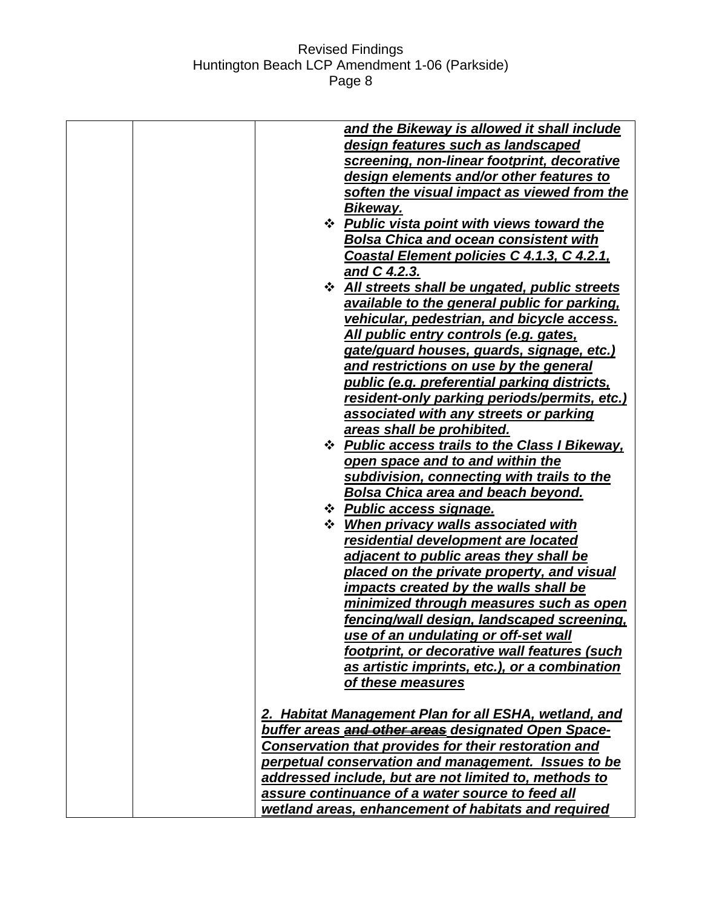| | | <ins>***and the Bikeway is allowed it shall include design features such as landscaped screening, non-linear footprint, decorative design elements and/or other features to soften the visual impact as viewed from the Bikeway.***</ins><br>❖ <ins>***Public vista point with views toward the Bolsa Chica and ocean consistent with Coastal Element policies C 4.1.3, C 4.2.1, and C 4.2.3.***</ins><br>❖ <ins>***All streets shall be ungated, public streets available to the general public for parking, vehicular, pedestrian, and bicycle access. All public entry controls (e.g. gates, gate/guard houses, guards, signage, etc.) and restrictions on use by the general public (e.g. preferential parking districts, resident-only parking periods/permits, etc.) associated with any streets or parking areas shall be prohibited.***</ins><br>❖ <ins>***Public access trails to the Class I Bikeway, open space and to and within the subdivision, connecting with trails to the Bolsa Chica area and beach beyond.***</ins><br>❖ <ins>***Public access signage.***</ins><br>❖ <ins>***When privacy walls associated with residential development are located adjacent to public areas they shall be placed on the private property, and visual impacts created by the walls shall be minimized through measures such as open fencing/wall design, landscaped screening, use of an undulating or off-set wall footprint, or decorative wall features (such as artistic imprints, etc.), or a combination of these measures***</ins><br><br><ins>***2. Habitat Management Plan for all ESHA, wetland, and buffer areas ~~and other areas~~ designated Open Space-Conservation that provides for their restoration and perpetual conservation and management. Issues to be addressed include, but are not limited to, methods to assure continuance of a water source to feed all wetland areas, enhancement of habitats and required***</ins> |
|---|---|---|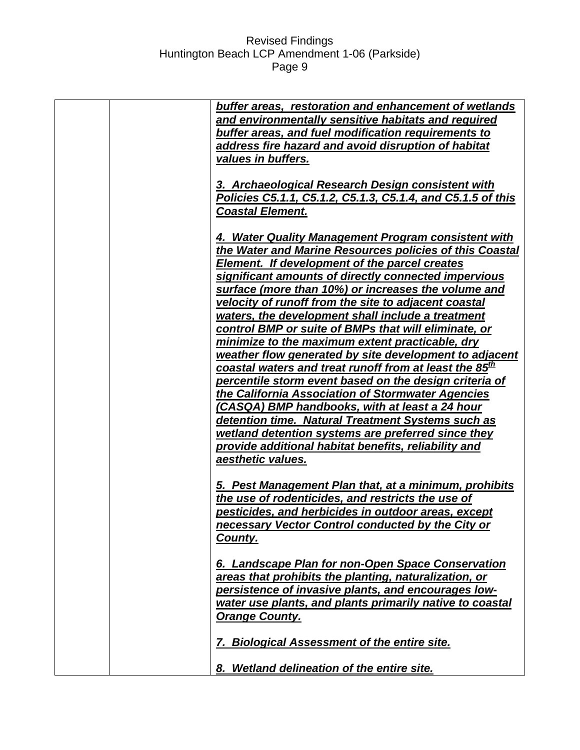| | | ***buffer areas, restoration and enhancement of wetlands and environmentally sensitive habitats and required buffer areas, and fuel modification requirements to address fire hazard and avoid disruption of habitat values in buffers.***<br><br>***3. Archaeological Research Design consistent with Policies C5.1.1, C5.1.2, C5.1.3, C5.1.4, and C5.1.5 of this Coastal Element.***<br><br>***4. Water Quality Management Program consistent with the Water and Marine Resources policies of this Coastal Element. If development of the parcel creates significant amounts of directly connected impervious surface (more than 10%) or increases the volume and velocity of runoff from the site to adjacent coastal waters, the development shall include a treatment control BMP or suite of BMPs that will eliminate, or minimize to the maximum extent practicable, dry weather flow generated by site development to adjacent coastal waters and treat runoff from at least the 85th percentile storm event based on the design criteria of the California Association of Stormwater Agencies (CASQA) BMP handbooks, with at least a 24 hour detention time. Natural Treatment Systems such as wetland detention systems are preferred since they provide additional habitat benefits, reliability and aesthetic values.***<br><br>***5. Pest Management Plan that, at a minimum, prohibits the use of rodenticides, and restricts the use of pesticides, and herbicides in outdoor areas, except necessary Vector Control conducted by the City or County.***<br><br>***6. Landscape Plan for non-Open Space Conservation areas that prohibits the planting, naturalization, or persistence of invasive plants, and encourages low-water use plants, and plants primarily native to coastal Orange County.***<br><br>***7. Biological Assessment of the entire site.***<br><br>***8. Wetland delineation of the entire site.*** |
|---|---|---|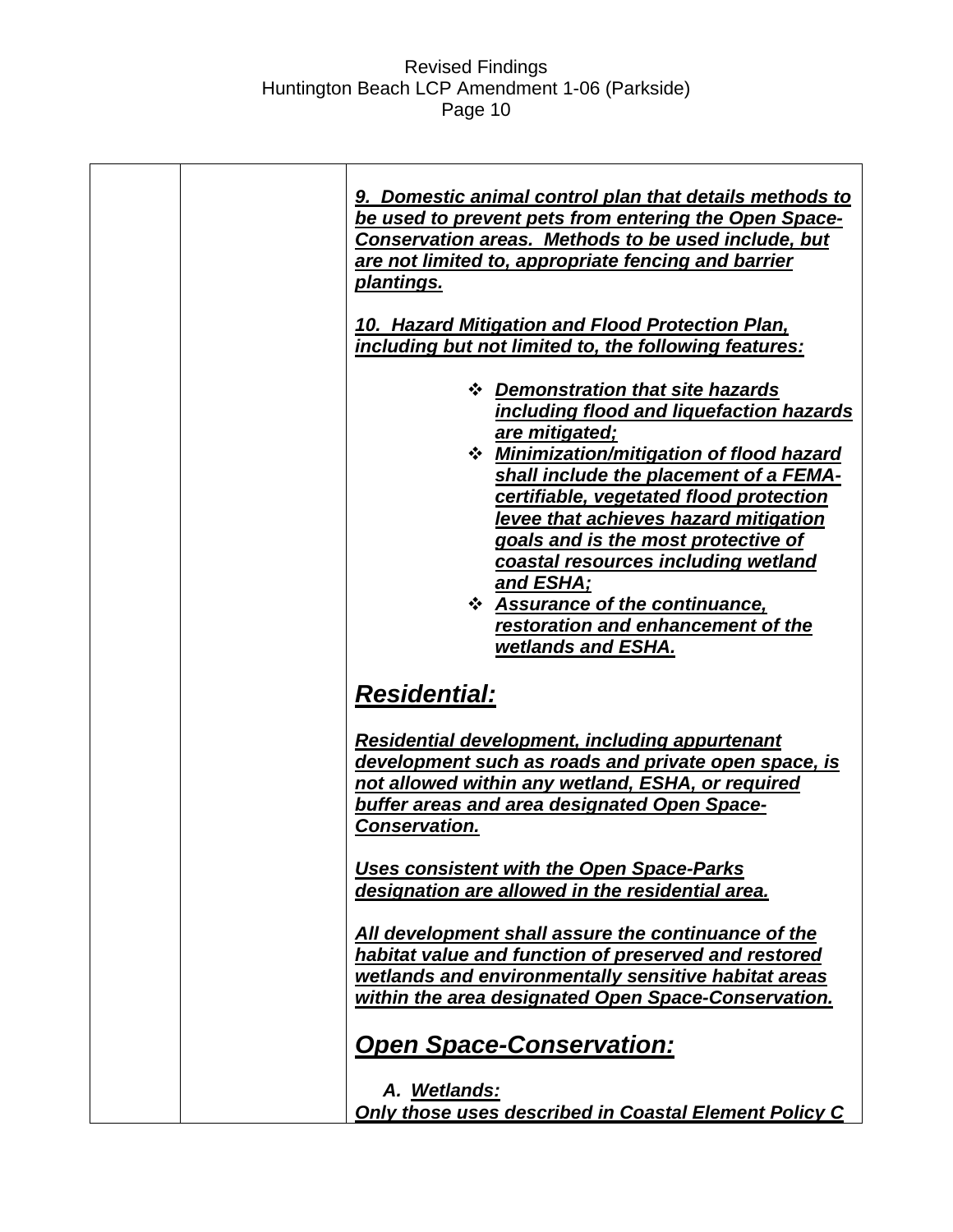| | | ***9. Domestic animal control plan that details methods to be used to prevent pets from entering the Open Space-Conservation areas. Methods to be used include, but are not limited to, appropriate fencing and barrier plantings.***<br><br>***10. Hazard Mitigation and Flood Protection Plan, including but not limited to, the following features:***<br><br>❖ ***Demonstration that site hazards including flood and liquefaction hazards are mitigated;***<br>❖ ***Minimization/mitigation of flood hazard shall include the placement of a FEMA-certifiable, vegetated flood protection levee that achieves hazard mitigation goals and is the most protective of coastal resources including wetland and ESHA;***<br>❖ ***Assurance of the continuance, restoration and enhancement of the wetlands and ESHA.***<br><br>***Residential:***<br><br>***Residential development, including appurtenant development such as roads and private open space, is not allowed within any wetland, ESHA, or required buffer areas and area designated Open Space-Conservation.***<br><br>***Uses consistent with the Open Space-Parks designation are allowed in the residential area.***<br><br>***All development shall assure the continuance of the habitat value and function of preserved and restored wetlands and environmentally sensitive habitat areas within the area designated Open Space-Conservation.***<br><br>***Open Space-Conservation:***<br><br>***A. Wetlands:***<br>***Only those uses described in Coastal Element Policy C*** |
|---|---|---|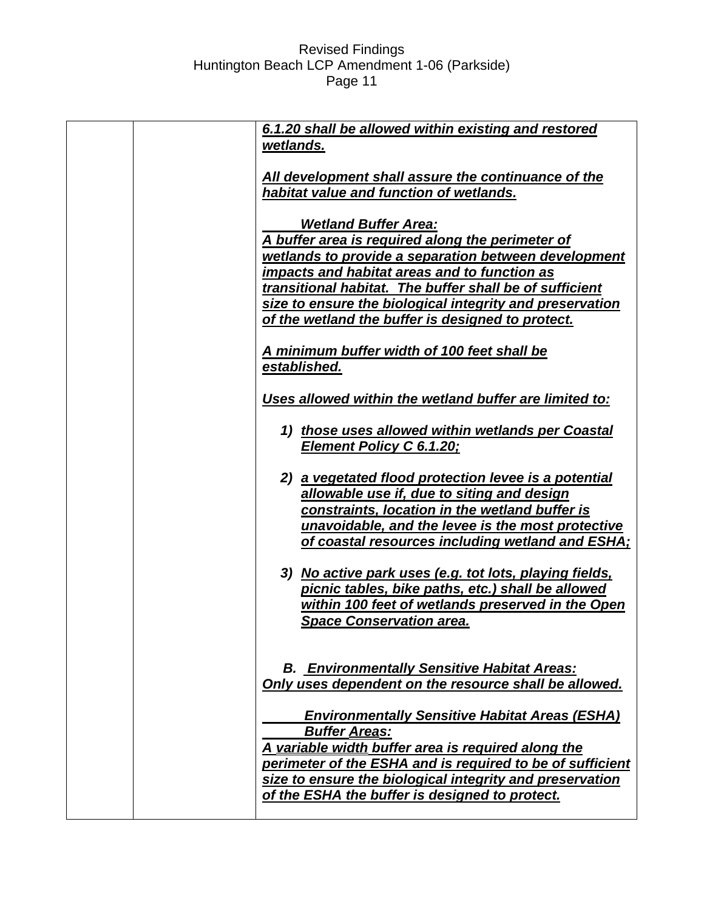| | | ***6.1.20 shall be allowed within existing and restored wetlands.***<br><br>***All development shall assure the continuance of the habitat value and function of wetlands.***<br><br>***Wetland Buffer Area:***<br>***A buffer area is required along the perimeter of wetlands to provide a separation between development impacts and habitat areas and to function as transitional habitat. The buffer shall be of sufficient size to ensure the biological integrity and preservation of the wetland the buffer is designed to protect.***<br><br>***A minimum buffer width of 100 feet shall be established.***<br><br>***Uses allowed within the wetland buffer are limited to:***<br><br>1) ***those uses allowed within wetlands per Coastal Element Policy C 6.1.20;***<br><br>2) ***a vegetated flood protection levee is a potential allowable use if, due to siting and design constraints, location in the wetland buffer is unavoidable, and the levee is the most protective of coastal resources including wetland and ESHA;***<br><br>3) ***No active park uses (e.g. tot lots, playing fields, picnic tables, bike paths, etc.) shall be allowed within 100 feet of wetlands preserved in the Open Space Conservation area.***<br><br>***B. Environmentally Sensitive Habitat Areas:***<br>***Only uses dependent on the resource shall be allowed.***<br><br>***Environmentally Sensitive Habitat Areas (ESHA) Buffer Areas:***<br>***A variable width buffer area is required along the perimeter of the ESHA and is required to be of sufficient size to ensure the biological integrity and preservation of the ESHA the buffer is designed to protect.*** |
|---|---|---|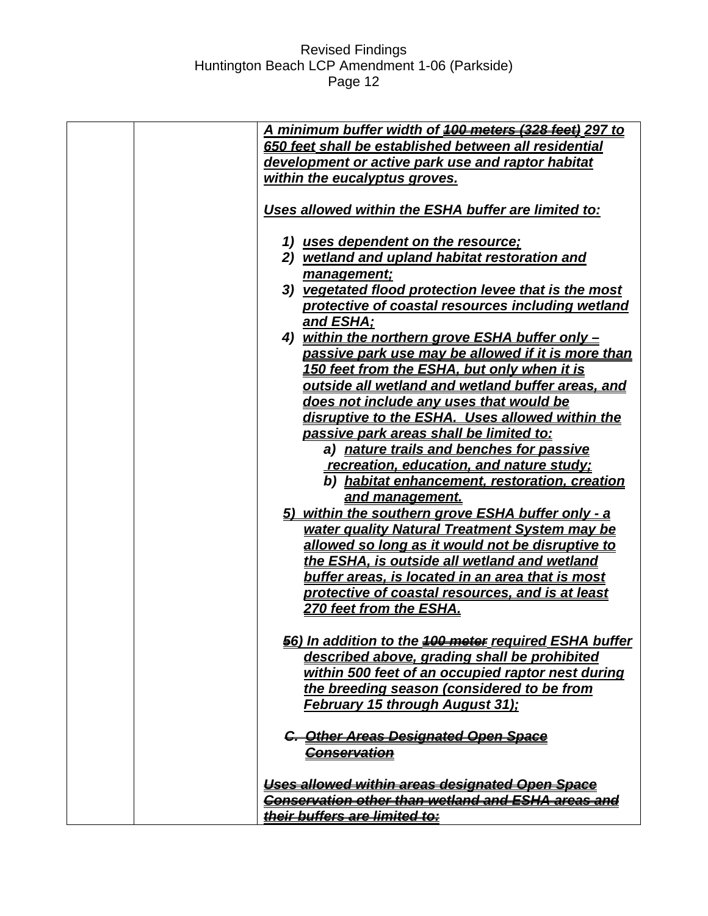| | | ***A minimum buffer width of ~~100 meters (328 feet)~~ 297 to 650 feet shall be established between all residential development or active park use and raptor habitat within the eucalyptus groves.***<br><br>***Uses allowed within the ESHA buffer are limited to:***<br><br>1) ***uses dependent on the resource;***<br>2) ***wetland and upland habitat restoration and management;***<br>3) ***vegetated flood protection levee that is the most protective of coastal resources including wetland and ESHA;***<br>4) ***within the northern grove ESHA buffer only – passive park use may be allowed if it is more than 150 feet from the ESHA, but only when it is outside all wetland and wetland buffer areas, and does not include any uses that would be disruptive to the ESHA. Uses allowed within the passive park areas shall be limited to:***<br>a) ***nature trails and benches for passive recreation, education, and nature study;***<br>b) ***habitat enhancement, restoration, creation and management.***<br>5) ***within the southern grove ESHA buffer only - a water quality Natural Treatment System may be allowed so long as it would not be disruptive to the ESHA, is outside all wetland and wetland buffer areas, is located in an area that is most protective of coastal resources, and is at least 270 feet from the ESHA.***<br><br>***~~5~~6) In addition to the ~~100 meter~~ required ESHA buffer described above, grading shall be prohibited within 500 feet of an occupied raptor nest during the breeding season (considered to be from February 15 through August 31);***<br><br>***~~C. Other Areas Designated Open Space Conservation~~***<br><br>***~~Uses allowed within areas designated Open Space Conservation other than wetland and ESHA areas and their buffers are limited to:~~*** |
|---|---|---|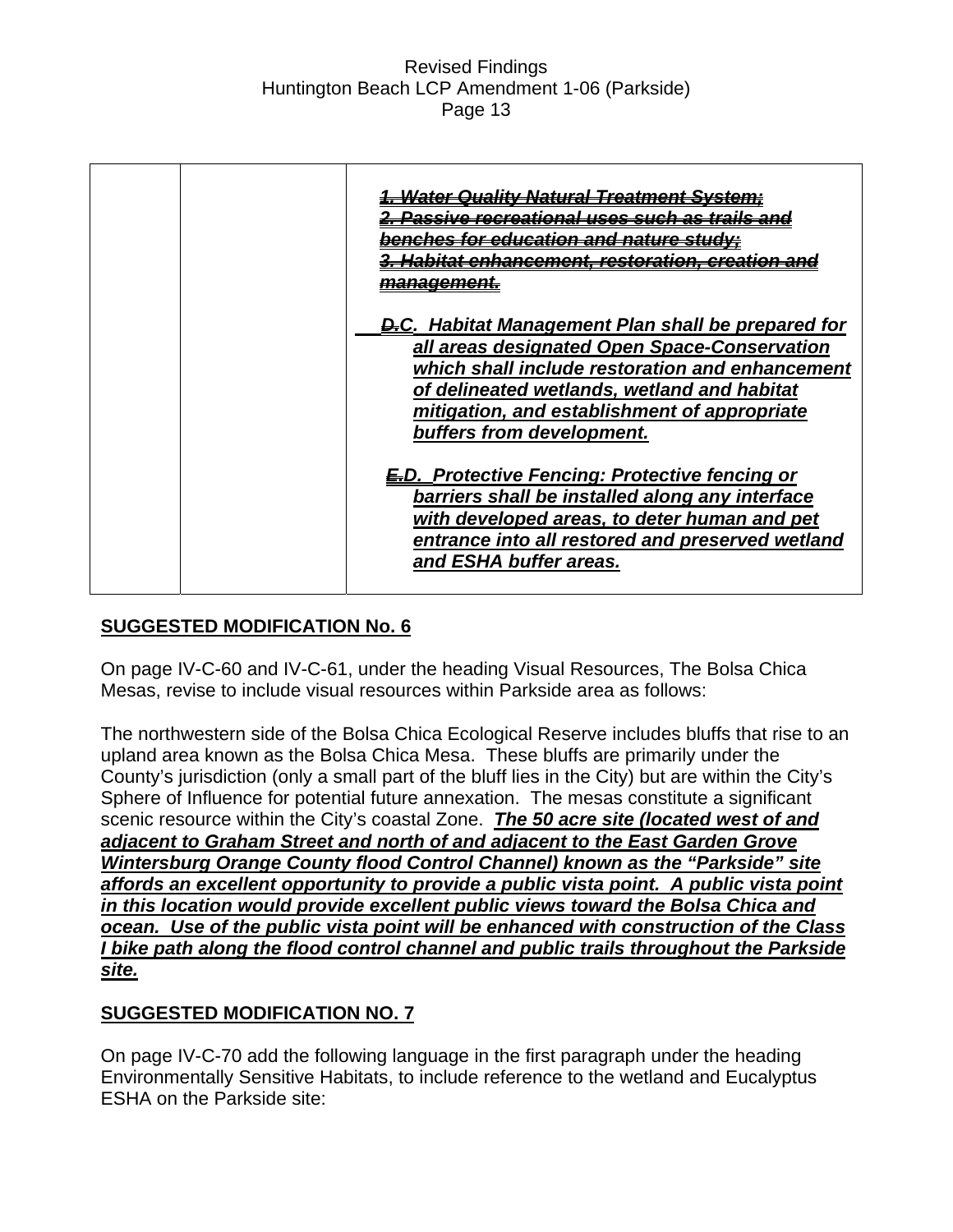| | | ~~***1. Water Quality Natural Treatment System;***~~<br>~~***2. Passive recreational uses such as trails and benches for education and nature study;***~~<br>~~***3. Habitat enhancement, restoration, creation and management.***~~<br><br>~~***D.***~~***C. Habitat Management Plan shall be prepared for all areas designated Open Space-Conservation which shall include restoration and enhancement of delineated wetlands, wetland and habitat mitigation, and establishment of appropriate buffers from development.***<br><br>~~***E.***~~***D. Protective Fencing: Protective fencing or barriers shall be installed along any interface with developed areas, to deter human and pet entrance into all restored and preserved wetland and ESHA buffer areas.*** |
|---|---|---|

**SUGGESTED MODIFICATION No. 6**

On page IV-C-60 and IV-C-61, under the heading Visual Resources, The Bolsa Chica Mesas, revise to include visual resources within Parkside area as follows:

The northwestern side of the Bolsa Chica Ecological Reserve includes bluffs that rise to an upland area known as the Bolsa Chica Mesa. These bluffs are primarily under the County's jurisdiction (only a small part of the bluff lies in the City) but are within the City's Sphere of Influence for potential future annexation. The mesas constitute a significant scenic resource within the City's coastal Zone. ***The 50 acre site (located west of and adjacent to Graham Street and north of and adjacent to the East Garden Grove Wintersburg Orange County flood Control Channel) known as the "Parkside" site affords an excellent opportunity to provide a public vista point. A public vista point in this location would provide excellent public views toward the Bolsa Chica and ocean. Use of the public vista point will be enhanced with construction of the Class I bike path along the flood control channel and public trails throughout the Parkside site.***

**SUGGESTED MODIFICATION NO. 7**

On page IV-C-70 add the following language in the first paragraph under the heading Environmentally Sensitive Habitats, to include reference to the wetland and Eucalyptus ESHA on the Parkside site: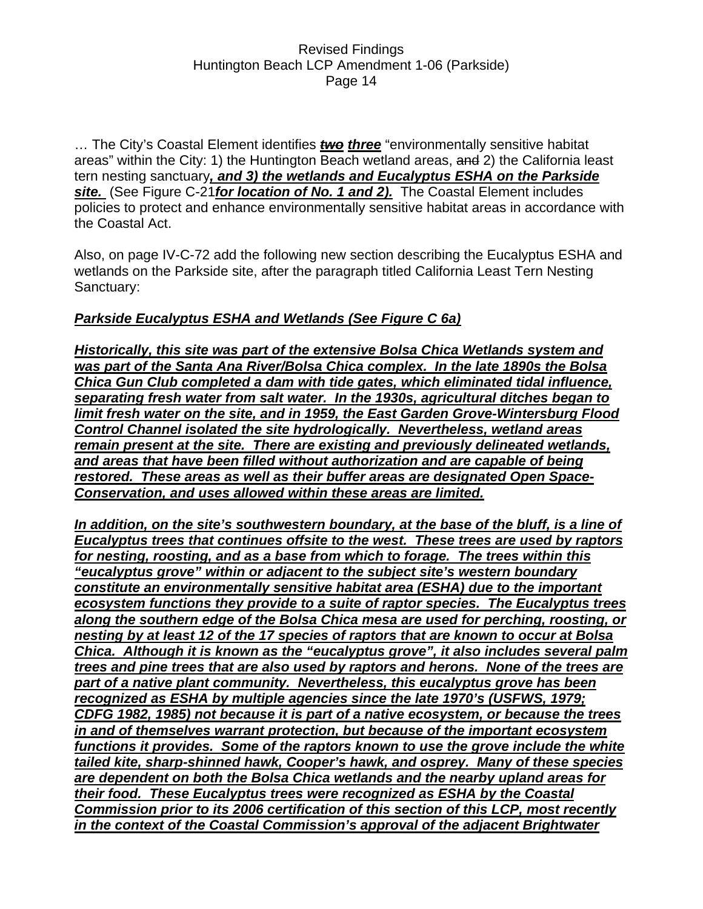… The City's Coastal Element identifies ~~***two***~~ ***three*** "environmentally sensitive habitat areas" within the City: 1) the Huntington Beach wetland areas, ~~and~~ 2) the California least tern nesting sanctuary***, and 3) the wetlands and Eucalyptus ESHA on the Parkside site.*** (See Figure C-21***for location of No. 1 and 2).*** The Coastal Element includes policies to protect and enhance environmentally sensitive habitat areas in accordance with the Coastal Act.

Also, on page IV-C-72 add the following new section describing the Eucalyptus ESHA and wetlands on the Parkside site, after the paragraph titled California Least Tern Nesting Sanctuary:

***Parkside Eucalyptus ESHA and Wetlands (See Figure C 6a)***

***Historically, this site was part of the extensive Bolsa Chica Wetlands system and was part of the Santa Ana River/Bolsa Chica complex. In the late 1890s the Bolsa Chica Gun Club completed a dam with tide gates, which eliminated tidal influence, separating fresh water from salt water. In the 1930s, agricultural ditches began to limit fresh water on the site, and in 1959, the East Garden Grove-Wintersburg Flood Control Channel isolated the site hydrologically. Nevertheless, wetland areas remain present at the site. There are existing and previously delineated wetlands, and areas that have been filled without authorization and are capable of being restored. These areas as well as their buffer areas are designated Open Space-Conservation, and uses allowed within these areas are limited.***

***In addition, on the site's southwestern boundary, at the base of the bluff, is a line of Eucalyptus trees that continues offsite to the west. These trees are used by raptors for nesting, roosting, and as a base from which to forage. The trees within this "eucalyptus grove" within or adjacent to the subject site's western boundary constitute an environmentally sensitive habitat area (ESHA) due to the important ecosystem functions they provide to a suite of raptor species. The Eucalyptus trees along the southern edge of the Bolsa Chica mesa are used for perching, roosting, or nesting by at least 12 of the 17 species of raptors that are known to occur at Bolsa Chica. Although it is known as the "eucalyptus grove", it also includes several palm trees and pine trees that are also used by raptors and herons. None of the trees are part of a native plant community. Nevertheless, this eucalyptus grove has been recognized as ESHA by multiple agencies since the late 1970's (USFWS, 1979; CDFG 1982, 1985) not because it is part of a native ecosystem, or because the trees in and of themselves warrant protection, but because of the important ecosystem functions it provides. Some of the raptors known to use the grove include the white tailed kite, sharp-shinned hawk, Cooper's hawk, and osprey. Many of these species are dependent on both the Bolsa Chica wetlands and the nearby upland areas for their food. These Eucalyptus trees were recognized as ESHA by the Coastal Commission prior to its 2006 certification of this section of this LCP, most recently in the context of the Coastal Commission's approval of the adjacent Brightwater***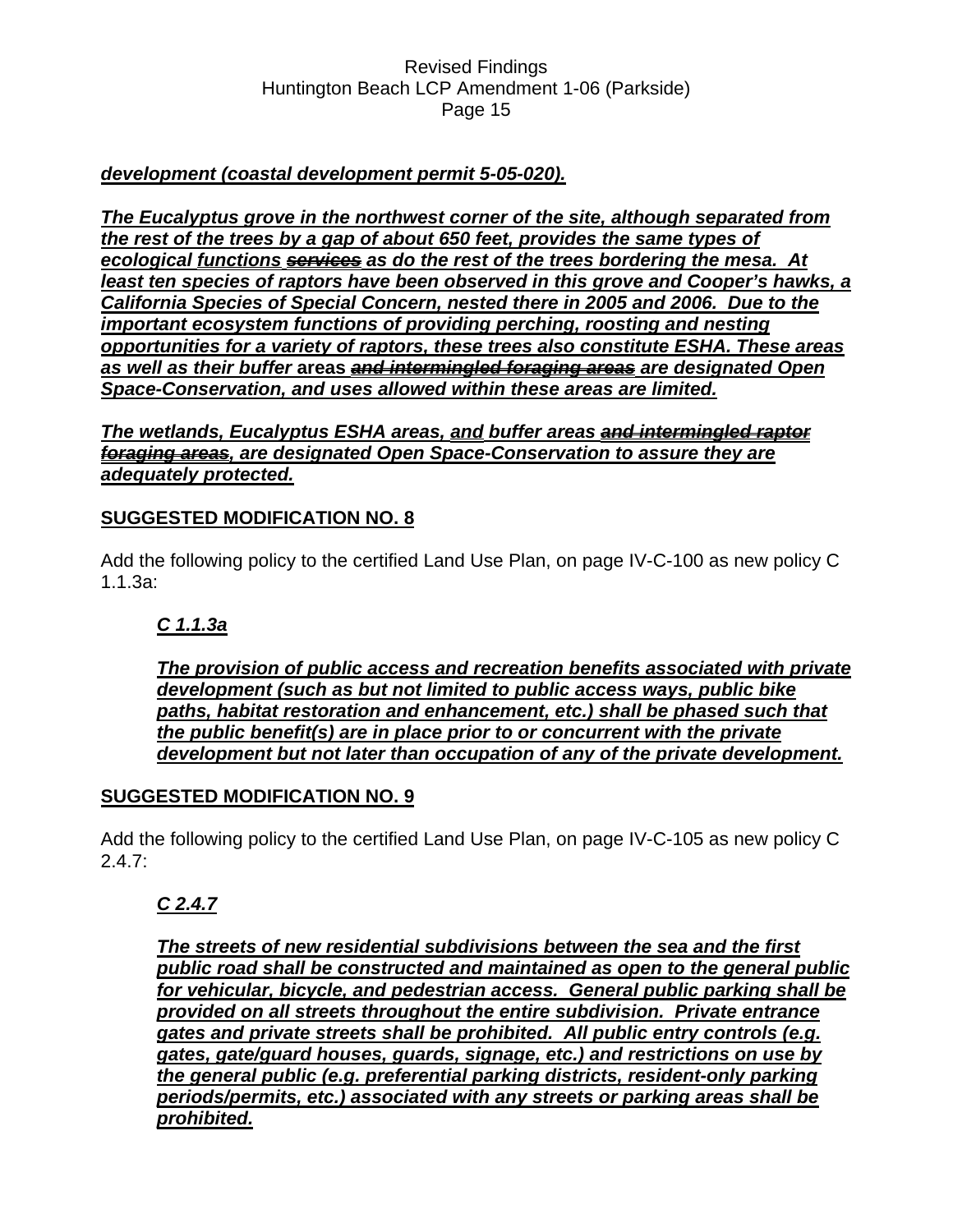***<u>development (coastal development permit 5-05-020).</u>***

***<u>The Eucalyptus grove in the northwest corner of the site, although separated from the rest of the trees by a gap of about 650 feet, provides the same types of ecological functions ~~services~~ as do the rest of the trees bordering the mesa. At least ten species of raptors have been observed in this grove and Cooper's hawks, a California Species of Special Concern, nested there in 2005 and 2006. Due to the important ecosystem functions of providing perching, roosting and nesting opportunities for a variety of raptors, these trees also constitute ESHA. These areas as well as their buffer</u>*** **areas** ***~~and intermingled foraging areas~~ <u>are designated Open Space-Conservation, and uses allowed within these areas are limited.</u>***

***<u>The wetlands, Eucalyptus ESHA areas, and buffer areas ~~and intermingled raptor foraging areas~~, are designated Open Space-Conservation to assure they are adequately protected.</u>***

## <u>SUGGESTED MODIFICATION NO. 8</u>

Add the following policy to the certified Land Use Plan, on page IV-C-100 as new policy C 1.1.3a:

***<u>C 1.1.3a</u>***

***<u>The provision of public access and recreation benefits associated with private development (such as but not limited to public access ways, public bike paths, habitat restoration and enhancement, etc.) shall be phased such that the public benefit(s) are in place prior to or concurrent with the private development but not later than occupation of any of the private development.</u>***

## <u>SUGGESTED MODIFICATION NO. 9</u>

Add the following policy to the certified Land Use Plan, on page IV-C-105 as new policy C 2.4.7:

***<u>C 2.4.7</u>***

***<u>The streets of new residential subdivisions between the sea and the first public road shall be constructed and maintained as open to the general public for vehicular, bicycle, and pedestrian access. General public parking shall be provided on all streets throughout the entire subdivision. Private entrance gates and private streets shall be prohibited. All public entry controls (e.g. gates, gate/guard houses, guards, signage, etc.) and restrictions on use by the general public (e.g. preferential parking districts, resident-only parking periods/permits, etc.) associated with any streets or parking areas shall be prohibited.</u>***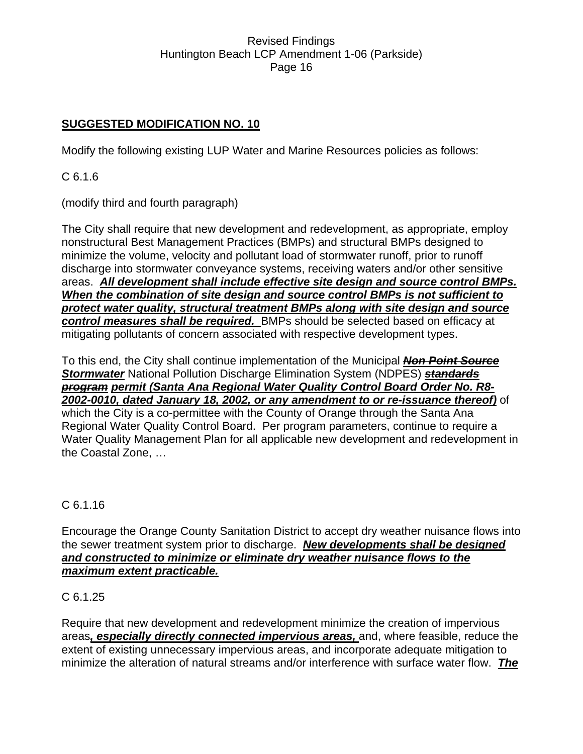## SUGGESTED MODIFICATION NO. 10

Modify the following existing LUP Water and Marine Resources policies as follows:

C 6.1.6

(modify third and fourth paragraph)

The City shall require that new development and redevelopment, as appropriate, employ nonstructural Best Management Practices (BMPs) and structural BMPs designed to minimize the volume, velocity and pollutant load of stormwater runoff, prior to runoff discharge into stormwater conveyance systems, receiving waters and/or other sensitive areas. ***All development shall include effective site design and source control BMPs. When the combination of site design and source control BMPs is not sufficient to protect water quality, structural treatment BMPs along with site design and source control measures shall be required.*** BMPs should be selected based on efficacy at mitigating pollutants of concern associated with respective development types.

To this end, the City shall continue implementation of the Municipal ~~***Non Point Source***~~ ***Stormwater*** National Pollution Discharge Elimination System (NDPES) ~~***standards program***~~ ***permit (Santa Ana Regional Water Quality Control Board Order No. R8-2002-0010, dated January 18, 2002, or any amendment to or re-issuance thereof)*** of which the City is a co-permittee with the County of Orange through the Santa Ana Regional Water Quality Control Board. Per program parameters, continue to require a Water Quality Management Plan for all applicable new development and redevelopment in the Coastal Zone, …

C 6.1.16

Encourage the Orange County Sanitation District to accept dry weather nuisance flows into the sewer treatment system prior to discharge. ***New developments shall be designed and constructed to minimize or eliminate dry weather nuisance flows to the maximum extent practicable.***

C 6.1.25

Require that new development and redevelopment minimize the creation of impervious areas***, especially directly connected impervious areas,*** and, where feasible, reduce the extent of existing unnecessary impervious areas, and incorporate adequate mitigation to minimize the alteration of natural streams and/or interference with surface water flow. ***The***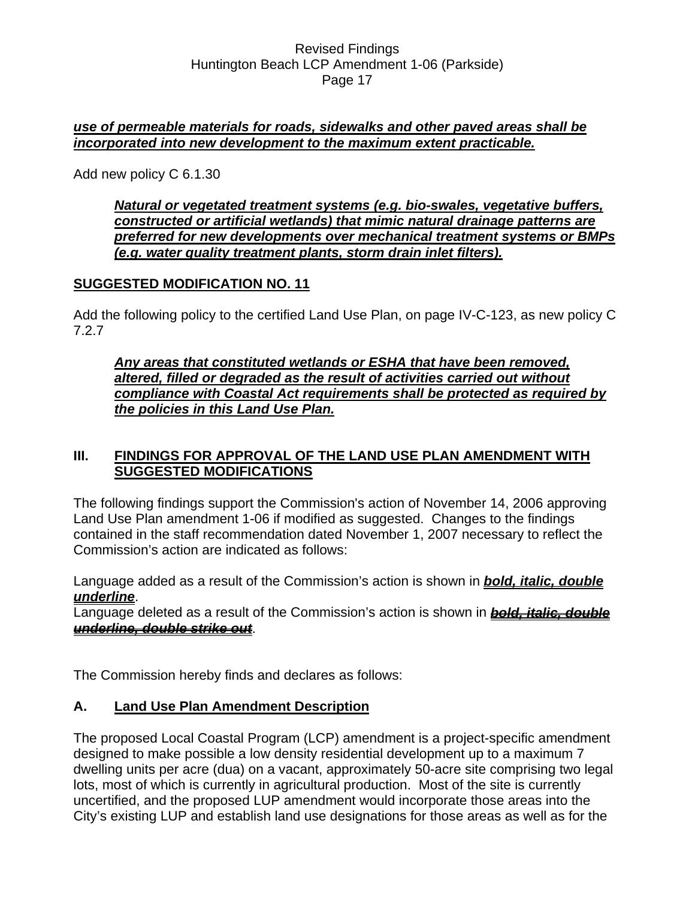***use of permeable materials for roads, sidewalks and other paved areas shall be incorporated into new development to the maximum extent practicable.***

Add new policy C 6.1.30

> ***Natural or vegetated treatment systems (e.g. bio-swales, vegetative buffers, constructed or artificial wetlands) that mimic natural drainage patterns are preferred for new developments over mechanical treatment systems or BMPs (e.g. water quality treatment plants, storm drain inlet filters).***

**SUGGESTED MODIFICATION NO. 11**

Add the following policy to the certified Land Use Plan, on page IV-C-123, as new policy C 7.2.7

> ***Any areas that constituted wetlands or ESHA that have been removed, altered, filled or degraded as the result of activities carried out without compliance with Coastal Act requirements shall be protected as required by the policies in this Land Use Plan.***

## III. FINDINGS FOR APPROVAL OF THE LAND USE PLAN AMENDMENT WITH SUGGESTED MODIFICATIONS

The following findings support the Commission's action of November 14, 2006 approving Land Use Plan amendment 1-06 if modified as suggested. Changes to the findings contained in the staff recommendation dated November 1, 2007 necessary to reflect the Commission's action are indicated as follows:

Language added as a result of the Commission's action is shown in ***bold, italic, double underline***.
Language deleted as a result of the Commission's action is shown in ~~***bold, italic, double underline, double strike out***~~.

The Commission hereby finds and declares as follows:

### A. Land Use Plan Amendment Description

The proposed Local Coastal Program (LCP) amendment is a project-specific amendment designed to make possible a low density residential development up to a maximum 7 dwelling units per acre (dua) on a vacant, approximately 50-acre site comprising two legal lots, most of which is currently in agricultural production. Most of the site is currently uncertified, and the proposed LUP amendment would incorporate those areas into the City's existing LUP and establish land use designations for those areas as well as for the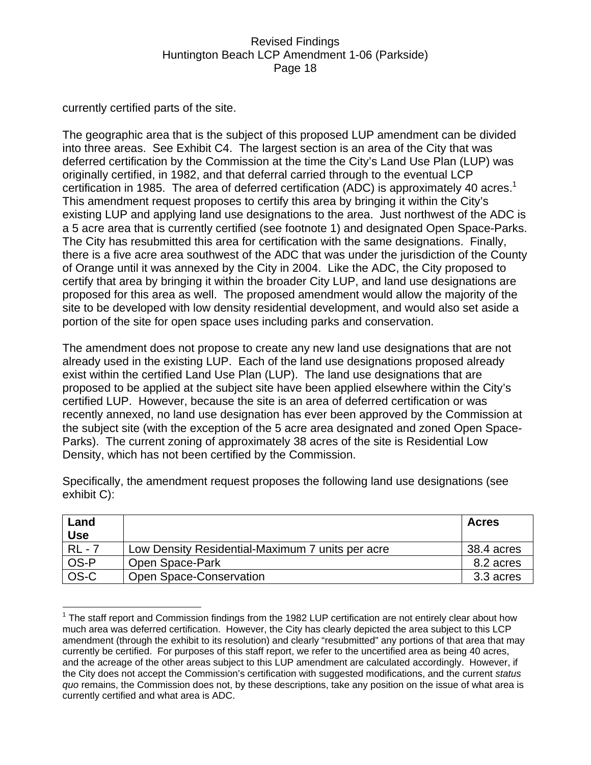currently certified parts of the site.

The geographic area that is the subject of this proposed LUP amendment can be divided into three areas. See Exhibit C4. The largest section is an area of the City that was deferred certification by the Commission at the time the City's Land Use Plan (LUP) was originally certified, in 1982, and that deferral carried through to the eventual LCP certification in 1985. The area of deferred certification (ADC) is approximately 40 acres.[1] This amendment request proposes to certify this area by bringing it within the City's existing LUP and applying land use designations to the area. Just northwest of the ADC is a 5 acre area that is currently certified (see footnote 1) and designated Open Space-Parks. The City has resubmitted this area for certification with the same designations. Finally, there is a five acre area southwest of the ADC that was under the jurisdiction of the County of Orange until it was annexed by the City in 2004. Like the ADC, the City proposed to certify that area by bringing it within the broader City LUP, and land use designations are proposed for this area as well. The proposed amendment would allow the majority of the site to be developed with low density residential development, and would also set aside a portion of the site for open space uses including parks and conservation.

The amendment does not propose to create any new land use designations that are not already used in the existing LUP. Each of the land use designations proposed already exist within the certified Land Use Plan (LUP). The land use designations that are proposed to be applied at the subject site have been applied elsewhere within the City's certified LUP. However, because the site is an area of deferred certification or was recently annexed, no land use designation has ever been approved by the Commission at the subject site (with the exception of the 5 acre area designated and zoned Open Space-Parks). The current zoning of approximately 38 acres of the site is Residential Low Density, which has not been certified by the Commission.

Specifically, the amendment request proposes the following land use designations (see exhibit C):

| Land Use | | Acres |
|---|---|---|
| RL - 7 | Low Density Residential-Maximum 7 units per acre | 38.4 acres |
| OS-P | Open Space-Park | 8.2 acres |
| OS-C | Open Space-Conservation | 3.3 acres |

[1] The staff report and Commission findings from the 1982 LUP certification are not entirely clear about how much area was deferred certification. However, the City has clearly depicted the area subject to this LCP amendment (through the exhibit to its resolution) and clearly "resubmitted" any portions of that area that may currently be certified. For purposes of this staff report, we refer to the uncertified area as being 40 acres, and the acreage of the other areas subject to this LUP amendment are calculated accordingly. However, if the City does not accept the Commission's certification with suggested modifications, and the current *status quo* remains, the Commission does not, by these descriptions, take any position on the issue of what area is currently certified and what area is ADC.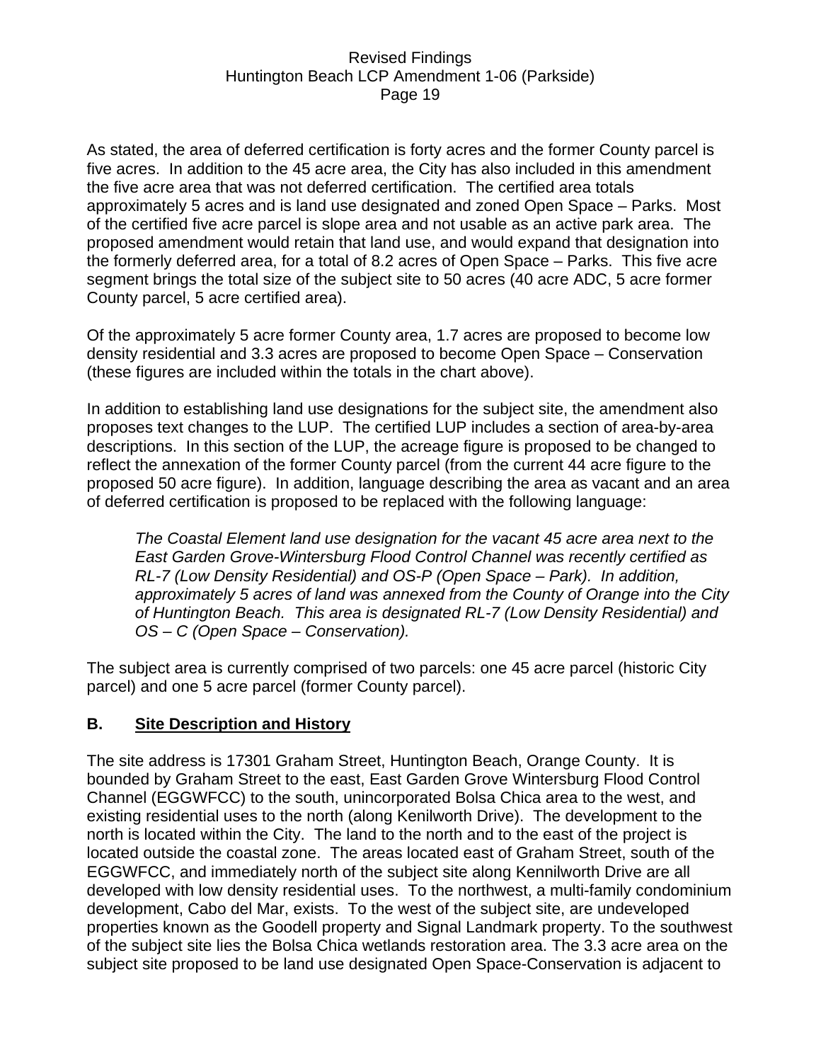As stated, the area of deferred certification is forty acres and the former County parcel is five acres. In addition to the 45 acre area, the City has also included in this amendment the five acre area that was not deferred certification. The certified area totals approximately 5 acres and is land use designated and zoned Open Space – Parks. Most of the certified five acre parcel is slope area and not usable as an active park area. The proposed amendment would retain that land use, and would expand that designation into the formerly deferred area, for a total of 8.2 acres of Open Space – Parks. This five acre segment brings the total size of the subject site to 50 acres (40 acre ADC, 5 acre former County parcel, 5 acre certified area).

Of the approximately 5 acre former County area, 1.7 acres are proposed to become low density residential and 3.3 acres are proposed to become Open Space – Conservation (these figures are included within the totals in the chart above).

In addition to establishing land use designations for the subject site, the amendment also proposes text changes to the LUP. The certified LUP includes a section of area-by-area descriptions. In this section of the LUP, the acreage figure is proposed to be changed to reflect the annexation of the former County parcel (from the current 44 acre figure to the proposed 50 acre figure). In addition, language describing the area as vacant and an area of deferred certification is proposed to be replaced with the following language:

> *The Coastal Element land use designation for the vacant 45 acre area next to the East Garden Grove-Wintersburg Flood Control Channel was recently certified as RL-7 (Low Density Residential) and OS-P (Open Space – Park). In addition, approximately 5 acres of land was annexed from the County of Orange into the City of Huntington Beach. This area is designated RL-7 (Low Density Residential) and OS – C (Open Space – Conservation).*

The subject area is currently comprised of two parcels: one 45 acre parcel (historic City parcel) and one 5 acre parcel (former County parcel).

## B. <u>Site Description and History</u>

The site address is 17301 Graham Street, Huntington Beach, Orange County. It is bounded by Graham Street to the east, East Garden Grove Wintersburg Flood Control Channel (EGGWFCC) to the south, unincorporated Bolsa Chica area to the west, and existing residential uses to the north (along Kenilworth Drive). The development to the north is located within the City. The land to the north and to the east of the project is located outside the coastal zone. The areas located east of Graham Street, south of the EGGWFCC, and immediately north of the subject site along Kennilworth Drive are all developed with low density residential uses. To the northwest, a multi-family condominium development, Cabo del Mar, exists. To the west of the subject site, are undeveloped properties known as the Goodell property and Signal Landmark property. To the southwest of the subject site lies the Bolsa Chica wetlands restoration area. The 3.3 acre area on the subject site proposed to be land use designated Open Space-Conservation is adjacent to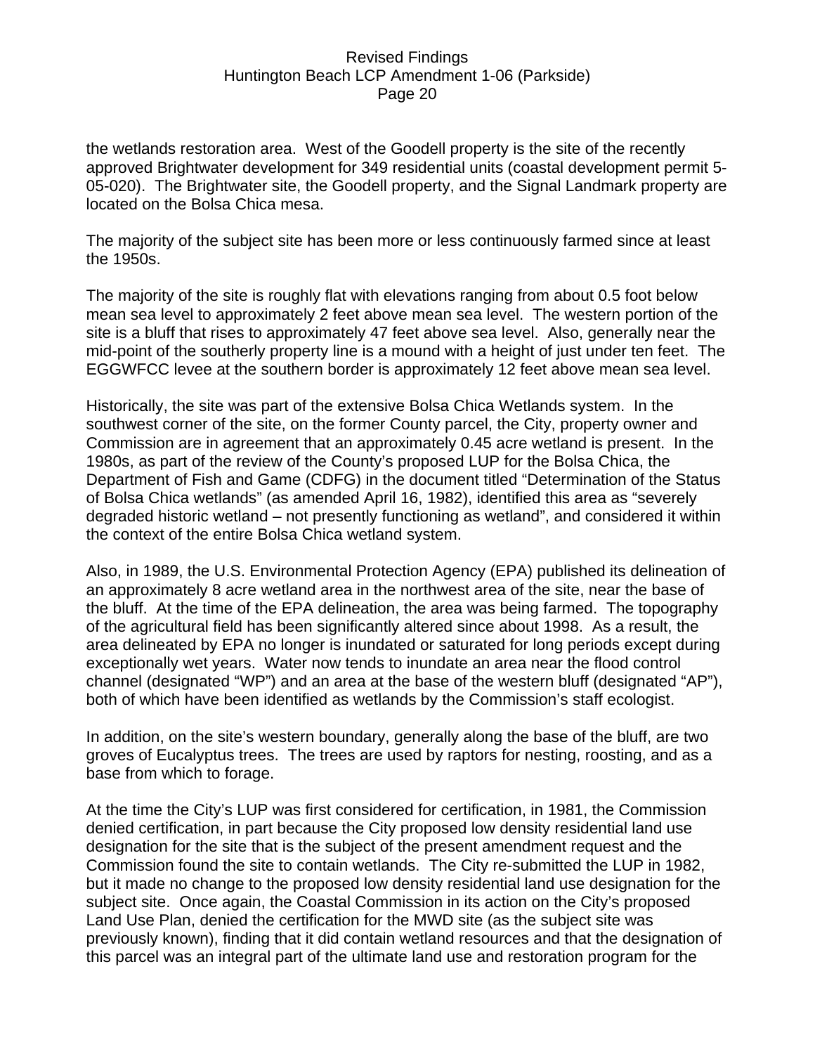the wetlands restoration area. West of the Goodell property is the site of the recently approved Brightwater development for 349 residential units (coastal development permit 5-05-020). The Brightwater site, the Goodell property, and the Signal Landmark property are located on the Bolsa Chica mesa.

The majority of the subject site has been more or less continuously farmed since at least the 1950s.

The majority of the site is roughly flat with elevations ranging from about 0.5 foot below mean sea level to approximately 2 feet above mean sea level. The western portion of the site is a bluff that rises to approximately 47 feet above sea level. Also, generally near the mid-point of the southerly property line is a mound with a height of just under ten feet. The EGGWFCC levee at the southern border is approximately 12 feet above mean sea level.

Historically, the site was part of the extensive Bolsa Chica Wetlands system. In the southwest corner of the site, on the former County parcel, the City, property owner and Commission are in agreement that an approximately 0.45 acre wetland is present. In the 1980s, as part of the review of the County's proposed LUP for the Bolsa Chica, the Department of Fish and Game (CDFG) in the document titled "Determination of the Status of Bolsa Chica wetlands" (as amended April 16, 1982), identified this area as "severely degraded historic wetland – not presently functioning as wetland", and considered it within the context of the entire Bolsa Chica wetland system.

Also, in 1989, the U.S. Environmental Protection Agency (EPA) published its delineation of an approximately 8 acre wetland area in the northwest area of the site, near the base of the bluff. At the time of the EPA delineation, the area was being farmed. The topography of the agricultural field has been significantly altered since about 1998. As a result, the area delineated by EPA no longer is inundated or saturated for long periods except during exceptionally wet years. Water now tends to inundate an area near the flood control channel (designated "WP") and an area at the base of the western bluff (designated "AP"), both of which have been identified as wetlands by the Commission's staff ecologist.

In addition, on the site's western boundary, generally along the base of the bluff, are two groves of Eucalyptus trees. The trees are used by raptors for nesting, roosting, and as a base from which to forage.

At the time the City's LUP was first considered for certification, in 1981, the Commission denied certification, in part because the City proposed low density residential land use designation for the site that is the subject of the present amendment request and the Commission found the site to contain wetlands. The City re-submitted the LUP in 1982, but it made no change to the proposed low density residential land use designation for the subject site. Once again, the Coastal Commission in its action on the City's proposed Land Use Plan, denied the certification for the MWD site (as the subject site was previously known), finding that it did contain wetland resources and that the designation of this parcel was an integral part of the ultimate land use and restoration program for the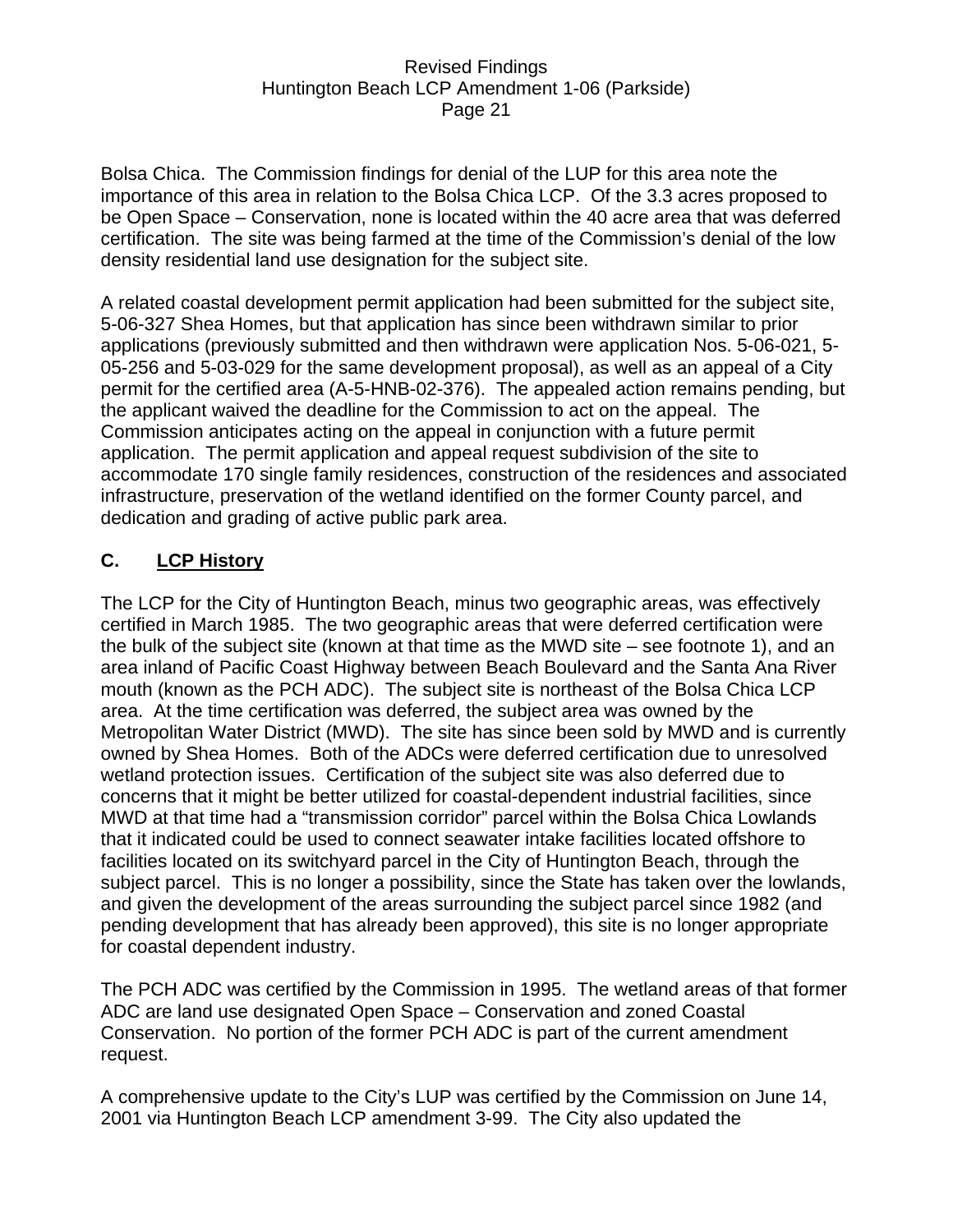Bolsa Chica. The Commission findings for denial of the LUP for this area note the importance of this area in relation to the Bolsa Chica LCP. Of the 3.3 acres proposed to be Open Space – Conservation, none is located within the 40 acre area that was deferred certification. The site was being farmed at the time of the Commission's denial of the low density residential land use designation for the subject site.

A related coastal development permit application had been submitted for the subject site, 5-06-327 Shea Homes, but that application has since been withdrawn similar to prior applications (previously submitted and then withdrawn were application Nos. 5-06-021, 5-05-256 and 5-03-029 for the same development proposal), as well as an appeal of a City permit for the certified area (A-5-HNB-02-376). The appealed action remains pending, but the applicant waived the deadline for the Commission to act on the appeal. The Commission anticipates acting on the appeal in conjunction with a future permit application. The permit application and appeal request subdivision of the site to accommodate 170 single family residences, construction of the residences and associated infrastructure, preservation of the wetland identified on the former County parcel, and dedication and grading of active public park area.

## C. <u>LCP History</u>

The LCP for the City of Huntington Beach, minus two geographic areas, was effectively certified in March 1985. The two geographic areas that were deferred certification were the bulk of the subject site (known at that time as the MWD site – see footnote 1), and an area inland of Pacific Coast Highway between Beach Boulevard and the Santa Ana River mouth (known as the PCH ADC). The subject site is northeast of the Bolsa Chica LCP area. At the time certification was deferred, the subject area was owned by the Metropolitan Water District (MWD). The site has since been sold by MWD and is currently owned by Shea Homes. Both of the ADCs were deferred certification due to unresolved wetland protection issues. Certification of the subject site was also deferred due to concerns that it might be better utilized for coastal-dependent industrial facilities, since MWD at that time had a "transmission corridor" parcel within the Bolsa Chica Lowlands that it indicated could be used to connect seawater intake facilities located offshore to facilities located on its switchyard parcel in the City of Huntington Beach, through the subject parcel. This is no longer a possibility, since the State has taken over the lowlands, and given the development of the areas surrounding the subject parcel since 1982 (and pending development that has already been approved), this site is no longer appropriate for coastal dependent industry.

The PCH ADC was certified by the Commission in 1995. The wetland areas of that former ADC are land use designated Open Space – Conservation and zoned Coastal Conservation. No portion of the former PCH ADC is part of the current amendment request.

A comprehensive update to the City's LUP was certified by the Commission on June 14, 2001 via Huntington Beach LCP amendment 3-99. The City also updated the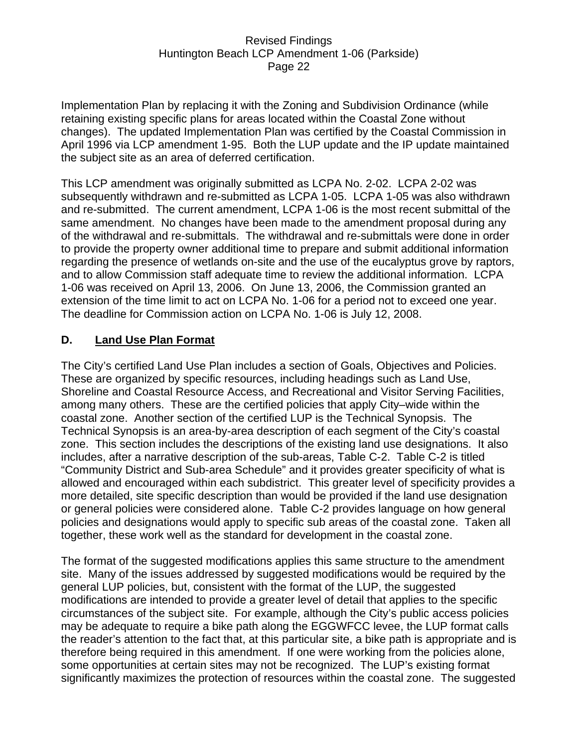Implementation Plan by replacing it with the Zoning and Subdivision Ordinance (while retaining existing specific plans for areas located within the Coastal Zone without changes). The updated Implementation Plan was certified by the Coastal Commission in April 1996 via LCP amendment 1-95. Both the LUP update and the IP update maintained the subject site as an area of deferred certification.

This LCP amendment was originally submitted as LCPA No. 2-02. LCPA 2-02 was subsequently withdrawn and re-submitted as LCPA 1-05. LCPA 1-05 was also withdrawn and re-submitted. The current amendment, LCPA 1-06 is the most recent submittal of the same amendment. No changes have been made to the amendment proposal during any of the withdrawal and re-submittals. The withdrawal and re-submittals were done in order to provide the property owner additional time to prepare and submit additional information regarding the presence of wetlands on-site and the use of the eucalyptus grove by raptors, and to allow Commission staff adequate time to review the additional information. LCPA 1-06 was received on April 13, 2006. On June 13, 2006, the Commission granted an extension of the time limit to act on LCPA No. 1-06 for a period not to exceed one year. The deadline for Commission action on LCPA No. 1-06 is July 12, 2008.

## D. Land Use Plan Format

The City's certified Land Use Plan includes a section of Goals, Objectives and Policies. These are organized by specific resources, including headings such as Land Use, Shoreline and Coastal Resource Access, and Recreational and Visitor Serving Facilities, among many others. These are the certified policies that apply City–wide within the coastal zone. Another section of the certified LUP is the Technical Synopsis. The Technical Synopsis is an area-by-area description of each segment of the City's coastal zone. This section includes the descriptions of the existing land use designations. It also includes, after a narrative description of the sub-areas, Table C-2. Table C-2 is titled "Community District and Sub-area Schedule" and it provides greater specificity of what is allowed and encouraged within each subdistrict. This greater level of specificity provides a more detailed, site specific description than would be provided if the land use designation or general policies were considered alone. Table C-2 provides language on how general policies and designations would apply to specific sub areas of the coastal zone. Taken all together, these work well as the standard for development in the coastal zone.

The format of the suggested modifications applies this same structure to the amendment site. Many of the issues addressed by suggested modifications would be required by the general LUP policies, but, consistent with the format of the LUP, the suggested modifications are intended to provide a greater level of detail that applies to the specific circumstances of the subject site. For example, although the City's public access policies may be adequate to require a bike path along the EGGWFCC levee, the LUP format calls the reader's attention to the fact that, at this particular site, a bike path is appropriate and is therefore being required in this amendment. If one were working from the policies alone, some opportunities at certain sites may not be recognized. The LUP's existing format significantly maximizes the protection of resources within the coastal zone. The suggested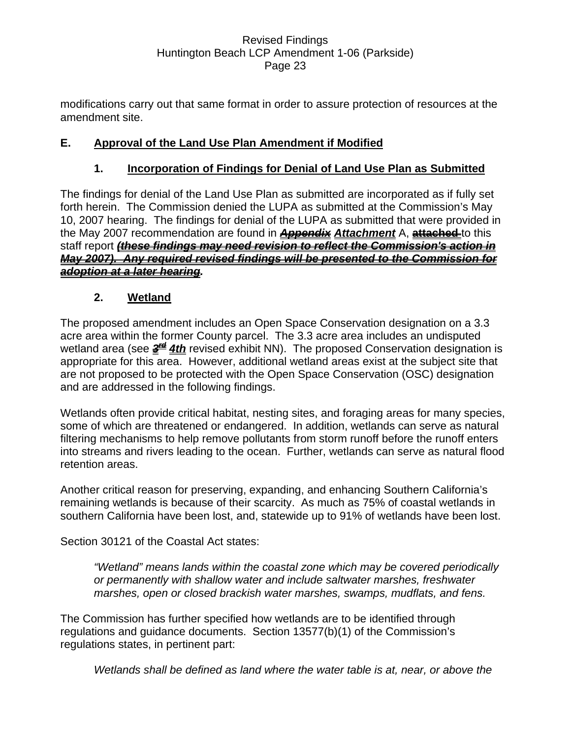modifications carry out that same format in order to assure protection of resources at the amendment site.

## E. Approval of the Land Use Plan Amendment if Modified

### 1. Incorporation of Findings for Denial of Land Use Plan as Submitted

The findings for denial of the Land Use Plan as submitted are incorporated as if fully set forth herein. The Commission denied the LUPA as submitted at the Commission's May 10, 2007 hearing. The findings for denial of the LUPA as submitted that were provided in the May 2007 recommendation are found in ~~***Appendix***~~ ***Attachment*** A, ~~**attached**~~ to this staff report ~~***(these findings may need revision to reflect the Commission's action in May 2007). Any required revised findings will be presented to the Commission for adoption at a later hearing***~~.

### 2. Wetland

The proposed amendment includes an Open Space Conservation designation on a 3.3 acre area within the former County parcel. The 3.3 acre area includes an undisputed wetland area (see ~~***3rd***~~ ***4th*** revised exhibit NN). The proposed Conservation designation is appropriate for this area. However, additional wetland areas exist at the subject site that are not proposed to be protected with the Open Space Conservation (OSC) designation and are addressed in the following findings.

Wetlands often provide critical habitat, nesting sites, and foraging areas for many species, some of which are threatened or endangered. In addition, wetlands can serve as natural filtering mechanisms to help remove pollutants from storm runoff before the runoff enters into streams and rivers leading to the ocean. Further, wetlands can serve as natural flood retention areas.

Another critical reason for preserving, expanding, and enhancing Southern California's remaining wetlands is because of their scarcity. As much as 75% of coastal wetlands in southern California have been lost, and, statewide up to 91% of wetlands have been lost.

Section 30121 of the Coastal Act states:

> *"Wetland" means lands within the coastal zone which may be covered periodically or permanently with shallow water and include saltwater marshes, freshwater marshes, open or closed brackish water marshes, swamps, mudflats, and fens.*

The Commission has further specified how wetlands are to be identified through regulations and guidance documents. Section 13577(b)(1) of the Commission's regulations states, in pertinent part:

> *Wetlands shall be defined as land where the water table is at, near, or above the*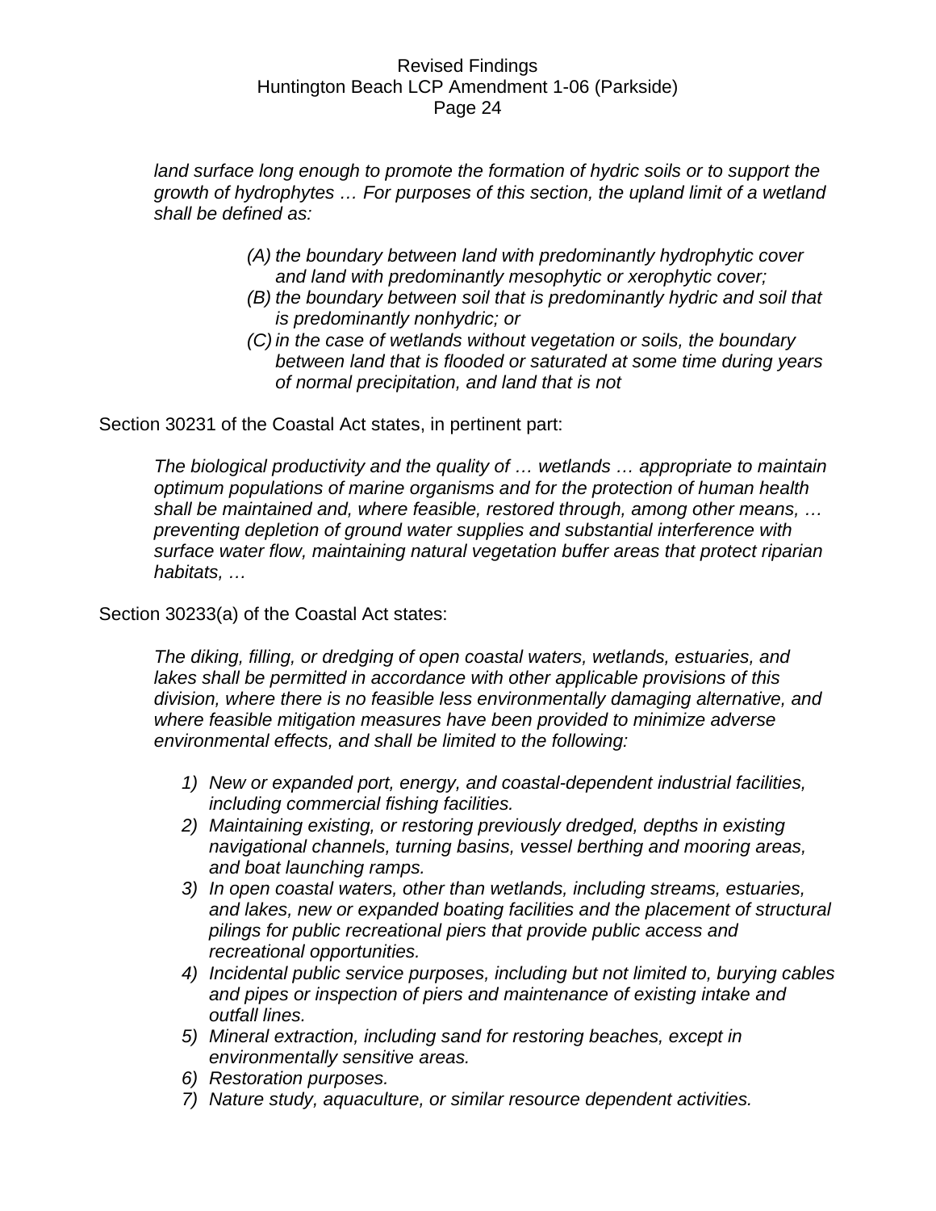*land surface long enough to promote the formation of hydric soils or to support the growth of hydrophytes … For purposes of this section, the upland limit of a wetland shall be defined as:*

> *(A) the boundary between land with predominantly hydrophytic cover and land with predominantly mesophytic or xerophytic cover;*
> *(B) the boundary between soil that is predominantly hydric and soil that is predominantly nonhydric; or*
> *(C) in the case of wetlands without vegetation or soils, the boundary between land that is flooded or saturated at some time during years of normal precipitation, and land that is not*

Section 30231 of the Coastal Act states, in pertinent part:

*The biological productivity and the quality of … wetlands … appropriate to maintain optimum populations of marine organisms and for the protection of human health shall be maintained and, where feasible, restored through, among other means, … preventing depletion of ground water supplies and substantial interference with surface water flow, maintaining natural vegetation buffer areas that protect riparian habitats, …*

Section 30233(a) of the Coastal Act states:

*The diking, filling, or dredging of open coastal waters, wetlands, estuaries, and lakes shall be permitted in accordance with other applicable provisions of this division, where there is no feasible less environmentally damaging alternative, and where feasible mitigation measures have been provided to minimize adverse environmental effects, and shall be limited to the following:*

1) *New or expanded port, energy, and coastal-dependent industrial facilities, including commercial fishing facilities.*
2) *Maintaining existing, or restoring previously dredged, depths in existing navigational channels, turning basins, vessel berthing and mooring areas, and boat launching ramps.*
3) *In open coastal waters, other than wetlands, including streams, estuaries, and lakes, new or expanded boating facilities and the placement of structural pilings for public recreational piers that provide public access and recreational opportunities.*
4) *Incidental public service purposes, including but not limited to, burying cables and pipes or inspection of piers and maintenance of existing intake and outfall lines.*
5) *Mineral extraction, including sand for restoring beaches, except in environmentally sensitive areas.*
6) *Restoration purposes.*
7) *Nature study, aquaculture, or similar resource dependent activities.*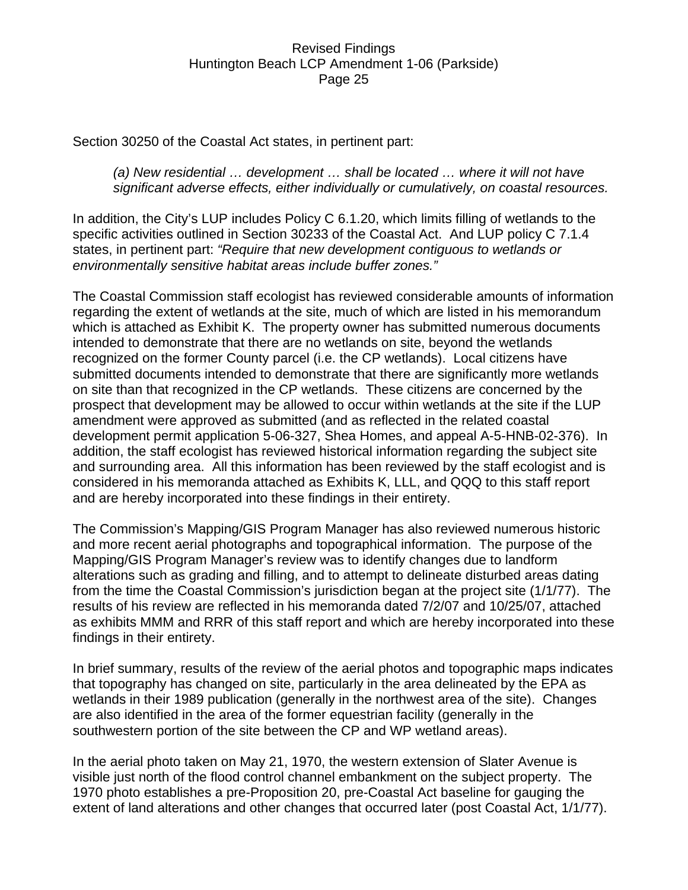Section 30250 of the Coastal Act states, in pertinent part:

> *(a) New residential … development … shall be located … where it will not have significant adverse effects, either individually or cumulatively, on coastal resources.*

In addition, the City's LUP includes Policy C 6.1.20, which limits filling of wetlands to the specific activities outlined in Section 30233 of the Coastal Act. And LUP policy C 7.1.4 states, in pertinent part: *"Require that new development contiguous to wetlands or environmentally sensitive habitat areas include buffer zones."*

The Coastal Commission staff ecologist has reviewed considerable amounts of information regarding the extent of wetlands at the site, much of which are listed in his memorandum which is attached as Exhibit K. The property owner has submitted numerous documents intended to demonstrate that there are no wetlands on site, beyond the wetlands recognized on the former County parcel (i.e. the CP wetlands). Local citizens have submitted documents intended to demonstrate that there are significantly more wetlands on site than that recognized in the CP wetlands. These citizens are concerned by the prospect that development may be allowed to occur within wetlands at the site if the LUP amendment were approved as submitted (and as reflected in the related coastal development permit application 5-06-327, Shea Homes, and appeal A-5-HNB-02-376). In addition, the staff ecologist has reviewed historical information regarding the subject site and surrounding area. All this information has been reviewed by the staff ecologist and is considered in his memoranda attached as Exhibits K, LLL, and QQQ to this staff report and are hereby incorporated into these findings in their entirety.

The Commission's Mapping/GIS Program Manager has also reviewed numerous historic and more recent aerial photographs and topographical information. The purpose of the Mapping/GIS Program Manager's review was to identify changes due to landform alterations such as grading and filling, and to attempt to delineate disturbed areas dating from the time the Coastal Commission's jurisdiction began at the project site (1/1/77). The results of his review are reflected in his memoranda dated 7/2/07 and 10/25/07, attached as exhibits MMM and RRR of this staff report and which are hereby incorporated into these findings in their entirety.

In brief summary, results of the review of the aerial photos and topographic maps indicates that topography has changed on site, particularly in the area delineated by the EPA as wetlands in their 1989 publication (generally in the northwest area of the site). Changes are also identified in the area of the former equestrian facility (generally in the southwestern portion of the site between the CP and WP wetland areas).

In the aerial photo taken on May 21, 1970, the western extension of Slater Avenue is visible just north of the flood control channel embankment on the subject property. The 1970 photo establishes a pre-Proposition 20, pre-Coastal Act baseline for gauging the extent of land alterations and other changes that occurred later (post Coastal Act, 1/1/77).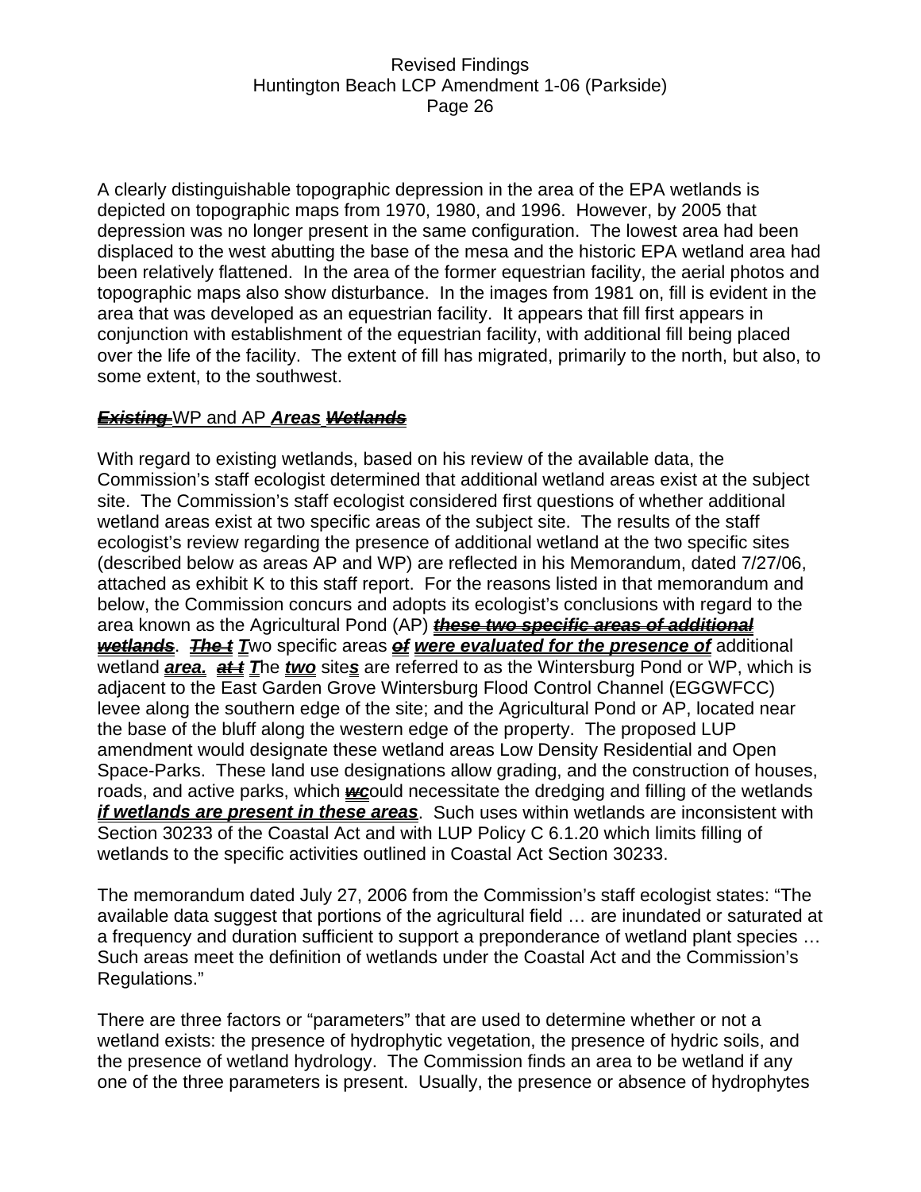A clearly distinguishable topographic depression in the area of the EPA wetlands is depicted on topographic maps from 1970, 1980, and 1996. However, by 2005 that depression was no longer present in the same configuration. The lowest area had been displaced to the west abutting the base of the mesa and the historic EPA wetland area had been relatively flattened. In the area of the former equestrian facility, the aerial photos and topographic maps also show disturbance. In the images from 1981 on, fill is evident in the area that was developed as an equestrian facility. It appears that fill first appears in conjunction with establishment of the equestrian facility, with additional fill being placed over the life of the facility. The extent of fill has migrated, primarily to the north, but also, to some extent, to the southwest.

## ~~***Existing***~~ WP and AP ***Areas*** ~~***Wetlands***~~

With regard to existing wetlands, based on his review of the available data, the Commission's staff ecologist determined that additional wetland areas exist at the subject site. The Commission's staff ecologist considered first questions of whether additional wetland areas exist at two specific areas of the subject site. The results of the staff ecologist's review regarding the presence of additional wetland at the two specific sites (described below as areas AP and WP) are reflected in his Memorandum, dated 7/27/06, attached as exhibit K to this staff report. For the reasons listed in that memorandum and below, the Commission concurs and adopts its ecologist's conclusions with regard to the area known as the Agricultural Pond (AP) ~~***these two specific areas of additional wetlands***~~. ~~***The t***~~ ***T***wo specific areas ~~***of***~~ ***were evaluated for the presence of*** additional wetland ***area.*** ~~***at t***~~ ***T***he ***two*** site***s*** are referred to as the Wintersburg Pond or WP, which is adjacent to the East Garden Grove Wintersburg Flood Control Channel (EGGWFCC) levee along the southern edge of the site; and the Agricultural Pond or AP, located near the base of the bluff along the western edge of the property. The proposed LUP amendment would designate these wetland areas Low Density Residential and Open Space-Parks. These land use designations allow grading, and the construction of houses, roads, and active parks, which ~~***w***~~***c***ould necessitate the dredging and filling of the wetlands ***if wetlands are present in these areas***. Such uses within wetlands are inconsistent with Section 30233 of the Coastal Act and with LUP Policy C 6.1.20 which limits filling of wetlands to the specific activities outlined in Coastal Act Section 30233.

The memorandum dated July 27, 2006 from the Commission's staff ecologist states: "The available data suggest that portions of the agricultural field … are inundated or saturated at a frequency and duration sufficient to support a preponderance of wetland plant species … Such areas meet the definition of wetlands under the Coastal Act and the Commission's Regulations."

There are three factors or "parameters" that are used to determine whether or not a wetland exists: the presence of hydrophytic vegetation, the presence of hydric soils, and the presence of wetland hydrology. The Commission finds an area to be wetland if any one of the three parameters is present. Usually, the presence or absence of hydrophytes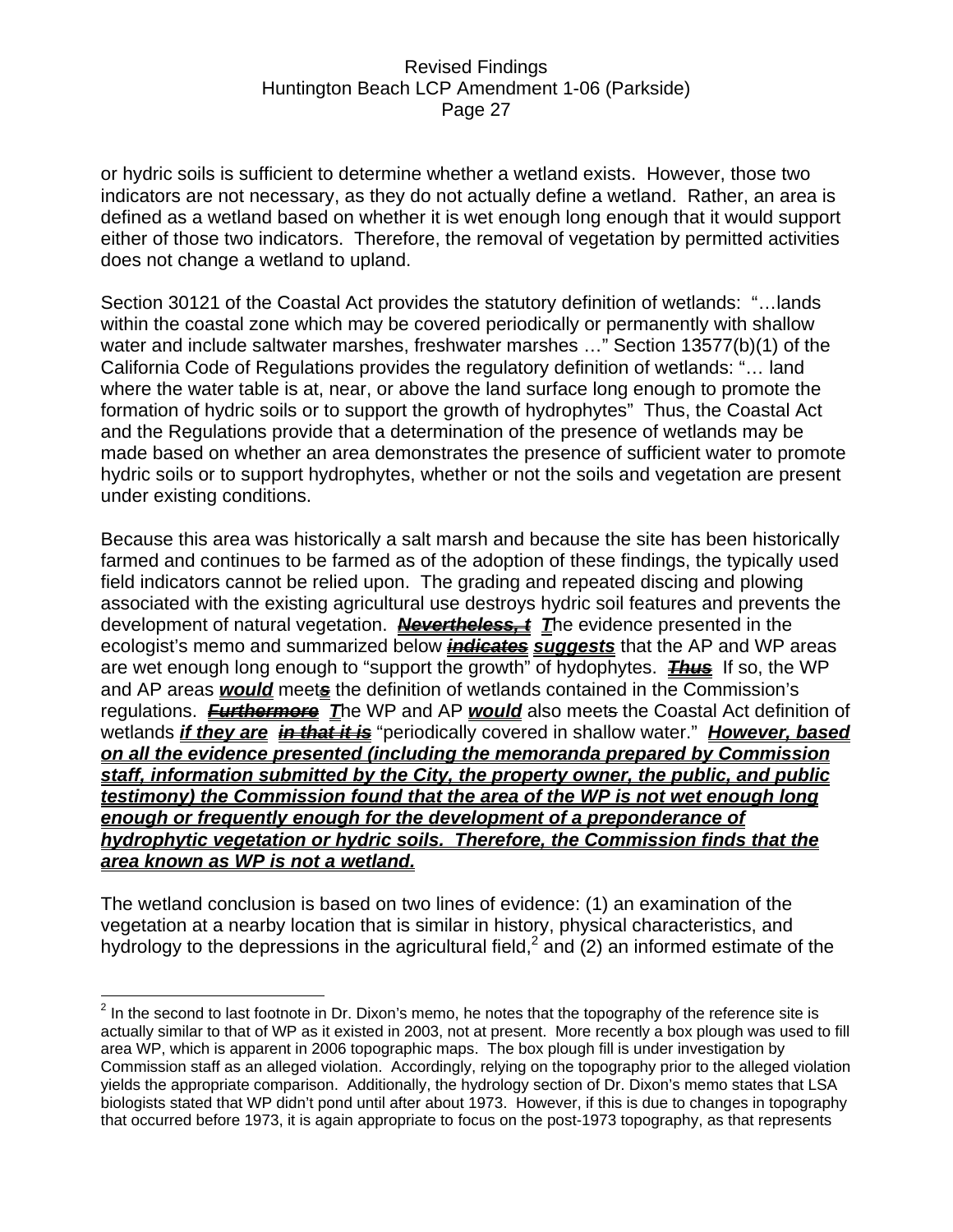or hydric soils is sufficient to determine whether a wetland exists. However, those two indicators are not necessary, as they do not actually define a wetland. Rather, an area is defined as a wetland based on whether it is wet enough long enough that it would support either of those two indicators. Therefore, the removal of vegetation by permitted activities does not change a wetland to upland.

Section 30121 of the Coastal Act provides the statutory definition of wetlands: "…lands within the coastal zone which may be covered periodically or permanently with shallow water and include saltwater marshes, freshwater marshes …" Section 13577(b)(1) of the California Code of Regulations provides the regulatory definition of wetlands: "… land where the water table is at, near, or above the land surface long enough to promote the formation of hydric soils or to support the growth of hydrophytes" Thus, the Coastal Act and the Regulations provide that a determination of the presence of wetlands may be made based on whether an area demonstrates the presence of sufficient water to promote hydric soils or to support hydrophytes, whether or not the soils and vegetation are present under existing conditions.

Because this area was historically a salt marsh and because the site has been historically farmed and continues to be farmed as of the adoption of these findings, the typically used field indicators cannot be relied upon. The grading and repeated discing and plowing associated with the existing agricultural use destroys hydric soil features and prevents the development of natural vegetation. ***~~Nevertheless, t~~*** ***T***he evidence presented in the ecologist's memo and summarized below ***~~indicates~~*** ***suggests*** that the AP and WP areas are wet enough long enough to "support the growth" of hydophytes. ***~~Thus~~*** If so, the WP and AP areas ***would*** meet***~~s~~*** the definition of wetlands contained in the Commission's regulations. ***~~Furthermore~~*** ***T***he WP and AP ***would*** also meet~~s~~ the Coastal Act definition of wetlands ***if they are*** ***~~in that it is~~*** "periodically covered in shallow water." ***However, based on all the evidence presented (including the memoranda prepared by Commission staff, information submitted by the City, the property owner, the public, and public testimony) the Commission found that the area of the WP is not wet enough long enough or frequently enough for the development of a preponderance of hydrophytic vegetation or hydric soils. Therefore, the Commission finds that the area known as WP is not a wetland.***

The wetland conclusion is based on two lines of evidence: (1) an examination of the vegetation at a nearby location that is similar in history, physical characteristics, and hydrology to the depressions in the agricultural field,[2] and (2) an informed estimate of the

---

[2] In the second to last footnote in Dr. Dixon's memo, he notes that the topography of the reference site is actually similar to that of WP as it existed in 2003, not at present. More recently a box plough was used to fill area WP, which is apparent in 2006 topographic maps. The box plough fill is under investigation by Commission staff as an alleged violation. Accordingly, relying on the topography prior to the alleged violation yields the appropriate comparison. Additionally, the hydrology section of Dr. Dixon's memo states that LSA biologists stated that WP didn't pond until after about 1973. However, if this is due to changes in topography that occurred before 1973, it is again appropriate to focus on the post-1973 topography, as that represents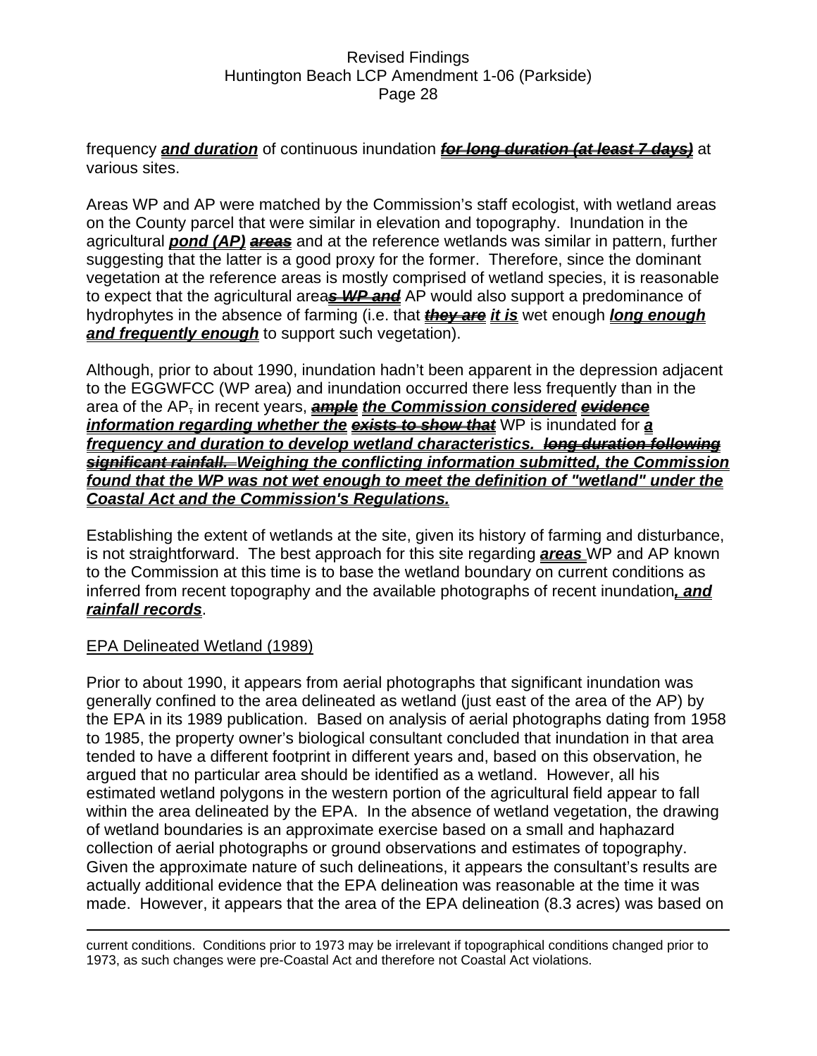frequency ***and duration*** of continuous inundation ~~***for long duration (at least 7 days)***~~ at various sites.

Areas WP and AP were matched by the Commission's staff ecologist, with wetland areas on the County parcel that were similar in elevation and topography. Inundation in the agricultural ***pond (AP)*** ~~***areas***~~ and at the reference wetlands was similar in pattern, further suggesting that the latter is a good proxy for the former. Therefore, since the dominant vegetation at the reference areas is mostly comprised of wetland species, it is reasonable to expect that the agricultural area~~***s WP and***~~ AP would also support a predominance of hydrophytes in the absence of farming (i.e. that ~~***they are***~~ ***it is*** wet enough ***long enough and frequently enough*** to support such vegetation).

Although, prior to about 1990, inundation hadn't been apparent in the depression adjacent to the EGGWFCC (WP area) and inundation occurred there less frequently than in the area of the AP~~,~~ in recent years, ~~***ample***~~ ***the Commission considered*** ~~***evidence***~~ ***information regarding whether the*** ~~***exists to show that***~~ WP is inundated for ***a frequency and duration to develop wetland characteristics.*** ~~***long duration following significant rainfall.***~~ ***Weighing the conflicting information submitted, the Commission found that the WP was not wet enough to meet the definition of "wetland" under the Coastal Act and the Commission's Regulations.***

Establishing the extent of wetlands at the site, given its history of farming and disturbance, is not straightforward. The best approach for this site regarding ***areas*** WP and AP known to the Commission at this time is to base the wetland boundary on current conditions as inferred from recent topography and the available photographs of recent inundation***, and rainfall records***.

EPA Delineated Wetland (1989)

Prior to about 1990, it appears from aerial photographs that significant inundation was generally confined to the area delineated as wetland (just east of the area of the AP) by the EPA in its 1989 publication. Based on analysis of aerial photographs dating from 1958 to 1985, the property owner's biological consultant concluded that inundation in that area tended to have a different footprint in different years and, based on this observation, he argued that no particular area should be identified as a wetland. However, all his estimated wetland polygons in the western portion of the agricultural field appear to fall within the area delineated by the EPA. In the absence of wetland vegetation, the drawing of wetland boundaries is an approximate exercise based on a small and haphazard collection of aerial photographs or ground observations and estimates of topography. Given the approximate nature of such delineations, it appears the consultant's results are actually additional evidence that the EPA delineation was reasonable at the time it was made. However, it appears that the area of the EPA delineation (8.3 acres) was based on

---

current conditions. Conditions prior to 1973 may be irrelevant if topographical conditions changed prior to 1973, as such changes were pre-Coastal Act and therefore not Coastal Act violations.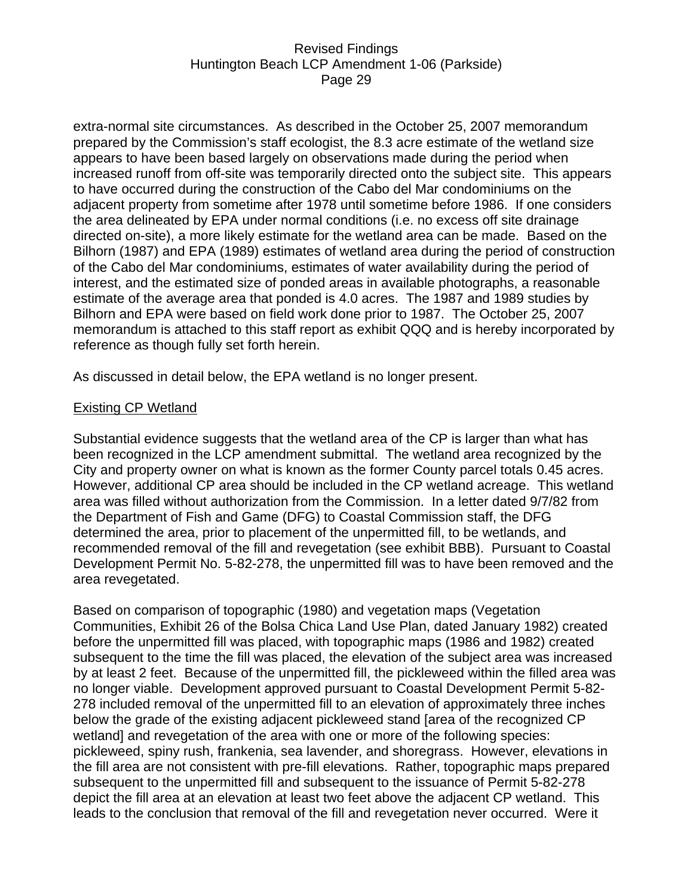extra-normal site circumstances. As described in the October 25, 2007 memorandum prepared by the Commission's staff ecologist, the 8.3 acre estimate of the wetland size appears to have been based largely on observations made during the period when increased runoff from off-site was temporarily directed onto the subject site. This appears to have occurred during the construction of the Cabo del Mar condominiums on the adjacent property from sometime after 1978 until sometime before 1986. If one considers the area delineated by EPA under normal conditions (i.e. no excess off site drainage directed on-site), a more likely estimate for the wetland area can be made. Based on the Bilhorn (1987) and EPA (1989) estimates of wetland area during the period of construction of the Cabo del Mar condominiums, estimates of water availability during the period of interest, and the estimated size of ponded areas in available photographs, a reasonable estimate of the average area that ponded is 4.0 acres. The 1987 and 1989 studies by Bilhorn and EPA were based on field work done prior to 1987. The October 25, 2007 memorandum is attached to this staff report as exhibit QQQ and is hereby incorporated by reference as though fully set forth herein.

As discussed in detail below, the EPA wetland is no longer present.

<u>Existing CP Wetland</u>

Substantial evidence suggests that the wetland area of the CP is larger than what has been recognized in the LCP amendment submittal. The wetland area recognized by the City and property owner on what is known as the former County parcel totals 0.45 acres. However, additional CP area should be included in the CP wetland acreage. This wetland area was filled without authorization from the Commission. In a letter dated 9/7/82 from the Department of Fish and Game (DFG) to Coastal Commission staff, the DFG determined the area, prior to placement of the unpermitted fill, to be wetlands, and recommended removal of the fill and revegetation (see exhibit BBB). Pursuant to Coastal Development Permit No. 5-82-278, the unpermitted fill was to have been removed and the area revegetated.

Based on comparison of topographic (1980) and vegetation maps (Vegetation Communities, Exhibit 26 of the Bolsa Chica Land Use Plan, dated January 1982) created before the unpermitted fill was placed, with topographic maps (1986 and 1982) created subsequent to the time the fill was placed, the elevation of the subject area was increased by at least 2 feet. Because of the unpermitted fill, the pickleweed within the filled area was no longer viable. Development approved pursuant to Coastal Development Permit 5-82-278 included removal of the unpermitted fill to an elevation of approximately three inches below the grade of the existing adjacent pickleweed stand [area of the recognized CP wetland] and revegetation of the area with one or more of the following species: pickleweed, spiny rush, frankenia, sea lavender, and shoregrass. However, elevations in the fill area are not consistent with pre-fill elevations. Rather, topographic maps prepared subsequent to the unpermitted fill and subsequent to the issuance of Permit 5-82-278 depict the fill area at an elevation at least two feet above the adjacent CP wetland. This leads to the conclusion that removal of the fill and revegetation never occurred. Were it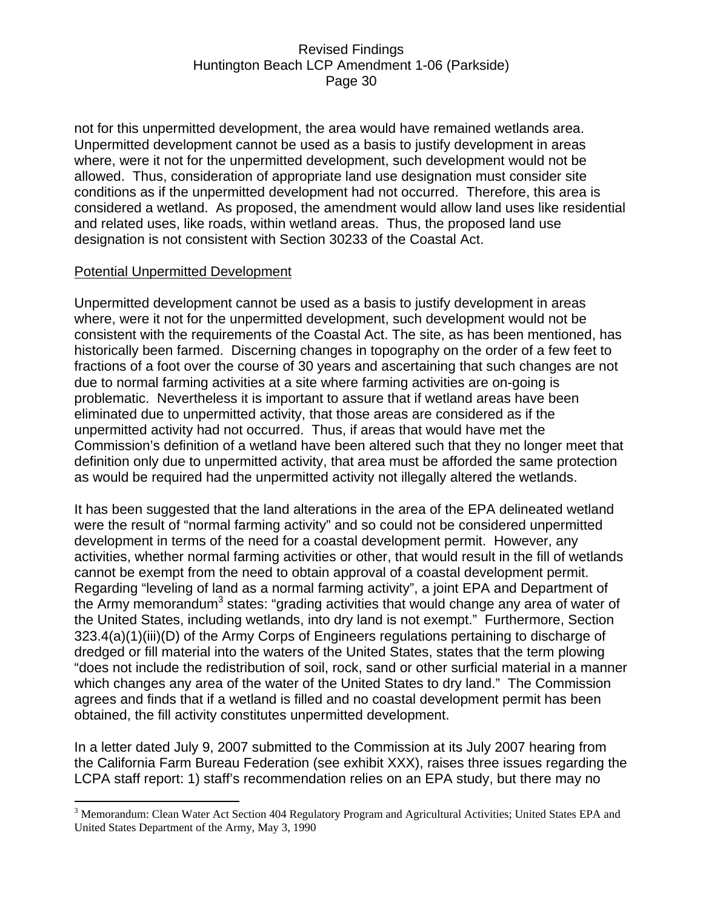not for this unpermitted development, the area would have remained wetlands area. Unpermitted development cannot be used as a basis to justify development in areas where, were it not for the unpermitted development, such development would not be allowed. Thus, consideration of appropriate land use designation must consider site conditions as if the unpermitted development had not occurred. Therefore, this area is considered a wetland. As proposed, the amendment would allow land uses like residential and related uses, like roads, within wetland areas. Thus, the proposed land use designation is not consistent with Section 30233 of the Coastal Act.

<u>Potential Unpermitted Development</u>

Unpermitted development cannot be used as a basis to justify development in areas where, were it not for the unpermitted development, such development would not be consistent with the requirements of the Coastal Act. The site, as has been mentioned, has historically been farmed. Discerning changes in topography on the order of a few feet to fractions of a foot over the course of 30 years and ascertaining that such changes are not due to normal farming activities at a site where farming activities are on-going is problematic. Nevertheless it is important to assure that if wetland areas have been eliminated due to unpermitted activity, that those areas are considered as if the unpermitted activity had not occurred. Thus, if areas that would have met the Commission's definition of a wetland have been altered such that they no longer meet that definition only due to unpermitted activity, that area must be afforded the same protection as would be required had the unpermitted activity not illegally altered the wetlands.

It has been suggested that the land alterations in the area of the EPA delineated wetland were the result of "normal farming activity" and so could not be considered unpermitted development in terms of the need for a coastal development permit. However, any activities, whether normal farming activities or other, that would result in the fill of wetlands cannot be exempt from the need to obtain approval of a coastal development permit. Regarding "leveling of land as a normal farming activity", a joint EPA and Department of the Army memorandum[3] states: "grading activities that would change any area of water of the United States, including wetlands, into dry land is not exempt." Furthermore, Section 323.4(a)(1)(iii)(D) of the Army Corps of Engineers regulations pertaining to discharge of dredged or fill material into the waters of the United States, states that the term plowing "does not include the redistribution of soil, rock, sand or other surficial material in a manner which changes any area of the water of the United States to dry land." The Commission agrees and finds that if a wetland is filled and no coastal development permit has been obtained, the fill activity constitutes unpermitted development.

In a letter dated July 9, 2007 submitted to the Commission at its July 2007 hearing from the California Farm Bureau Federation (see exhibit XXX), raises three issues regarding the LCPA staff report: 1) staff's recommendation relies on an EPA study, but there may no

---

[3] Memorandum: Clean Water Act Section 404 Regulatory Program and Agricultural Activities; United States EPA and United States Department of the Army, May 3, 1990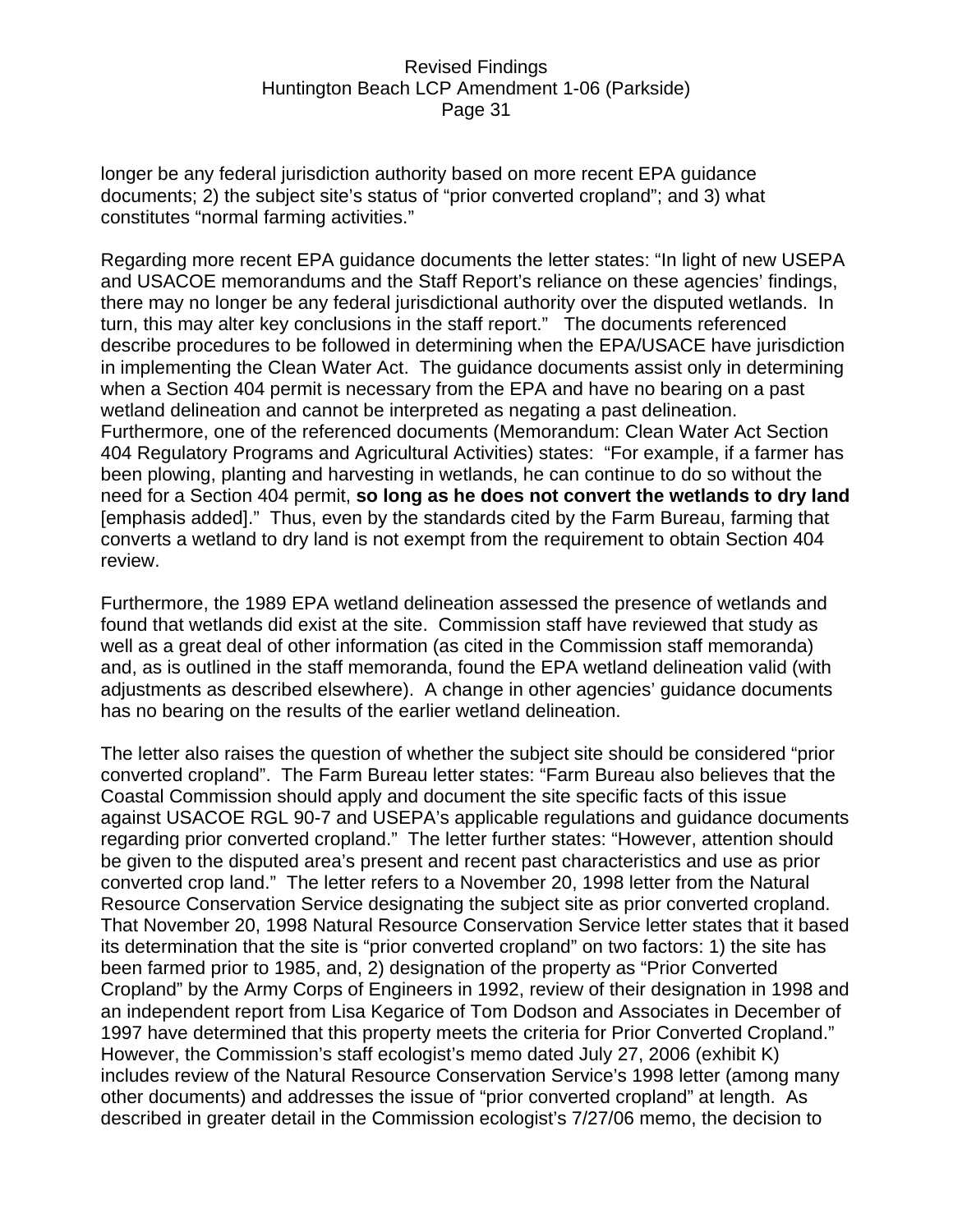longer be any federal jurisdiction authority based on more recent EPA guidance documents; 2) the subject site's status of "prior converted cropland"; and 3) what constitutes "normal farming activities."

Regarding more recent EPA guidance documents the letter states: "In light of new USEPA and USACOE memorandums and the Staff Report's reliance on these agencies' findings, there may no longer be any federal jurisdictional authority over the disputed wetlands. In turn, this may alter key conclusions in the staff report." The documents referenced describe procedures to be followed in determining when the EPA/USACE have jurisdiction in implementing the Clean Water Act. The guidance documents assist only in determining when a Section 404 permit is necessary from the EPA and have no bearing on a past wetland delineation and cannot be interpreted as negating a past delineation. Furthermore, one of the referenced documents (Memorandum: Clean Water Act Section 404 Regulatory Programs and Agricultural Activities) states: "For example, if a farmer has been plowing, planting and harvesting in wetlands, he can continue to do so without the need for a Section 404 permit, **so long as he does not convert the wetlands to dry land** [emphasis added]." Thus, even by the standards cited by the Farm Bureau, farming that converts a wetland to dry land is not exempt from the requirement to obtain Section 404 review.

Furthermore, the 1989 EPA wetland delineation assessed the presence of wetlands and found that wetlands did exist at the site. Commission staff have reviewed that study as well as a great deal of other information (as cited in the Commission staff memoranda) and, as is outlined in the staff memoranda, found the EPA wetland delineation valid (with adjustments as described elsewhere). A change in other agencies' guidance documents has no bearing on the results of the earlier wetland delineation.

The letter also raises the question of whether the subject site should be considered "prior converted cropland". The Farm Bureau letter states: "Farm Bureau also believes that the Coastal Commission should apply and document the site specific facts of this issue against USACOE RGL 90-7 and USEPA's applicable regulations and guidance documents regarding prior converted cropland." The letter further states: "However, attention should be given to the disputed area's present and recent past characteristics and use as prior converted crop land." The letter refers to a November 20, 1998 letter from the Natural Resource Conservation Service designating the subject site as prior converted cropland. That November 20, 1998 Natural Resource Conservation Service letter states that it based its determination that the site is "prior converted cropland" on two factors: 1) the site has been farmed prior to 1985, and, 2) designation of the property as "Prior Converted Cropland" by the Army Corps of Engineers in 1992, review of their designation in 1998 and an independent report from Lisa Kegarice of Tom Dodson and Associates in December of 1997 have determined that this property meets the criteria for Prior Converted Cropland." However, the Commission's staff ecologist's memo dated July 27, 2006 (exhibit K) includes review of the Natural Resource Conservation Service's 1998 letter (among many other documents) and addresses the issue of "prior converted cropland" at length. As described in greater detail in the Commission ecologist's 7/27/06 memo, the decision to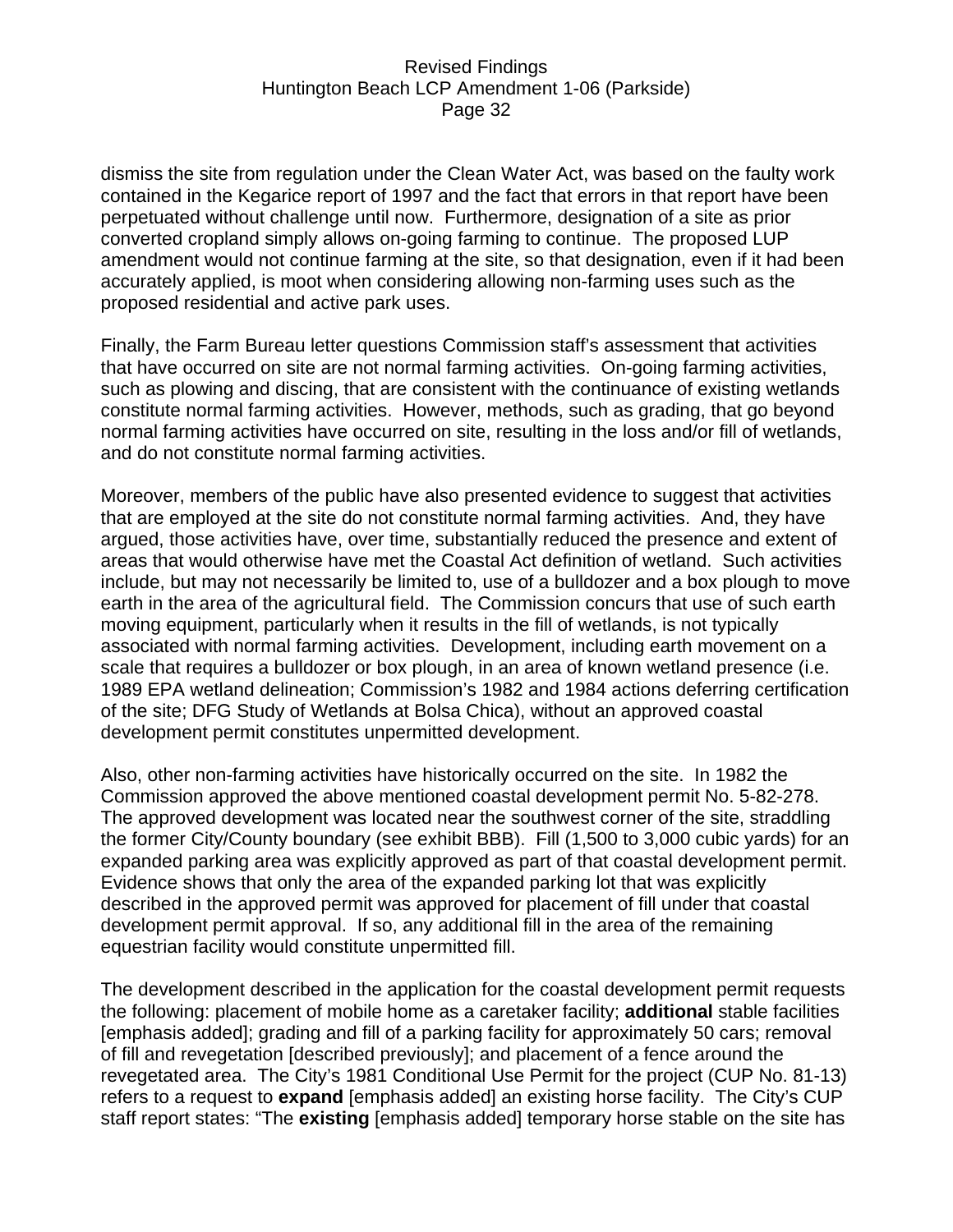dismiss the site from regulation under the Clean Water Act, was based on the faulty work contained in the Kegarice report of 1997 and the fact that errors in that report have been perpetuated without challenge until now. Furthermore, designation of a site as prior converted cropland simply allows on-going farming to continue. The proposed LUP amendment would not continue farming at the site, so that designation, even if it had been accurately applied, is moot when considering allowing non-farming uses such as the proposed residential and active park uses.

Finally, the Farm Bureau letter questions Commission staff's assessment that activities that have occurred on site are not normal farming activities. On-going farming activities, such as plowing and discing, that are consistent with the continuance of existing wetlands constitute normal farming activities. However, methods, such as grading, that go beyond normal farming activities have occurred on site, resulting in the loss and/or fill of wetlands, and do not constitute normal farming activities.

Moreover, members of the public have also presented evidence to suggest that activities that are employed at the site do not constitute normal farming activities. And, they have argued, those activities have, over time, substantially reduced the presence and extent of areas that would otherwise have met the Coastal Act definition of wetland. Such activities include, but may not necessarily be limited to, use of a bulldozer and a box plough to move earth in the area of the agricultural field. The Commission concurs that use of such earth moving equipment, particularly when it results in the fill of wetlands, is not typically associated with normal farming activities. Development, including earth movement on a scale that requires a bulldozer or box plough, in an area of known wetland presence (i.e. 1989 EPA wetland delineation; Commission's 1982 and 1984 actions deferring certification of the site; DFG Study of Wetlands at Bolsa Chica), without an approved coastal development permit constitutes unpermitted development.

Also, other non-farming activities have historically occurred on the site. In 1982 the Commission approved the above mentioned coastal development permit No. 5-82-278. The approved development was located near the southwest corner of the site, straddling the former City/County boundary (see exhibit BBB). Fill (1,500 to 3,000 cubic yards) for an expanded parking area was explicitly approved as part of that coastal development permit. Evidence shows that only the area of the expanded parking lot that was explicitly described in the approved permit was approved for placement of fill under that coastal development permit approval. If so, any additional fill in the area of the remaining equestrian facility would constitute unpermitted fill.

The development described in the application for the coastal development permit requests the following: placement of mobile home as a caretaker facility; **additional** stable facilities [emphasis added]; grading and fill of a parking facility for approximately 50 cars; removal of fill and revegetation [described previously]; and placement of a fence around the revegetated area. The City's 1981 Conditional Use Permit for the project (CUP No. 81-13) refers to a request to **expand** [emphasis added] an existing horse facility. The City's CUP staff report states: "The **existing** [emphasis added] temporary horse stable on the site has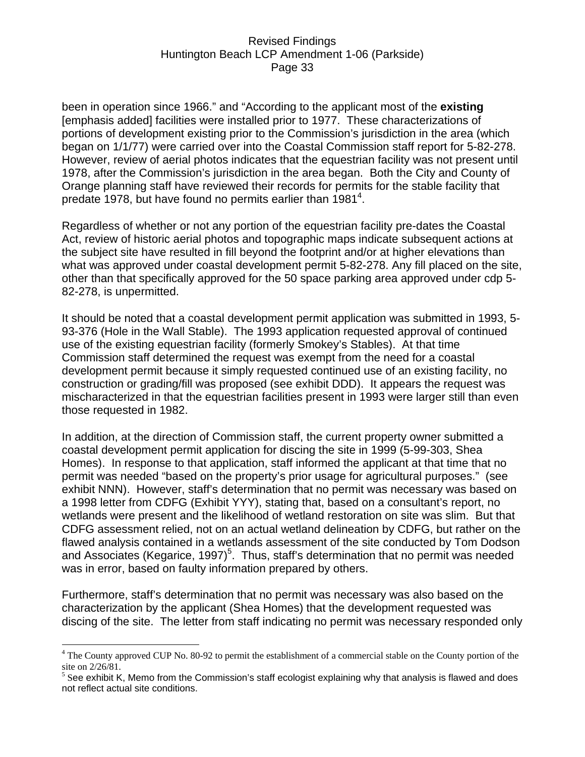been in operation since 1966." and "According to the applicant most of the **existing** [emphasis added] facilities were installed prior to 1977. These characterizations of portions of development existing prior to the Commission's jurisdiction in the area (which began on 1/1/77) were carried over into the Coastal Commission staff report for 5-82-278. However, review of aerial photos indicates that the equestrian facility was not present until 1978, after the Commission's jurisdiction in the area began. Both the City and County of Orange planning staff have reviewed their records for permits for the stable facility that predate 1978, but have found no permits earlier than 1981[4].

Regardless of whether or not any portion of the equestrian facility pre-dates the Coastal Act, review of historic aerial photos and topographic maps indicate subsequent actions at the subject site have resulted in fill beyond the footprint and/or at higher elevations than what was approved under coastal development permit 5-82-278. Any fill placed on the site, other than that specifically approved for the 50 space parking area approved under cdp 5-82-278, is unpermitted.

It should be noted that a coastal development permit application was submitted in 1993, 5-93-376 (Hole in the Wall Stable). The 1993 application requested approval of continued use of the existing equestrian facility (formerly Smokey's Stables). At that time Commission staff determined the request was exempt from the need for a coastal development permit because it simply requested continued use of an existing facility, no construction or grading/fill was proposed (see exhibit DDD). It appears the request was mischaracterized in that the equestrian facilities present in 1993 were larger still than even those requested in 1982.

In addition, at the direction of Commission staff, the current property owner submitted a coastal development permit application for discing the site in 1999 (5-99-303, Shea Homes). In response to that application, staff informed the applicant at that time that no permit was needed "based on the property's prior usage for agricultural purposes." (see exhibit NNN). However, staff's determination that no permit was necessary was based on a 1998 letter from CDFG (Exhibit YYY), stating that, based on a consultant's report, no wetlands were present and the likelihood of wetland restoration on site was slim. But that CDFG assessment relied, not on an actual wetland delineation by CDFG, but rather on the flawed analysis contained in a wetlands assessment of the site conducted by Tom Dodson and Associates (Kegarice, 1997)[5]. Thus, staff's determination that no permit was needed was in error, based on faulty information prepared by others.

Furthermore, staff's determination that no permit was necessary was also based on the characterization by the applicant (Shea Homes) that the development requested was discing of the site. The letter from staff indicating no permit was necessary responded only

[4] The County approved CUP No. 80-92 to permit the establishment of a commercial stable on the County portion of the site on 2/26/81.

[5] See exhibit K, Memo from the Commission's staff ecologist explaining why that analysis is flawed and does not reflect actual site conditions.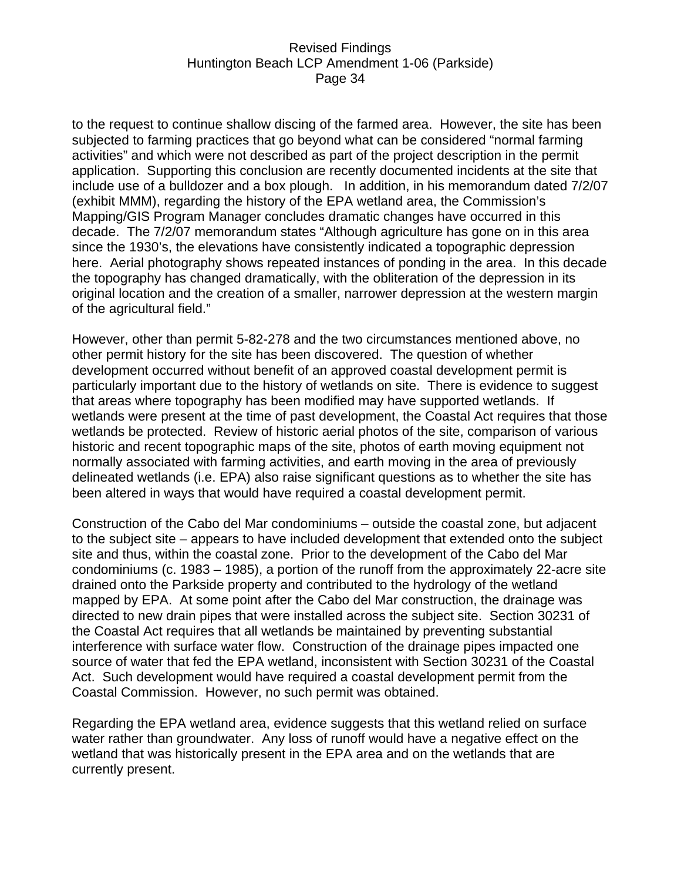to the request to continue shallow discing of the farmed area. However, the site has been subjected to farming practices that go beyond what can be considered "normal farming activities" and which were not described as part of the project description in the permit application. Supporting this conclusion are recently documented incidents at the site that include use of a bulldozer and a box plough. In addition, in his memorandum dated 7/2/07 (exhibit MMM), regarding the history of the EPA wetland area, the Commission's Mapping/GIS Program Manager concludes dramatic changes have occurred in this decade. The 7/2/07 memorandum states "Although agriculture has gone on in this area since the 1930's, the elevations have consistently indicated a topographic depression here. Aerial photography shows repeated instances of ponding in the area. In this decade the topography has changed dramatically, with the obliteration of the depression in its original location and the creation of a smaller, narrower depression at the western margin of the agricultural field."

However, other than permit 5-82-278 and the two circumstances mentioned above, no other permit history for the site has been discovered. The question of whether development occurred without benefit of an approved coastal development permit is particularly important due to the history of wetlands on site. There is evidence to suggest that areas where topography has been modified may have supported wetlands. If wetlands were present at the time of past development, the Coastal Act requires that those wetlands be protected. Review of historic aerial photos of the site, comparison of various historic and recent topographic maps of the site, photos of earth moving equipment not normally associated with farming activities, and earth moving in the area of previously delineated wetlands (i.e. EPA) also raise significant questions as to whether the site has been altered in ways that would have required a coastal development permit.

Construction of the Cabo del Mar condominiums – outside the coastal zone, but adjacent to the subject site – appears to have included development that extended onto the subject site and thus, within the coastal zone. Prior to the development of the Cabo del Mar condominiums (c. 1983 – 1985), a portion of the runoff from the approximately 22-acre site drained onto the Parkside property and contributed to the hydrology of the wetland mapped by EPA. At some point after the Cabo del Mar construction, the drainage was directed to new drain pipes that were installed across the subject site. Section 30231 of the Coastal Act requires that all wetlands be maintained by preventing substantial interference with surface water flow. Construction of the drainage pipes impacted one source of water that fed the EPA wetland, inconsistent with Section 30231 of the Coastal Act. Such development would have required a coastal development permit from the Coastal Commission. However, no such permit was obtained.

Regarding the EPA wetland area, evidence suggests that this wetland relied on surface water rather than groundwater. Any loss of runoff would have a negative effect on the wetland that was historically present in the EPA area and on the wetlands that are currently present.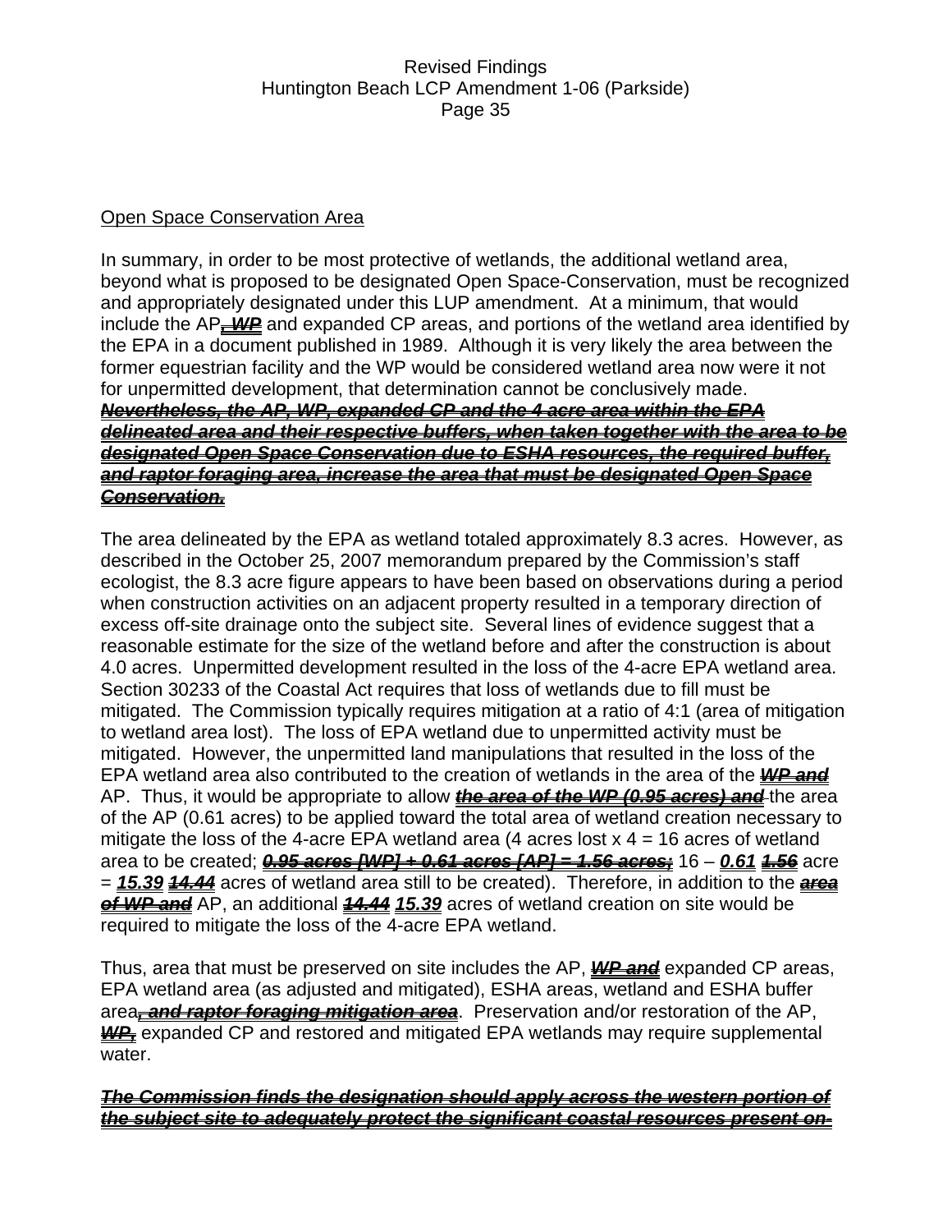Open Space Conservation Area

In summary, in order to be most protective of wetlands, the additional wetland area, beyond what is proposed to be designated Open Space-Conservation, must be recognized and appropriately designated under this LUP amendment. At a minimum, that would include the AP~~***, WP***~~ and expanded CP areas, and portions of the wetland area identified by the EPA in a document published in 1989. Although it is very likely the area between the former equestrian facility and the WP would be considered wetland area now were it not for unpermitted development, that determination cannot be conclusively made. ~~***Nevertheless, the AP, WP, expanded CP and the 4 acre area within the EPA delineated area and their respective buffers, when taken together with the area to be designated Open Space Conservation due to ESHA resources, the required buffer, and raptor foraging area, increase the area that must be designated Open Space Conservation.***~~

The area delineated by the EPA as wetland totaled approximately 8.3 acres. However, as described in the October 25, 2007 memorandum prepared by the Commission's staff ecologist, the 8.3 acre figure appears to have been based on observations during a period when construction activities on an adjacent property resulted in a temporary direction of excess off-site drainage onto the subject site. Several lines of evidence suggest that a reasonable estimate for the size of the wetland before and after the construction is about 4.0 acres. Unpermitted development resulted in the loss of the 4-acre EPA wetland area. Section 30233 of the Coastal Act requires that loss of wetlands due to fill must be mitigated. The Commission typically requires mitigation at a ratio of 4:1 (area of mitigation to wetland area lost). The loss of EPA wetland due to unpermitted activity must be mitigated. However, the unpermitted land manipulations that resulted in the loss of the EPA wetland area also contributed to the creation of wetlands in the area of the ~~***WP and***~~ AP. Thus, it would be appropriate to allow ~~***the area of the WP (0.95 acres) and***~~ the area of the AP (0.61 acres) to be applied toward the total area of wetland creation necessary to mitigate the loss of the 4-acre EPA wetland area (4 acres lost x 4 = 16 acres of wetland area to be created; ~~***0.95 acres [WP] + 0.61 acres [AP] = 1.56 acres;***~~ 16 – ***0.61*** ~~***1.56***~~ acre = ***15.39*** ~~***14.44***~~ acres of wetland area still to be created). Therefore, in addition to the ~~***area of WP and***~~ AP, an additional ~~***14.44***~~ ***15.39*** acres of wetland creation on site would be required to mitigate the loss of the 4-acre EPA wetland.

Thus, area that must be preserved on site includes the AP, ~~***WP and***~~ expanded CP areas, EPA wetland area (as adjusted and mitigated), ESHA areas, wetland and ESHA buffer area~~***, and raptor foraging mitigation area***~~. Preservation and/or restoration of the AP, ~~***WP,***~~ expanded CP and restored and mitigated EPA wetlands may require supplemental water.

~~***The Commission finds the designation should apply across the western portion of the subject site to adequately protect the significant coastal resources present on-***~~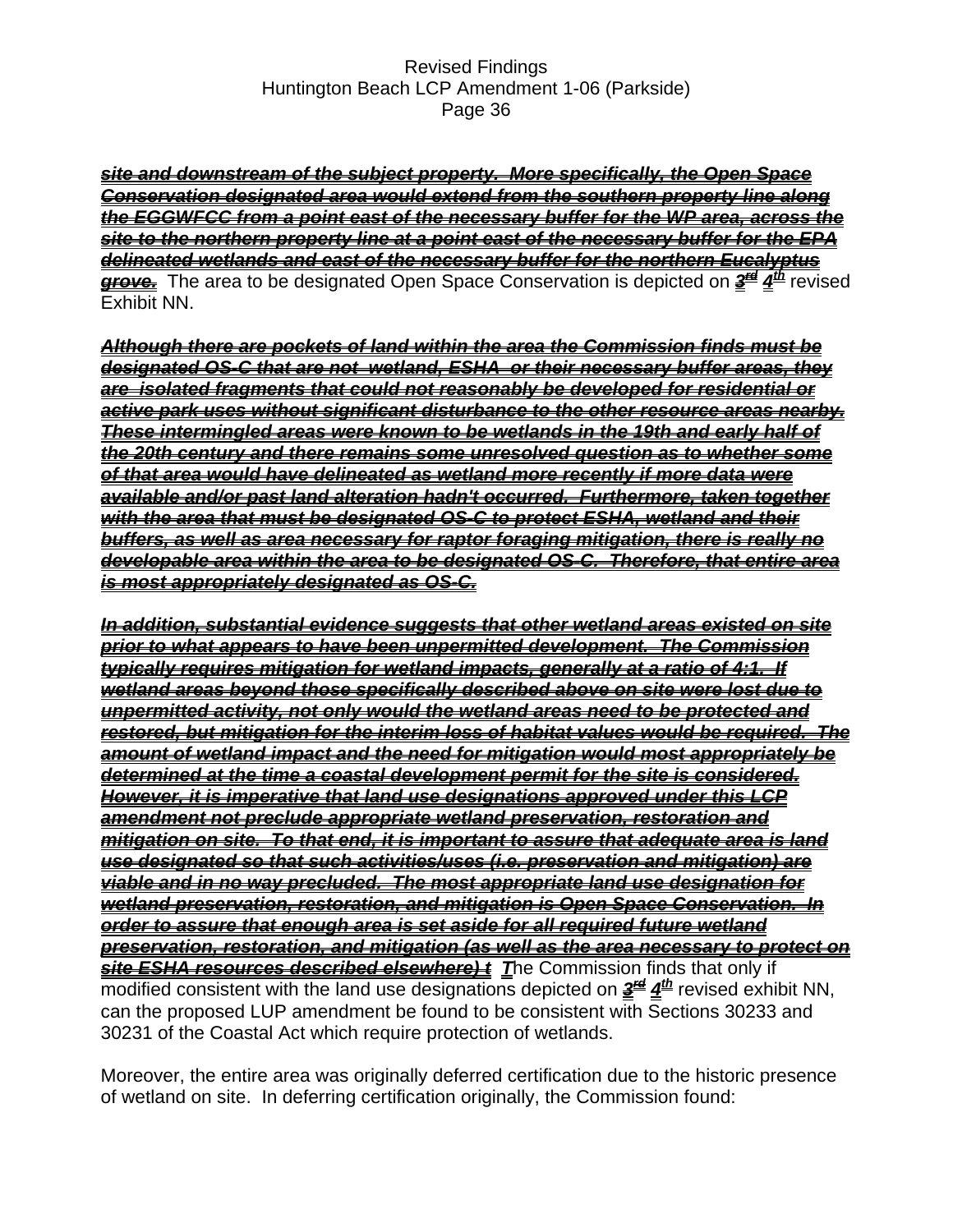*site and downstream of the subject property. More specifically, the Open Space Conservation designated area would extend from the southern property line along the EGGWFCC from a point east of the necessary buffer for the WP area, across the site to the northern property line at a point east of the necessary buffer for the EPA delineated wetlands and east of the necessary buffer for the northern Eucalyptus grove.* The area to be designated Open Space Conservation is depicted on ~~3rd~~ 4th revised Exhibit NN.

~~*Although there are pockets of land within the area the Commission finds must be designated OS-C that are not wetland, ESHA or their necessary buffer areas, they are isolated fragments that could not reasonably be developed for residential or active park uses without significant disturbance to the other resource areas nearby. These intermingled areas were known to be wetlands in the 19th and early half of the 20th century and there remains some unresolved question as to whether some of that area would have delineated as wetland more recently if more data were available and/or past land alteration hadn't occurred. Furthermore, taken together with the area that must be designated OS-C to protect ESHA, wetland and their buffers, as well as area necessary for raptor foraging mitigation, there is really no developable area within the area to be designated OS-C. Therefore, that entire area is most appropriately designated as OS-C.*~~

~~*In addition, substantial evidence suggests that other wetland areas existed on site prior to what appears to have been unpermitted development. The Commission typically requires mitigation for wetland impacts, generally at a ratio of 4:1. If wetland areas beyond those specifically described above on site were lost due to unpermitted activity, not only would the wetland areas need to be protected and restored, but mitigation for the interim loss of habitat values would be required. The amount of wetland impact and the need for mitigation would most appropriately be determined at the time a coastal development permit for the site is considered. However, it is imperative that land use designations approved under this LCP amendment not preclude appropriate wetland preservation, restoration and mitigation on site. To that end, it is important to assure that adequate area is land use designated so that such activities/uses (i.e. preservation and mitigation) are viable and in no way precluded. The most appropriate land use designation for wetland preservation, restoration, and mitigation is Open Space Conservation. In order to assure that enough area is set aside for all required future wetland preservation, restoration, and mitigation (as well as the area necessary to protect on site ESHA resources described elsewhere) t*~~ ***T***he Commission finds that only if modified consistent with the land use designations depicted on ~~3rd~~ 4th revised exhibit NN, can the proposed LUP amendment be found to be consistent with Sections 30233 and 30231 of the Coastal Act which require protection of wetlands.

Moreover, the entire area was originally deferred certification due to the historic presence of wetland on site. In deferring certification originally, the Commission found: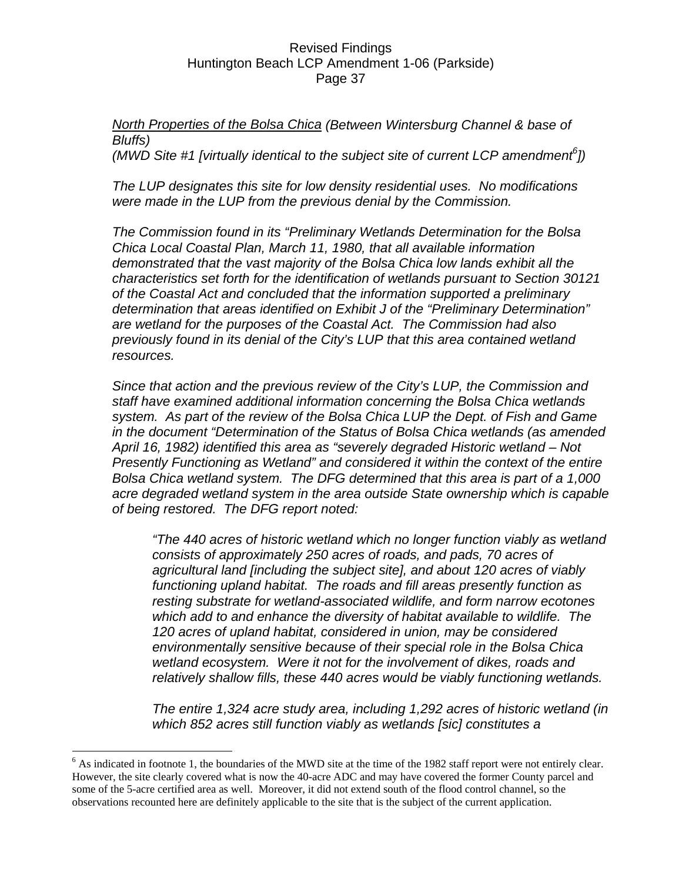*<u>North Properties of the Bolsa Chica</u> (Between Wintersburg Channel & base of Bluffs)*
*(MWD Site #1 [virtually identical to the subject site of current LCP amendment[6]])*

*The LUP designates this site for low density residential uses. No modifications were made in the LUP from the previous denial by the Commission.*

*The Commission found in its "Preliminary Wetlands Determination for the Bolsa Chica Local Coastal Plan, March 11, 1980, that all available information demonstrated that the vast majority of the Bolsa Chica low lands exhibit all the characteristics set forth for the identification of wetlands pursuant to Section 30121 of the Coastal Act and concluded that the information supported a preliminary determination that areas identified on Exhibit J of the "Preliminary Determination" are wetland for the purposes of the Coastal Act. The Commission had also previously found in its denial of the City's LUP that this area contained wetland resources.*

*Since that action and the previous review of the City's LUP, the Commission and staff have examined additional information concerning the Bolsa Chica wetlands system. As part of the review of the Bolsa Chica LUP the Dept. of Fish and Game in the document "Determination of the Status of Bolsa Chica wetlands (as amended April 16, 1982) identified this area as "severely degraded Historic wetland – Not Presently Functioning as Wetland" and considered it within the context of the entire Bolsa Chica wetland system. The DFG determined that this area is part of a 1,000 acre degraded wetland system in the area outside State ownership which is capable of being restored. The DFG report noted:*

> *"The 440 acres of historic wetland which no longer function viably as wetland consists of approximately 250 acres of roads, and pads, 70 acres of agricultural land [including the subject site], and about 120 acres of viably functioning upland habitat. The roads and fill areas presently function as resting substrate for wetland-associated wildlife, and form narrow ecotones which add to and enhance the diversity of habitat available to wildlife. The 120 acres of upland habitat, considered in union, may be considered environmentally sensitive because of their special role in the Bolsa Chica wetland ecosystem. Were it not for the involvement of dikes, roads and relatively shallow fills, these 440 acres would be viably functioning wetlands.*
>
> *The entire 1,324 acre study area, including 1,292 acres of historic wetland (in which 852 acres still function viably as wetlands [sic] constitutes a*

---

[6] As indicated in footnote 1, the boundaries of the MWD site at the time of the 1982 staff report were not entirely clear. However, the site clearly covered what is now the 40-acre ADC and may have covered the former County parcel and some of the 5-acre certified area as well. Moreover, it did not extend south of the flood control channel, so the observations recounted here are definitely applicable to the site that is the subject of the current application.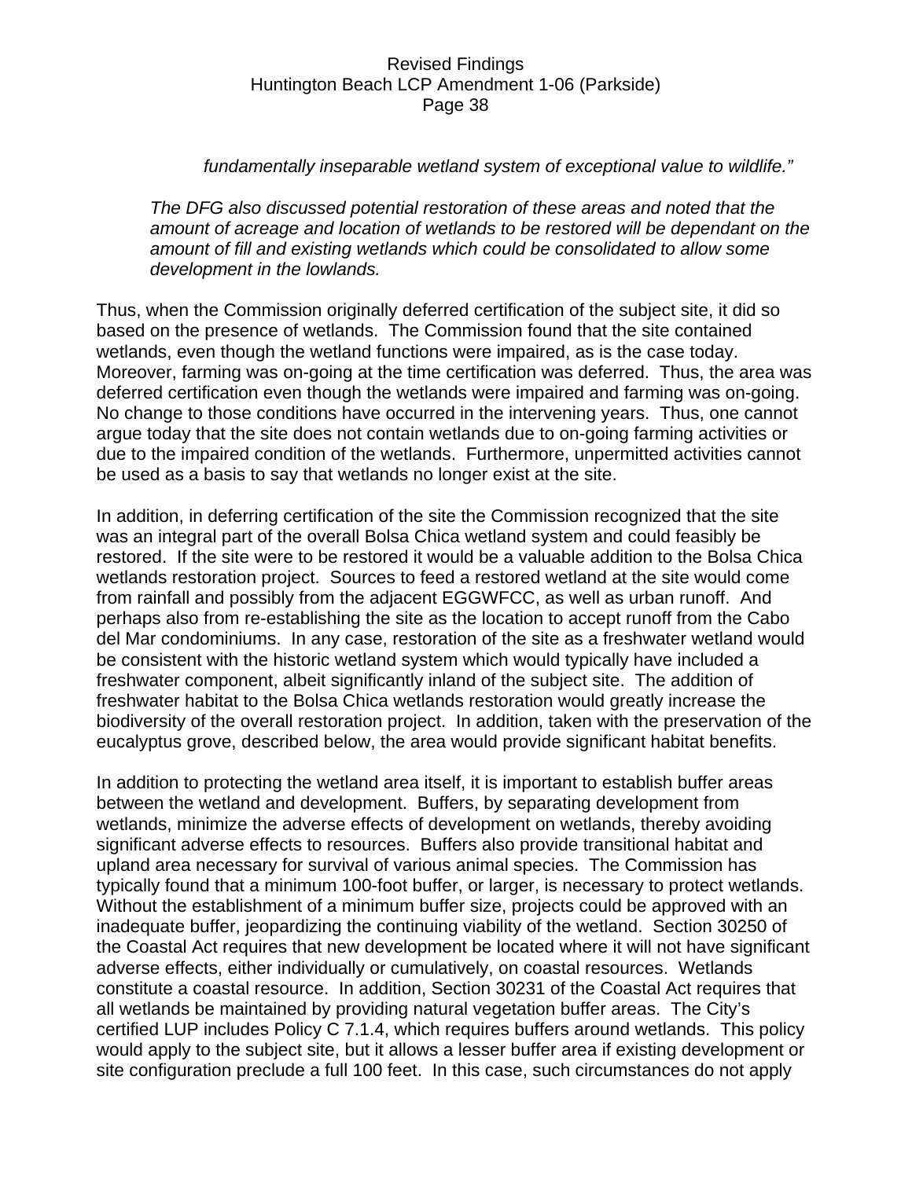*fundamentally inseparable wetland system of exceptional value to wildlife."*

*The DFG also discussed potential restoration of these areas and noted that the amount of acreage and location of wetlands to be restored will be dependant on the amount of fill and existing wetlands which could be consolidated to allow some development in the lowlands.*

Thus, when the Commission originally deferred certification of the subject site, it did so based on the presence of wetlands. The Commission found that the site contained wetlands, even though the wetland functions were impaired, as is the case today. Moreover, farming was on-going at the time certification was deferred. Thus, the area was deferred certification even though the wetlands were impaired and farming was on-going. No change to those conditions have occurred in the intervening years. Thus, one cannot argue today that the site does not contain wetlands due to on-going farming activities or due to the impaired condition of the wetlands. Furthermore, unpermitted activities cannot be used as a basis to say that wetlands no longer exist at the site.

In addition, in deferring certification of the site the Commission recognized that the site was an integral part of the overall Bolsa Chica wetland system and could feasibly be restored. If the site were to be restored it would be a valuable addition to the Bolsa Chica wetlands restoration project. Sources to feed a restored wetland at the site would come from rainfall and possibly from the adjacent EGGWFCC, as well as urban runoff. And perhaps also from re-establishing the site as the location to accept runoff from the Cabo del Mar condominiums. In any case, restoration of the site as a freshwater wetland would be consistent with the historic wetland system which would typically have included a freshwater component, albeit significantly inland of the subject site. The addition of freshwater habitat to the Bolsa Chica wetlands restoration would greatly increase the biodiversity of the overall restoration project. In addition, taken with the preservation of the eucalyptus grove, described below, the area would provide significant habitat benefits.

In addition to protecting the wetland area itself, it is important to establish buffer areas between the wetland and development. Buffers, by separating development from wetlands, minimize the adverse effects of development on wetlands, thereby avoiding significant adverse effects to resources. Buffers also provide transitional habitat and upland area necessary for survival of various animal species. The Commission has typically found that a minimum 100-foot buffer, or larger, is necessary to protect wetlands. Without the establishment of a minimum buffer size, projects could be approved with an inadequate buffer, jeopardizing the continuing viability of the wetland. Section 30250 of the Coastal Act requires that new development be located where it will not have significant adverse effects, either individually or cumulatively, on coastal resources. Wetlands constitute a coastal resource. In addition, Section 30231 of the Coastal Act requires that all wetlands be maintained by providing natural vegetation buffer areas. The City's certified LUP includes Policy C 7.1.4, which requires buffers around wetlands. This policy would apply to the subject site, but it allows a lesser buffer area if existing development or site configuration preclude a full 100 feet. In this case, such circumstances do not apply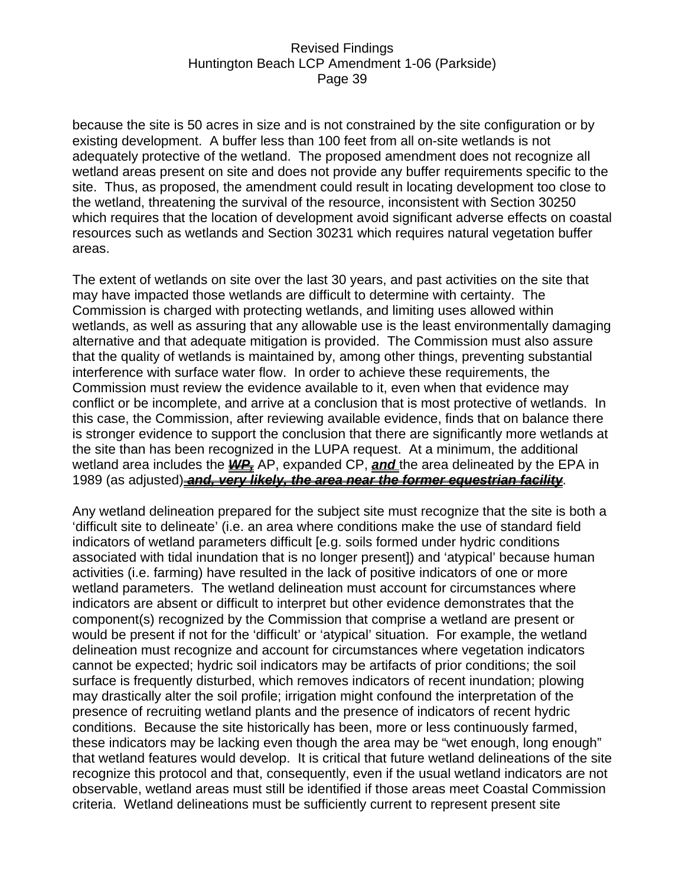because the site is 50 acres in size and is not constrained by the site configuration or by existing development. A buffer less than 100 feet from all on-site wetlands is not adequately protective of the wetland. The proposed amendment does not recognize all wetland areas present on site and does not provide any buffer requirements specific to the site. Thus, as proposed, the amendment could result in locating development too close to the wetland, threatening the survival of the resource, inconsistent with Section 30250 which requires that the location of development avoid significant adverse effects on coastal resources such as wetlands and Section 30231 which requires natural vegetation buffer areas.

The extent of wetlands on site over the last 30 years, and past activities on the site that may have impacted those wetlands are difficult to determine with certainty. The Commission is charged with protecting wetlands, and limiting uses allowed within wetlands, as well as assuring that any allowable use is the least environmentally damaging alternative and that adequate mitigation is provided. The Commission must also assure that the quality of wetlands is maintained by, among other things, preventing substantial interference with surface water flow. In order to achieve these requirements, the Commission must review the evidence available to it, even when that evidence may conflict or be incomplete, and arrive at a conclusion that is most protective of wetlands. In this case, the Commission, after reviewing available evidence, finds that on balance there is stronger evidence to support the conclusion that there are significantly more wetlands at the site than has been recognized in the LUPA request. At a minimum, the additional wetland area includes the ***<u>WP,</u>*** AP, expanded CP, ***<u>and</u>*** the area delineated by the EPA in 1989 (as adjusted)~~***<u>, and, very likely, the area near the former equestrian facility</u>***~~.

Any wetland delineation prepared for the subject site must recognize that the site is both a 'difficult site to delineate' (i.e. an area where conditions make the use of standard field indicators of wetland parameters difficult [e.g. soils formed under hydric conditions associated with tidal inundation that is no longer present]) and 'atypical' because human activities (i.e. farming) have resulted in the lack of positive indicators of one or more wetland parameters. The wetland delineation must account for circumstances where indicators are absent or difficult to interpret but other evidence demonstrates that the component(s) recognized by the Commission that comprise a wetland are present or would be present if not for the 'difficult' or 'atypical' situation. For example, the wetland delineation must recognize and account for circumstances where vegetation indicators cannot be expected; hydric soil indicators may be artifacts of prior conditions; the soil surface is frequently disturbed, which removes indicators of recent inundation; plowing may drastically alter the soil profile; irrigation might confound the interpretation of the presence of recruiting wetland plants and the presence of indicators of recent hydric conditions. Because the site historically has been, more or less continuously farmed, these indicators may be lacking even though the area may be "wet enough, long enough" that wetland features would develop. It is critical that future wetland delineations of the site recognize this protocol and that, consequently, even if the usual wetland indicators are not observable, wetland areas must still be identified if those areas meet Coastal Commission criteria. Wetland delineations must be sufficiently current to represent present site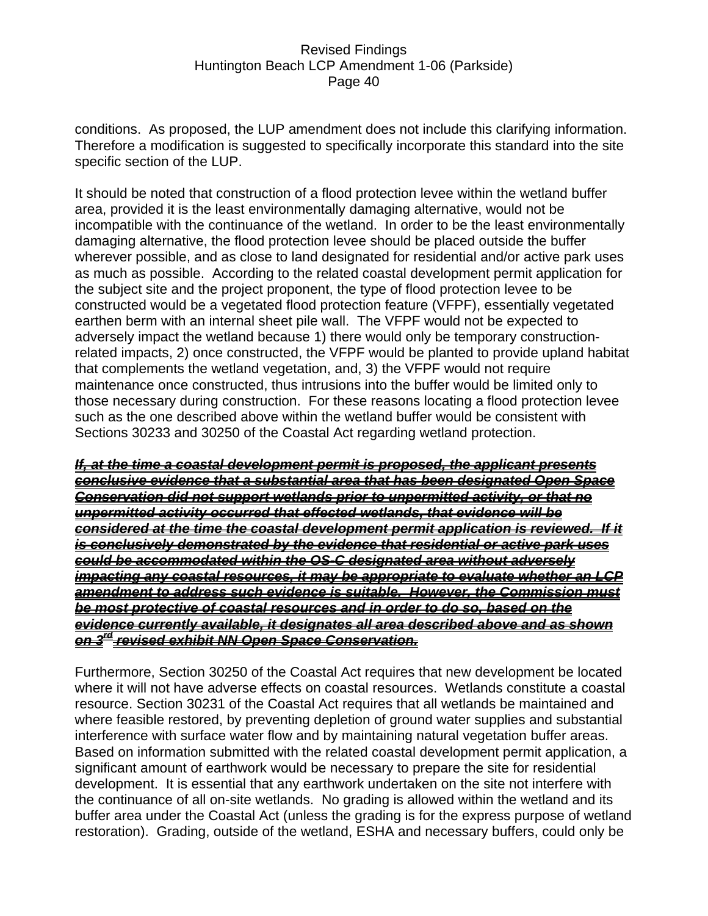conditions. As proposed, the LUP amendment does not include this clarifying information. Therefore a modification is suggested to specifically incorporate this standard into the site specific section of the LUP.

It should be noted that construction of a flood protection levee within the wetland buffer area, provided it is the least environmentally damaging alternative, would not be incompatible with the continuance of the wetland. In order to be the least environmentally damaging alternative, the flood protection levee should be placed outside the buffer wherever possible, and as close to land designated for residential and/or active park uses as much as possible. According to the related coastal development permit application for the subject site and the project proponent, the type of flood protection levee to be constructed would be a vegetated flood protection feature (VFPF), essentially vegetated earthen berm with an internal sheet pile wall. The VFPF would not be expected to adversely impact the wetland because 1) there would only be temporary construction-related impacts, 2) once constructed, the VFPF would be planted to provide upland habitat that complements the wetland vegetation, and, 3) the VFPF would not require maintenance once constructed, thus intrusions into the buffer would be limited only to those necessary during construction. For these reasons locating a flood protection levee such as the one described above within the wetland buffer would be consistent with Sections 30233 and 30250 of the Coastal Act regarding wetland protection.

~~***If, at the time a coastal development permit is proposed, the applicant presents conclusive evidence that a substantial area that has been designated Open Space Conservation did not support wetlands prior to unpermitted activity, or that no unpermitted activity occurred that effected wetlands, that evidence will be considered at the time the coastal development permit application is reviewed. If it is conclusively demonstrated by the evidence that residential or active park uses could be accommodated within the OS-C designated area without adversely impacting any coastal resources, it may be appropriate to evaluate whether an LCP amendment to address such evidence is suitable. However, the Commission must be most protective of coastal resources and in order to do so, based on the evidence currently available, it designates all area described above and as shown on 3rd revised exhibit NN Open Space Conservation.***~~

Furthermore, Section 30250 of the Coastal Act requires that new development be located where it will not have adverse effects on coastal resources. Wetlands constitute a coastal resource. Section 30231 of the Coastal Act requires that all wetlands be maintained and where feasible restored, by preventing depletion of ground water supplies and substantial interference with surface water flow and by maintaining natural vegetation buffer areas. Based on information submitted with the related coastal development permit application, a significant amount of earthwork would be necessary to prepare the site for residential development. It is essential that any earthwork undertaken on the site not interfere with the continuance of all on-site wetlands. No grading is allowed within the wetland and its buffer area under the Coastal Act (unless the grading is for the express purpose of wetland restoration). Grading, outside of the wetland, ESHA and necessary buffers, could only be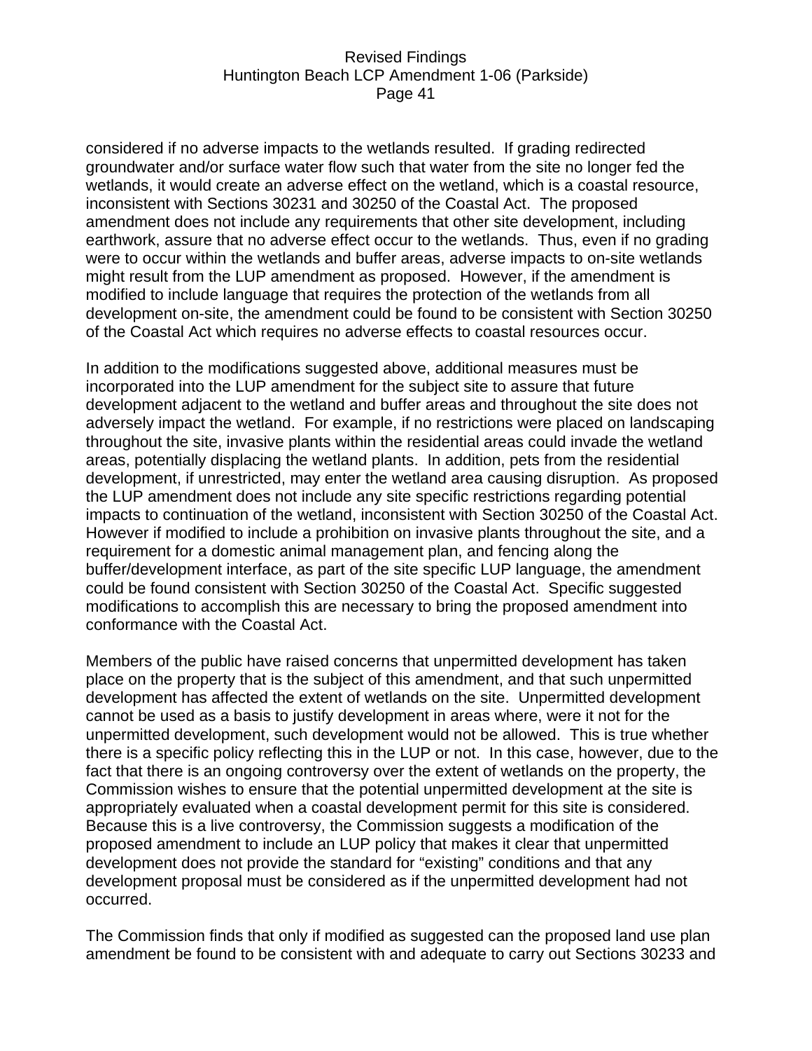considered if no adverse impacts to the wetlands resulted. If grading redirected groundwater and/or surface water flow such that water from the site no longer fed the wetlands, it would create an adverse effect on the wetland, which is a coastal resource, inconsistent with Sections 30231 and 30250 of the Coastal Act. The proposed amendment does not include any requirements that other site development, including earthwork, assure that no adverse effect occur to the wetlands. Thus, even if no grading were to occur within the wetlands and buffer areas, adverse impacts to on-site wetlands might result from the LUP amendment as proposed. However, if the amendment is modified to include language that requires the protection of the wetlands from all development on-site, the amendment could be found to be consistent with Section 30250 of the Coastal Act which requires no adverse effects to coastal resources occur.

In addition to the modifications suggested above, additional measures must be incorporated into the LUP amendment for the subject site to assure that future development adjacent to the wetland and buffer areas and throughout the site does not adversely impact the wetland. For example, if no restrictions were placed on landscaping throughout the site, invasive plants within the residential areas could invade the wetland areas, potentially displacing the wetland plants. In addition, pets from the residential development, if unrestricted, may enter the wetland area causing disruption. As proposed the LUP amendment does not include any site specific restrictions regarding potential impacts to continuation of the wetland, inconsistent with Section 30250 of the Coastal Act. However if modified to include a prohibition on invasive plants throughout the site, and a requirement for a domestic animal management plan, and fencing along the buffer/development interface, as part of the site specific LUP language, the amendment could be found consistent with Section 30250 of the Coastal Act. Specific suggested modifications to accomplish this are necessary to bring the proposed amendment into conformance with the Coastal Act.

Members of the public have raised concerns that unpermitted development has taken place on the property that is the subject of this amendment, and that such unpermitted development has affected the extent of wetlands on the site. Unpermitted development cannot be used as a basis to justify development in areas where, were it not for the unpermitted development, such development would not be allowed. This is true whether there is a specific policy reflecting this in the LUP or not. In this case, however, due to the fact that there is an ongoing controversy over the extent of wetlands on the property, the Commission wishes to ensure that the potential unpermitted development at the site is appropriately evaluated when a coastal development permit for this site is considered. Because this is a live controversy, the Commission suggests a modification of the proposed amendment to include an LUP policy that makes it clear that unpermitted development does not provide the standard for "existing" conditions and that any development proposal must be considered as if the unpermitted development had not occurred.

The Commission finds that only if modified as suggested can the proposed land use plan amendment be found to be consistent with and adequate to carry out Sections 30233 and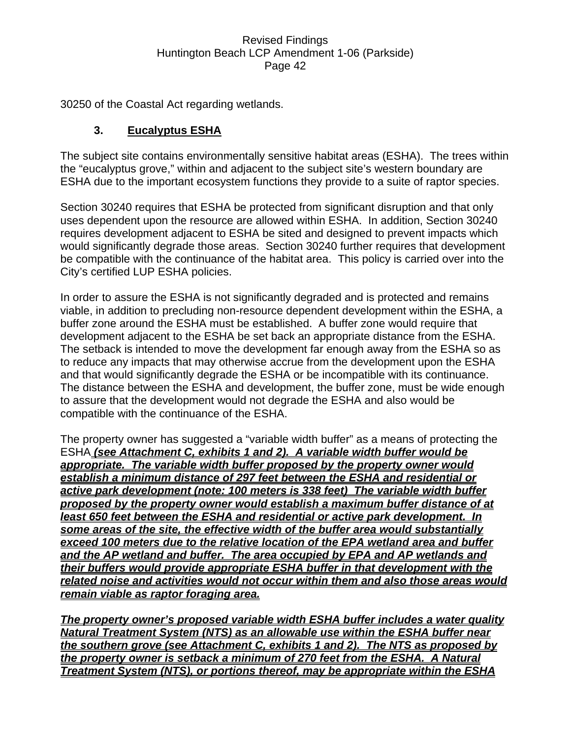30250 of the Coastal Act regarding wetlands.

### 3. Eucalyptus ESHA

The subject site contains environmentally sensitive habitat areas (ESHA). The trees within the "eucalyptus grove," within and adjacent to the subject site's western boundary are ESHA due to the important ecosystem functions they provide to a suite of raptor species.

Section 30240 requires that ESHA be protected from significant disruption and that only uses dependent upon the resource are allowed within ESHA. In addition, Section 30240 requires development adjacent to ESHA be sited and designed to prevent impacts which would significantly degrade those areas. Section 30240 further requires that development be compatible with the continuance of the habitat area. This policy is carried over into the City's certified LUP ESHA policies.

In order to assure the ESHA is not significantly degraded and is protected and remains viable, in addition to precluding non-resource dependent development within the ESHA, a buffer zone around the ESHA must be established. A buffer zone would require that development adjacent to the ESHA be set back an appropriate distance from the ESHA. The setback is intended to move the development far enough away from the ESHA so as to reduce any impacts that may otherwise accrue from the development upon the ESHA and that would significantly degrade the ESHA or be incompatible with its continuance. The distance between the ESHA and development, the buffer zone, must be wide enough to assure that the development would not degrade the ESHA and also would be compatible with the continuance of the ESHA.

The property owner has suggested a "variable width buffer" as a means of protecting the ESHA ***(see Attachment C, exhibits 1 and 2). A variable width buffer would be appropriate. The variable width buffer proposed by the property owner would establish a minimum distance of 297 feet between the ESHA and residential or active park development (note: 100 meters is 338 feet) The variable width buffer proposed by the property owner would establish a maximum buffer distance of at least 650 feet between the ESHA and residential or active park development. In some areas of the site, the effective width of the buffer area would substantially exceed 100 meters due to the relative location of the EPA wetland area and buffer and the AP wetland and buffer. The area occupied by EPA and AP wetlands and their buffers would provide appropriate ESHA buffer in that development with the related noise and activities would not occur within them and also those areas would remain viable as raptor foraging area.***

***The property owner's proposed variable width ESHA buffer includes a water quality Natural Treatment System (NTS) as an allowable use within the ESHA buffer near the southern grove (see Attachment C, exhibits 1 and 2). The NTS as proposed by the property owner is setback a minimum of 270 feet from the ESHA. A Natural Treatment System (NTS), or portions thereof, may be appropriate within the ESHA***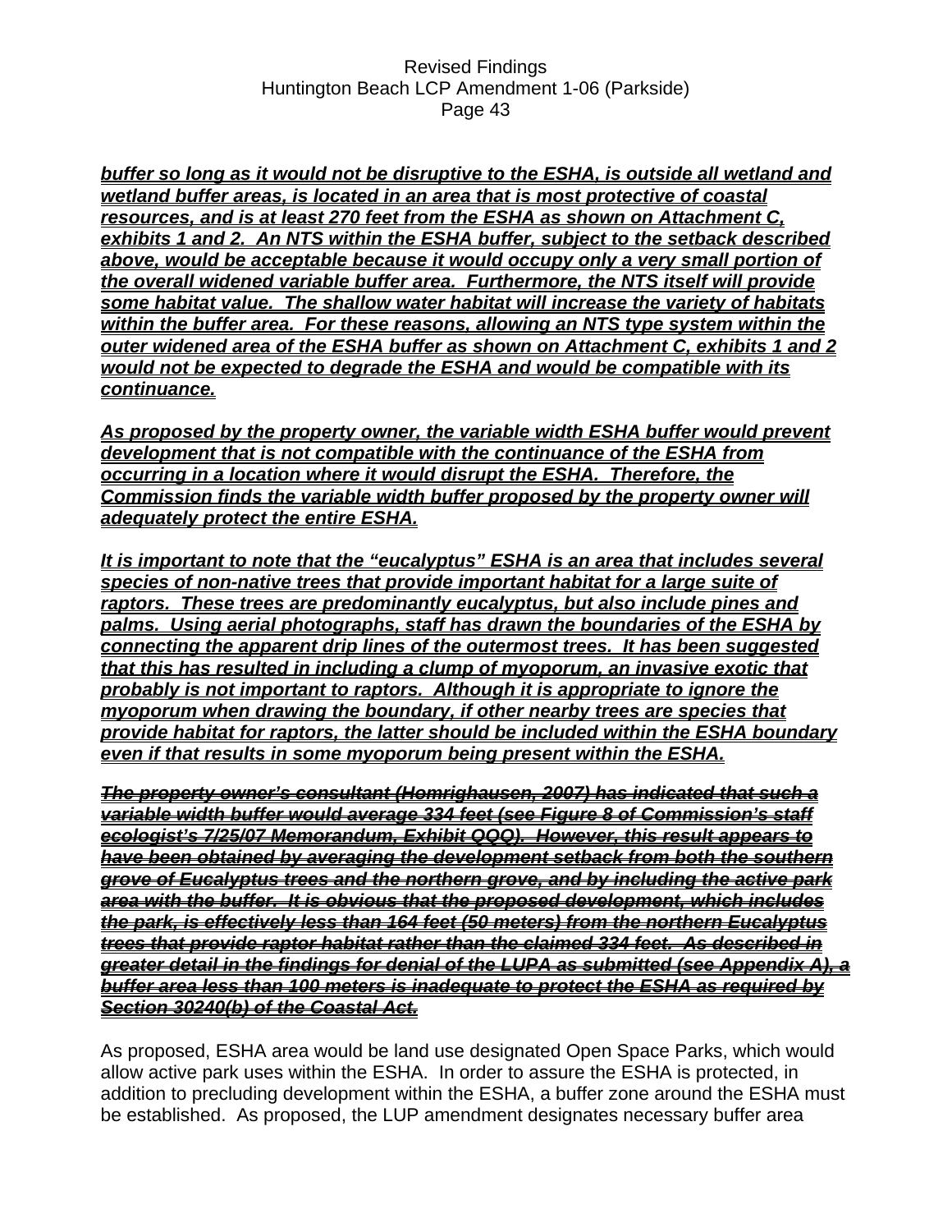***buffer so long as it would not be disruptive to the ESHA, is outside all wetland and wetland buffer areas, is located in an area that is most protective of coastal resources, and is at least 270 feet from the ESHA as shown on Attachment C, exhibits 1 and 2. An NTS within the ESHA buffer, subject to the setback described above, would be acceptable because it would occupy only a very small portion of the overall widened variable buffer area. Furthermore, the NTS itself will provide some habitat value. The shallow water habitat will increase the variety of habitats within the buffer area. For these reasons, allowing an NTS type system within the outer widened area of the ESHA buffer as shown on Attachment C, exhibits 1 and 2 would not be expected to degrade the ESHA and would be compatible with its continuance.***

***As proposed by the property owner, the variable width ESHA buffer would prevent development that is not compatible with the continuance of the ESHA from occurring in a location where it would disrupt the ESHA. Therefore, the Commission finds the variable width buffer proposed by the property owner will adequately protect the entire ESHA.***

***It is important to note that the "eucalyptus" ESHA is an area that includes several species of non-native trees that provide important habitat for a large suite of raptors. These trees are predominantly eucalyptus, but also include pines and palms. Using aerial photographs, staff has drawn the boundaries of the ESHA by connecting the apparent drip lines of the outermost trees. It has been suggested that this has resulted in including a clump of myoporum, an invasive exotic that probably is not important to raptors. Although it is appropriate to ignore the myoporum when drawing the boundary, if other nearby trees are species that provide habitat for raptors, the latter should be included within the ESHA boundary even if that results in some myoporum being present within the ESHA.***

~~***The property owner's consultant (Homrighausen, 2007) has indicated that such a variable width buffer would average 334 feet (see Figure 8 of Commission's staff ecologist's 7/25/07 Memorandum, Exhibit QQQ). However, this result appears to have been obtained by averaging the development setback from both the southern grove of Eucalyptus trees and the northern grove, and by including the active park area with the buffer. It is obvious that the proposed development, which includes the park, is effectively less than 164 feet (50 meters) from the northern Eucalyptus trees that provide raptor habitat rather than the claimed 334 feet. As described in greater detail in the findings for denial of the LUPA as submitted (see Appendix A), a buffer area less than 100 meters is inadequate to protect the ESHA as required by Section 30240(b) of the Coastal Act.***~~

As proposed, ESHA area would be land use designated Open Space Parks, which would allow active park uses within the ESHA. In order to assure the ESHA is protected, in addition to precluding development within the ESHA, a buffer zone around the ESHA must be established. As proposed, the LUP amendment designates necessary buffer area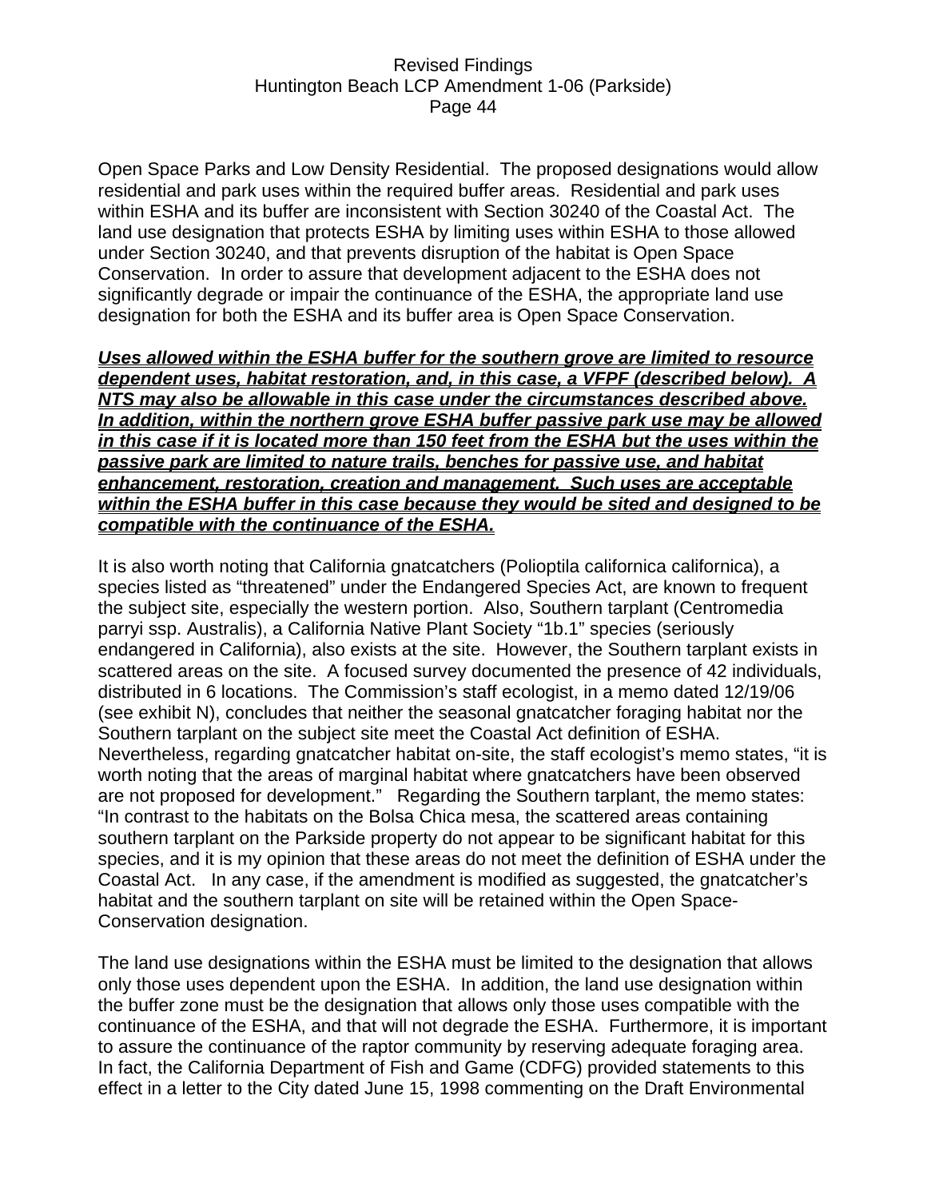Open Space Parks and Low Density Residential. The proposed designations would allow residential and park uses within the required buffer areas. Residential and park uses within ESHA and its buffer are inconsistent with Section 30240 of the Coastal Act. The land use designation that protects ESHA by limiting uses within ESHA to those allowed under Section 30240, and that prevents disruption of the habitat is Open Space Conservation. In order to assure that development adjacent to the ESHA does not significantly degrade or impair the continuance of the ESHA, the appropriate land use designation for both the ESHA and its buffer area is Open Space Conservation.

***Uses allowed within the ESHA buffer for the southern grove are limited to resource dependent uses, habitat restoration, and, in this case, a VFPF (described below). A NTS may also be allowable in this case under the circumstances described above. In addition, within the northern grove ESHA buffer passive park use may be allowed in this case if it is located more than 150 feet from the ESHA but the uses within the passive park are limited to nature trails, benches for passive use, and habitat enhancement, restoration, creation and management. Such uses are acceptable within the ESHA buffer in this case because they would be sited and designed to be compatible with the continuance of the ESHA.***

It is also worth noting that California gnatcatchers (Polioptila californica californica), a species listed as "threatened" under the Endangered Species Act, are known to frequent the subject site, especially the western portion. Also, Southern tarplant (Centromedia parryi ssp. Australis), a California Native Plant Society "1b.1" species (seriously endangered in California), also exists at the site. However, the Southern tarplant exists in scattered areas on the site. A focused survey documented the presence of 42 individuals, distributed in 6 locations. The Commission's staff ecologist, in a memo dated 12/19/06 (see exhibit N), concludes that neither the seasonal gnatcatcher foraging habitat nor the Southern tarplant on the subject site meet the Coastal Act definition of ESHA. Nevertheless, regarding gnatcatcher habitat on-site, the staff ecologist's memo states, "it is worth noting that the areas of marginal habitat where gnatcatchers have been observed are not proposed for development." Regarding the Southern tarplant, the memo states: "In contrast to the habitats on the Bolsa Chica mesa, the scattered areas containing southern tarplant on the Parkside property do not appear to be significant habitat for this species, and it is my opinion that these areas do not meet the definition of ESHA under the Coastal Act. In any case, if the amendment is modified as suggested, the gnatcatcher's habitat and the southern tarplant on site will be retained within the Open Space-Conservation designation.

The land use designations within the ESHA must be limited to the designation that allows only those uses dependent upon the ESHA. In addition, the land use designation within the buffer zone must be the designation that allows only those uses compatible with the continuance of the ESHA, and that will not degrade the ESHA. Furthermore, it is important to assure the continuance of the raptor community by reserving adequate foraging area. In fact, the California Department of Fish and Game (CDFG) provided statements to this effect in a letter to the City dated June 15, 1998 commenting on the Draft Environmental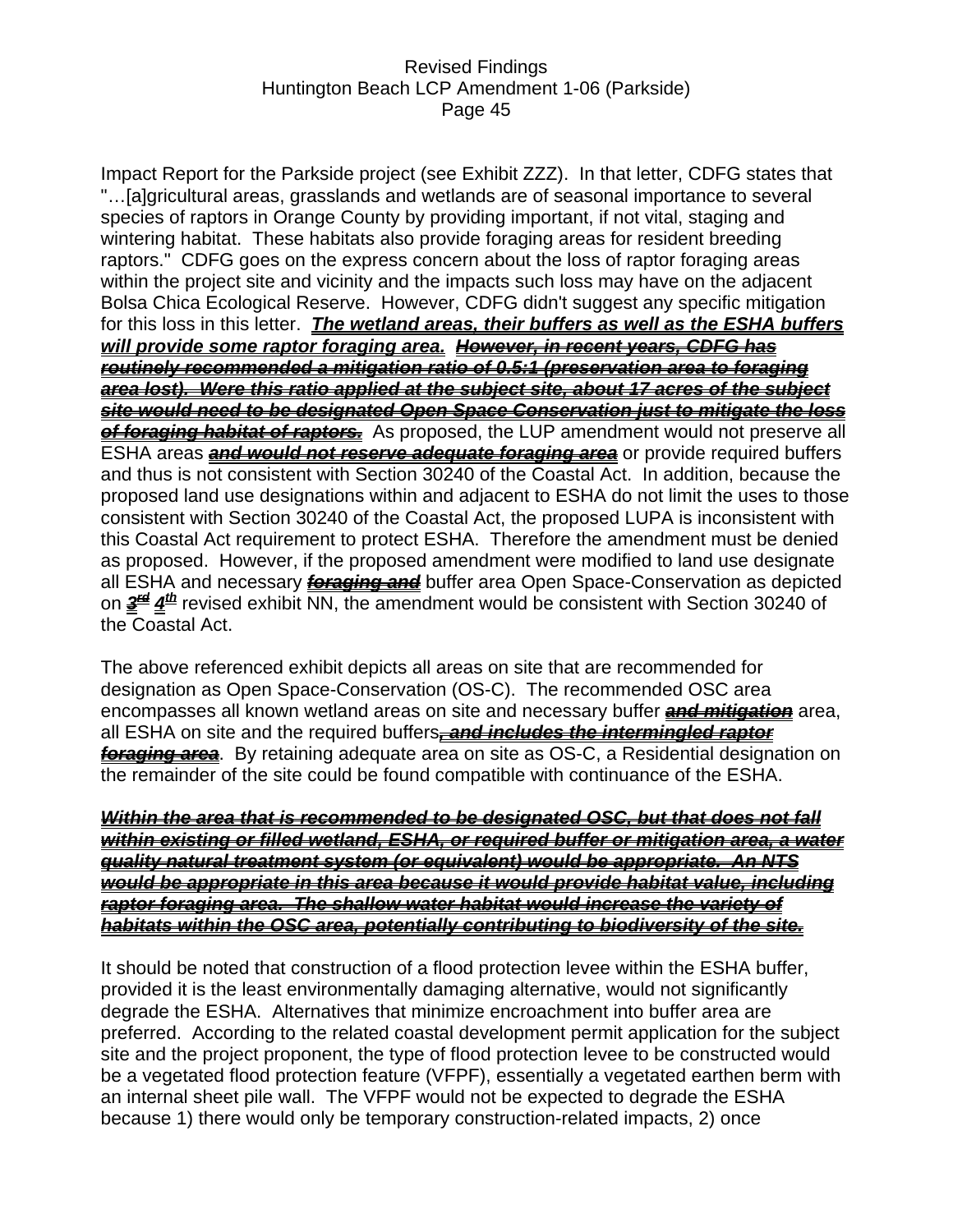Impact Report for the Parkside project (see Exhibit ZZZ). In that letter, CDFG states that "…[a]gricultural areas, grasslands and wetlands are of seasonal importance to several species of raptors in Orange County by providing important, if not vital, staging and wintering habitat. These habitats also provide foraging areas for resident breeding raptors." CDFG goes on the express concern about the loss of raptor foraging areas within the project site and vicinity and the impacts such loss may have on the adjacent Bolsa Chica Ecological Reserve. However, CDFG didn't suggest any specific mitigation for this loss in this letter. ***The wetland areas, their buffers as well as the ESHA buffers will provide some raptor foraging area.*** ~~***However, in recent years, CDFG has routinely recommended a mitigation ratio of 0.5:1 (preservation area to foraging area lost). Were this ratio applied at the subject site, about 17 acres of the subject site would need to be designated Open Space Conservation just to mitigate the loss of foraging habitat of raptors.***~~ As proposed, the LUP amendment would not preserve all ESHA areas ~~***and would not reserve adequate foraging area***~~ or provide required buffers and thus is not consistent with Section 30240 of the Coastal Act. In addition, because the proposed land use designations within and adjacent to ESHA do not limit the uses to those consistent with Section 30240 of the Coastal Act, the proposed LUPA is inconsistent with this Coastal Act requirement to protect ESHA. Therefore the amendment must be denied as proposed. However, if the proposed amendment were modified to land use designate all ESHA and necessary ~~***foraging and***~~ buffer area Open Space-Conservation as depicted on ~~***3rd***~~ ***4th*** revised exhibit NN, the amendment would be consistent with Section 30240 of the Coastal Act.

The above referenced exhibit depicts all areas on site that are recommended for designation as Open Space-Conservation (OS-C). The recommended OSC area encompasses all known wetland areas on site and necessary buffer ~~***and mitigation***~~ area, all ESHA on site and the required buffers~~***, and includes the intermingled raptor foraging area***~~. By retaining adequate area on site as OS-C, a Residential designation on the remainder of the site could be found compatible with continuance of the ESHA.

~~***Within the area that is recommended to be designated OSC, but that does not fall within existing or filled wetland, ESHA, or required buffer or mitigation area, a water quality natural treatment system (or equivalent) would be appropriate. An NTS would be appropriate in this area because it would provide habitat value, including raptor foraging area. The shallow water habitat would increase the variety of habitats within the OSC area, potentially contributing to biodiversity of the site.***~~

It should be noted that construction of a flood protection levee within the ESHA buffer, provided it is the least environmentally damaging alternative, would not significantly degrade the ESHA. Alternatives that minimize encroachment into buffer area are preferred. According to the related coastal development permit application for the subject site and the project proponent, the type of flood protection levee to be constructed would be a vegetated flood protection feature (VFPF), essentially a vegetated earthen berm with an internal sheet pile wall. The VFPF would not be expected to degrade the ESHA because 1) there would only be temporary construction-related impacts, 2) once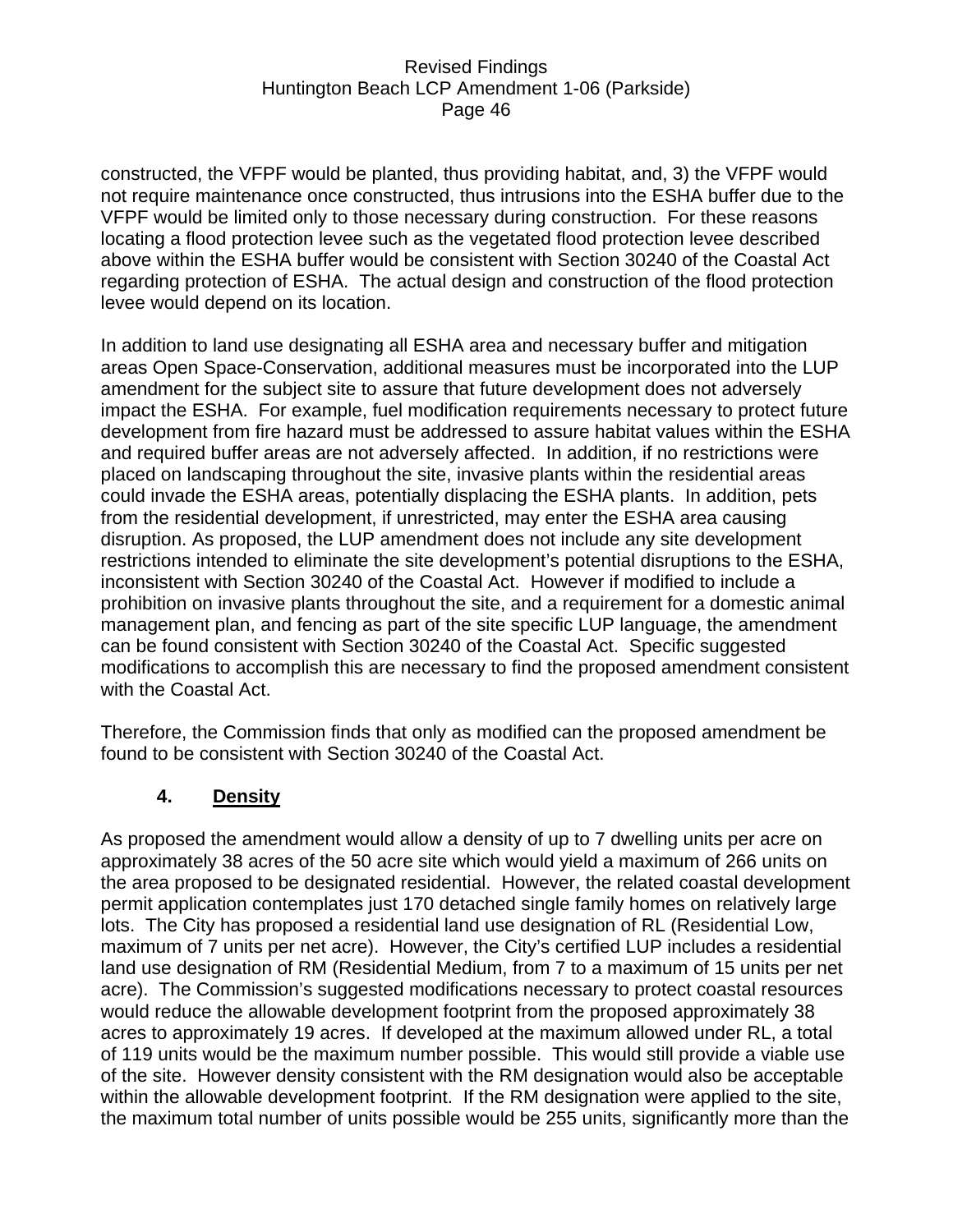constructed, the VFPF would be planted, thus providing habitat, and, 3) the VFPF would not require maintenance once constructed, thus intrusions into the ESHA buffer due to the VFPF would be limited only to those necessary during construction. For these reasons locating a flood protection levee such as the vegetated flood protection levee described above within the ESHA buffer would be consistent with Section 30240 of the Coastal Act regarding protection of ESHA. The actual design and construction of the flood protection levee would depend on its location.

In addition to land use designating all ESHA area and necessary buffer and mitigation areas Open Space-Conservation, additional measures must be incorporated into the LUP amendment for the subject site to assure that future development does not adversely impact the ESHA. For example, fuel modification requirements necessary to protect future development from fire hazard must be addressed to assure habitat values within the ESHA and required buffer areas are not adversely affected. In addition, if no restrictions were placed on landscaping throughout the site, invasive plants within the residential areas could invade the ESHA areas, potentially displacing the ESHA plants. In addition, pets from the residential development, if unrestricted, may enter the ESHA area causing disruption. As proposed, the LUP amendment does not include any site development restrictions intended to eliminate the site development's potential disruptions to the ESHA, inconsistent with Section 30240 of the Coastal Act. However if modified to include a prohibition on invasive plants throughout the site, and a requirement for a domestic animal management plan, and fencing as part of the site specific LUP language, the amendment can be found consistent with Section 30240 of the Coastal Act. Specific suggested modifications to accomplish this are necessary to find the proposed amendment consistent with the Coastal Act.

Therefore, the Commission finds that only as modified can the proposed amendment be found to be consistent with Section 30240 of the Coastal Act.

### 4. Density

As proposed the amendment would allow a density of up to 7 dwelling units per acre on approximately 38 acres of the 50 acre site which would yield a maximum of 266 units on the area proposed to be designated residential. However, the related coastal development permit application contemplates just 170 detached single family homes on relatively large lots. The City has proposed a residential land use designation of RL (Residential Low, maximum of 7 units per net acre). However, the City's certified LUP includes a residential land use designation of RM (Residential Medium, from 7 to a maximum of 15 units per net acre). The Commission's suggested modifications necessary to protect coastal resources would reduce the allowable development footprint from the proposed approximately 38 acres to approximately 19 acres. If developed at the maximum allowed under RL, a total of 119 units would be the maximum number possible. This would still provide a viable use of the site. However density consistent with the RM designation would also be acceptable within the allowable development footprint. If the RM designation were applied to the site, the maximum total number of units possible would be 255 units, significantly more than the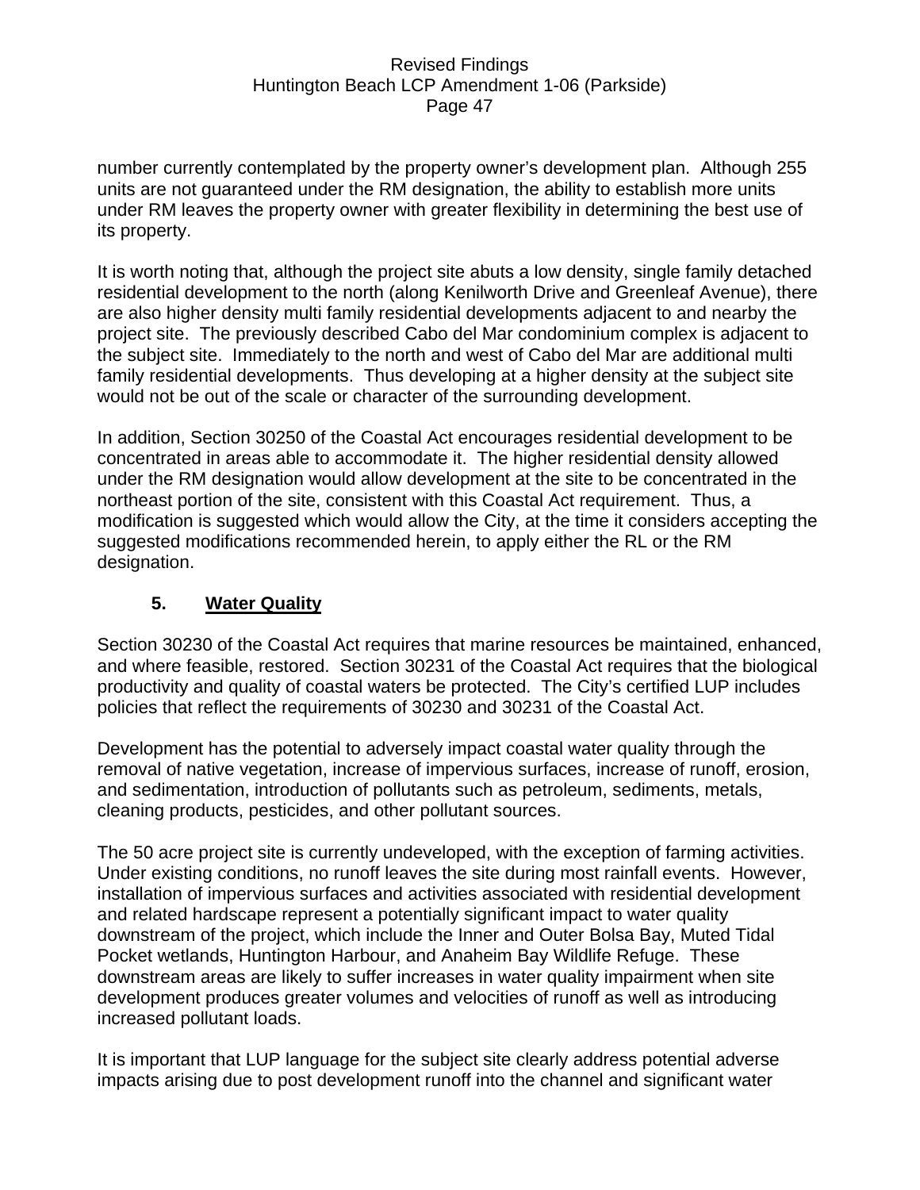number currently contemplated by the property owner's development plan. Although 255 units are not guaranteed under the RM designation, the ability to establish more units under RM leaves the property owner with greater flexibility in determining the best use of its property.

It is worth noting that, although the project site abuts a low density, single family detached residential development to the north (along Kenilworth Drive and Greenleaf Avenue), there are also higher density multi family residential developments adjacent to and nearby the project site. The previously described Cabo del Mar condominium complex is adjacent to the subject site. Immediately to the north and west of Cabo del Mar are additional multi family residential developments. Thus developing at a higher density at the subject site would not be out of the scale or character of the surrounding development.

In addition, Section 30250 of the Coastal Act encourages residential development to be concentrated in areas able to accommodate it. The higher residential density allowed under the RM designation would allow development at the site to be concentrated in the northeast portion of the site, consistent with this Coastal Act requirement. Thus, a modification is suggested which would allow the City, at the time it considers accepting the suggested modifications recommended herein, to apply either the RL or the RM designation.

### 5. <u>Water Quality</u>

Section 30230 of the Coastal Act requires that marine resources be maintained, enhanced, and where feasible, restored. Section 30231 of the Coastal Act requires that the biological productivity and quality of coastal waters be protected. The City's certified LUP includes policies that reflect the requirements of 30230 and 30231 of the Coastal Act.

Development has the potential to adversely impact coastal water quality through the removal of native vegetation, increase of impervious surfaces, increase of runoff, erosion, and sedimentation, introduction of pollutants such as petroleum, sediments, metals, cleaning products, pesticides, and other pollutant sources.

The 50 acre project site is currently undeveloped, with the exception of farming activities. Under existing conditions, no runoff leaves the site during most rainfall events. However, installation of impervious surfaces and activities associated with residential development and related hardscape represent a potentially significant impact to water quality downstream of the project, which include the Inner and Outer Bolsa Bay, Muted Tidal Pocket wetlands, Huntington Harbour, and Anaheim Bay Wildlife Refuge. These downstream areas are likely to suffer increases in water quality impairment when site development produces greater volumes and velocities of runoff as well as introducing increased pollutant loads.

It is important that LUP language for the subject site clearly address potential adverse impacts arising due to post development runoff into the channel and significant water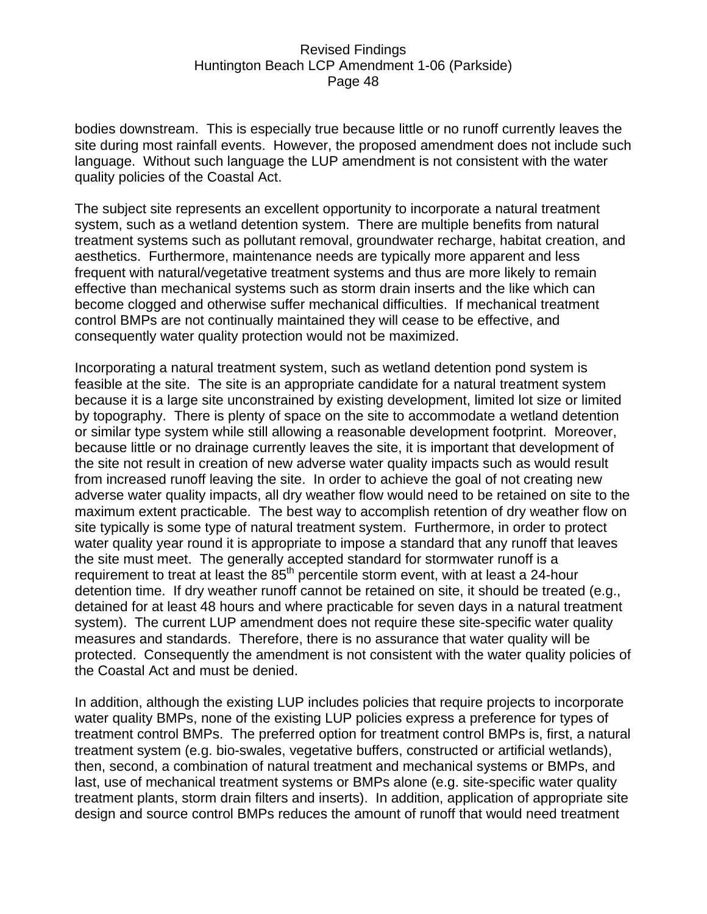bodies downstream. This is especially true because little or no runoff currently leaves the site during most rainfall events. However, the proposed amendment does not include such language. Without such language the LUP amendment is not consistent with the water quality policies of the Coastal Act.

The subject site represents an excellent opportunity to incorporate a natural treatment system, such as a wetland detention system. There are multiple benefits from natural treatment systems such as pollutant removal, groundwater recharge, habitat creation, and aesthetics. Furthermore, maintenance needs are typically more apparent and less frequent with natural/vegetative treatment systems and thus are more likely to remain effective than mechanical systems such as storm drain inserts and the like which can become clogged and otherwise suffer mechanical difficulties. If mechanical treatment control BMPs are not continually maintained they will cease to be effective, and consequently water quality protection would not be maximized.

Incorporating a natural treatment system, such as wetland detention pond system is feasible at the site. The site is an appropriate candidate for a natural treatment system because it is a large site unconstrained by existing development, limited lot size or limited by topography. There is plenty of space on the site to accommodate a wetland detention or similar type system while still allowing a reasonable development footprint. Moreover, because little or no drainage currently leaves the site, it is important that development of the site not result in creation of new adverse water quality impacts such as would result from increased runoff leaving the site. In order to achieve the goal of not creating new adverse water quality impacts, all dry weather flow would need to be retained on site to the maximum extent practicable. The best way to accomplish retention of dry weather flow on site typically is some type of natural treatment system. Furthermore, in order to protect water quality year round it is appropriate to impose a standard that any runoff that leaves the site must meet. The generally accepted standard for stormwater runoff is a requirement to treat at least the 85th percentile storm event, with at least a 24-hour detention time. If dry weather runoff cannot be retained on site, it should be treated (e.g., detained for at least 48 hours and where practicable for seven days in a natural treatment system). The current LUP amendment does not require these site-specific water quality measures and standards. Therefore, there is no assurance that water quality will be protected. Consequently the amendment is not consistent with the water quality policies of the Coastal Act and must be denied.

In addition, although the existing LUP includes policies that require projects to incorporate water quality BMPs, none of the existing LUP policies express a preference for types of treatment control BMPs. The preferred option for treatment control BMPs is, first, a natural treatment system (e.g. bio-swales, vegetative buffers, constructed or artificial wetlands), then, second, a combination of natural treatment and mechanical systems or BMPs, and last, use of mechanical treatment systems or BMPs alone (e.g. site-specific water quality treatment plants, storm drain filters and inserts). In addition, application of appropriate site design and source control BMPs reduces the amount of runoff that would need treatment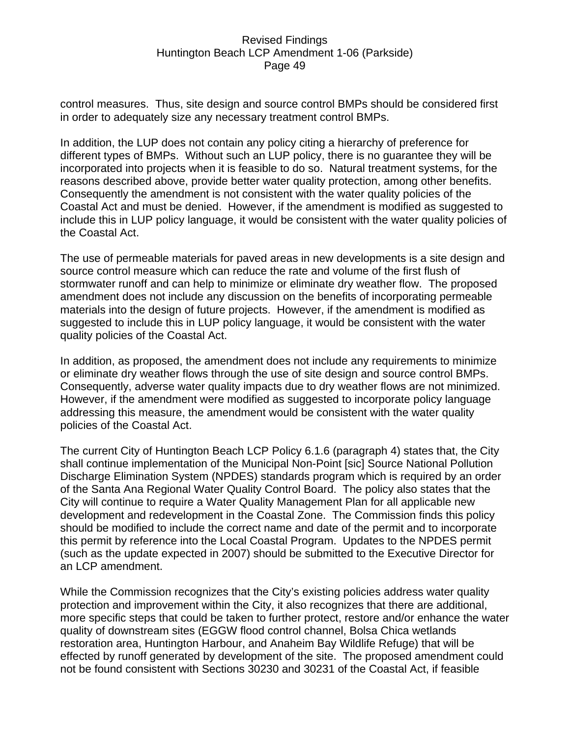control measures. Thus, site design and source control BMPs should be considered first in order to adequately size any necessary treatment control BMPs.

In addition, the LUP does not contain any policy citing a hierarchy of preference for different types of BMPs. Without such an LUP policy, there is no guarantee they will be incorporated into projects when it is feasible to do so. Natural treatment systems, for the reasons described above, provide better water quality protection, among other benefits. Consequently the amendment is not consistent with the water quality policies of the Coastal Act and must be denied. However, if the amendment is modified as suggested to include this in LUP policy language, it would be consistent with the water quality policies of the Coastal Act.

The use of permeable materials for paved areas in new developments is a site design and source control measure which can reduce the rate and volume of the first flush of stormwater runoff and can help to minimize or eliminate dry weather flow. The proposed amendment does not include any discussion on the benefits of incorporating permeable materials into the design of future projects. However, if the amendment is modified as suggested to include this in LUP policy language, it would be consistent with the water quality policies of the Coastal Act.

In addition, as proposed, the amendment does not include any requirements to minimize or eliminate dry weather flows through the use of site design and source control BMPs. Consequently, adverse water quality impacts due to dry weather flows are not minimized. However, if the amendment were modified as suggested to incorporate policy language addressing this measure, the amendment would be consistent with the water quality policies of the Coastal Act.

The current City of Huntington Beach LCP Policy 6.1.6 (paragraph 4) states that, the City shall continue implementation of the Municipal Non-Point [sic] Source National Pollution Discharge Elimination System (NPDES) standards program which is required by an order of the Santa Ana Regional Water Quality Control Board. The policy also states that the City will continue to require a Water Quality Management Plan for all applicable new development and redevelopment in the Coastal Zone. The Commission finds this policy should be modified to include the correct name and date of the permit and to incorporate this permit by reference into the Local Coastal Program. Updates to the NPDES permit (such as the update expected in 2007) should be submitted to the Executive Director for an LCP amendment.

While the Commission recognizes that the City's existing policies address water quality protection and improvement within the City, it also recognizes that there are additional, more specific steps that could be taken to further protect, restore and/or enhance the water quality of downstream sites (EGGW flood control channel, Bolsa Chica wetlands restoration area, Huntington Harbour, and Anaheim Bay Wildlife Refuge) that will be effected by runoff generated by development of the site. The proposed amendment could not be found consistent with Sections 30230 and 30231 of the Coastal Act, if feasible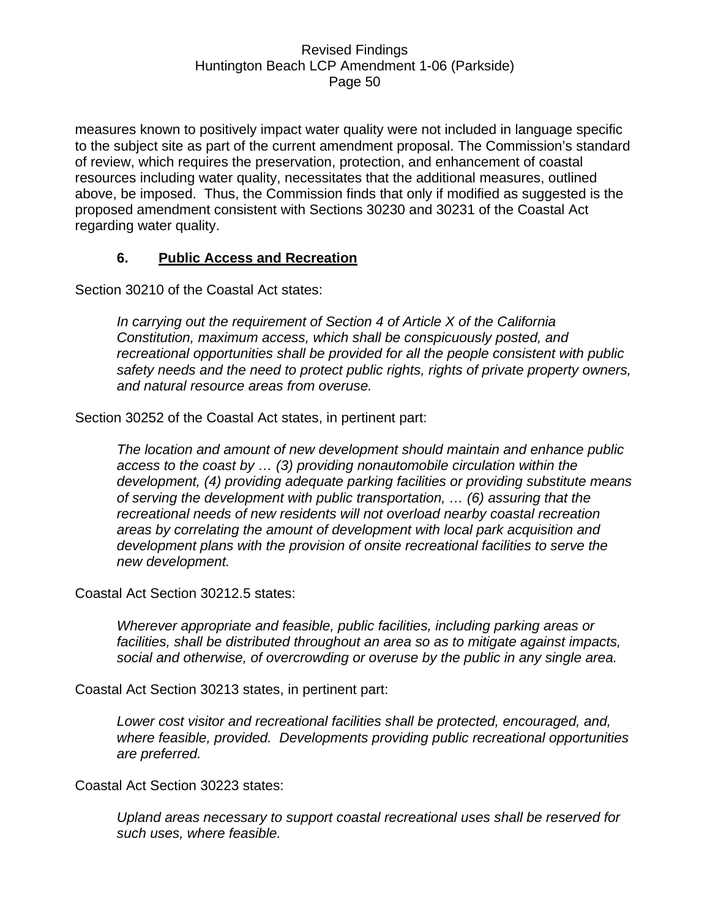measures known to positively impact water quality were not included in language specific to the subject site as part of the current amendment proposal. The Commission's standard of review, which requires the preservation, protection, and enhancement of coastal resources including water quality, necessitates that the additional measures, outlined above, be imposed. Thus, the Commission finds that only if modified as suggested is the proposed amendment consistent with Sections 30230 and 30231 of the Coastal Act regarding water quality.

### 6. <u>Public Access and Recreation</u>

Section 30210 of the Coastal Act states:

> *In carrying out the requirement of Section 4 of Article X of the California Constitution, maximum access, which shall be conspicuously posted, and recreational opportunities shall be provided for all the people consistent with public safety needs and the need to protect public rights, rights of private property owners, and natural resource areas from overuse.*

Section 30252 of the Coastal Act states, in pertinent part:

> *The location and amount of new development should maintain and enhance public access to the coast by … (3) providing nonautomobile circulation within the development, (4) providing adequate parking facilities or providing substitute means of serving the development with public transportation, … (6) assuring that the recreational needs of new residents will not overload nearby coastal recreation areas by correlating the amount of development with local park acquisition and development plans with the provision of onsite recreational facilities to serve the new development.*

Coastal Act Section 30212.5 states:

> *Wherever appropriate and feasible, public facilities, including parking areas or facilities, shall be distributed throughout an area so as to mitigate against impacts, social and otherwise, of overcrowding or overuse by the public in any single area.*

Coastal Act Section 30213 states, in pertinent part:

> *Lower cost visitor and recreational facilities shall be protected, encouraged, and, where feasible, provided. Developments providing public recreational opportunities are preferred.*

Coastal Act Section 30223 states:

> *Upland areas necessary to support coastal recreational uses shall be reserved for such uses, where feasible.*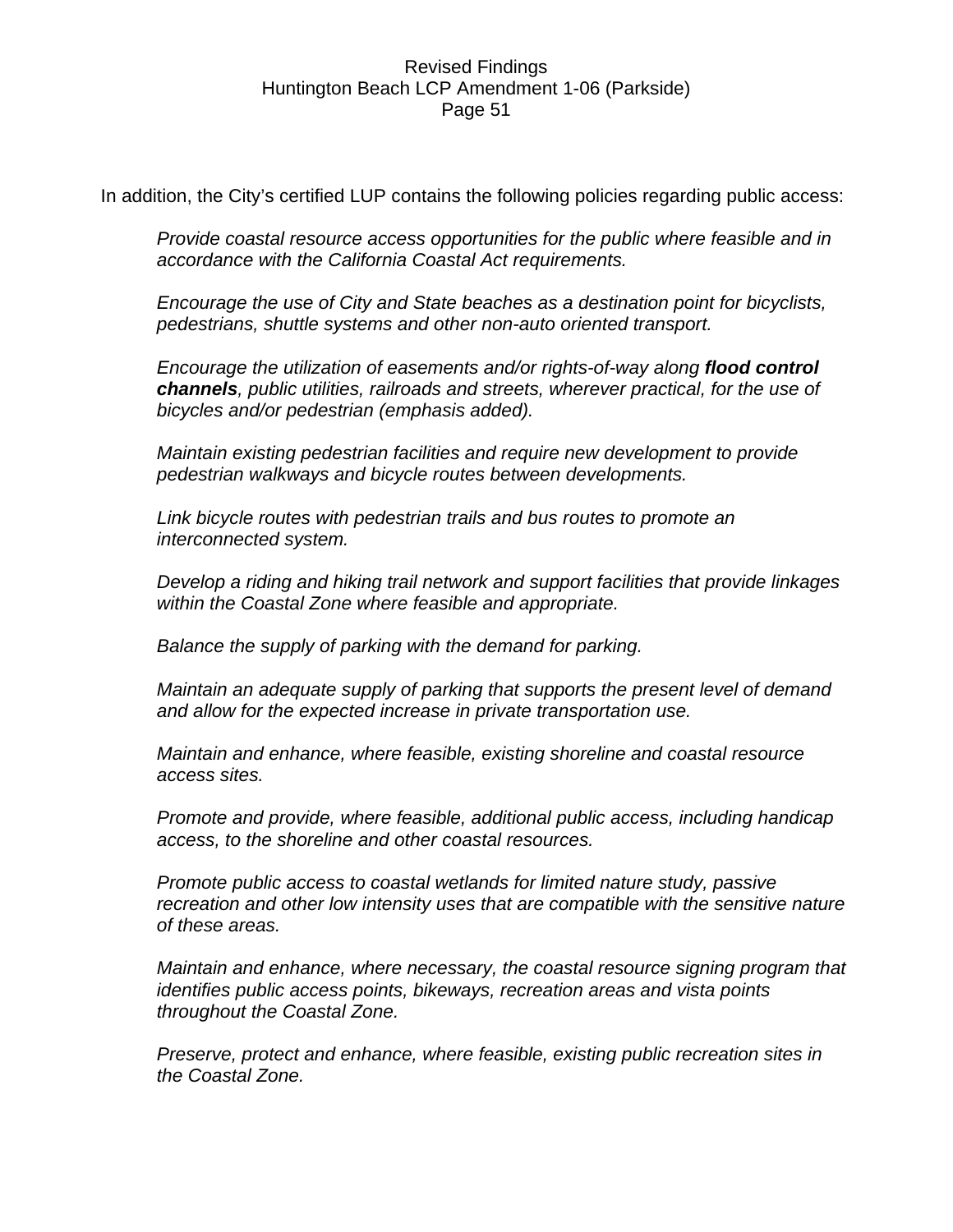In addition, the City's certified LUP contains the following policies regarding public access:

> *Provide coastal resource access opportunities for the public where feasible and in accordance with the California Coastal Act requirements.*
>
> *Encourage the use of City and State beaches as a destination point for bicyclists, pedestrians, shuttle systems and other non-auto oriented transport.*
>
> *Encourage the utilization of easements and/or rights-of-way along **flood control channels**, public utilities, railroads and streets, wherever practical, for the use of bicycles and/or pedestrian (emphasis added).*
>
> *Maintain existing pedestrian facilities and require new development to provide pedestrian walkways and bicycle routes between developments.*
>
> *Link bicycle routes with pedestrian trails and bus routes to promote an interconnected system.*
>
> *Develop a riding and hiking trail network and support facilities that provide linkages within the Coastal Zone where feasible and appropriate.*
>
> *Balance the supply of parking with the demand for parking.*
>
> *Maintain an adequate supply of parking that supports the present level of demand and allow for the expected increase in private transportation use.*
>
> *Maintain and enhance, where feasible, existing shoreline and coastal resource access sites.*
>
> *Promote and provide, where feasible, additional public access, including handicap access, to the shoreline and other coastal resources.*
>
> *Promote public access to coastal wetlands for limited nature study, passive recreation and other low intensity uses that are compatible with the sensitive nature of these areas.*
>
> *Maintain and enhance, where necessary, the coastal resource signing program that identifies public access points, bikeways, recreation areas and vista points throughout the Coastal Zone.*
>
> *Preserve, protect and enhance, where feasible, existing public recreation sites in the Coastal Zone.*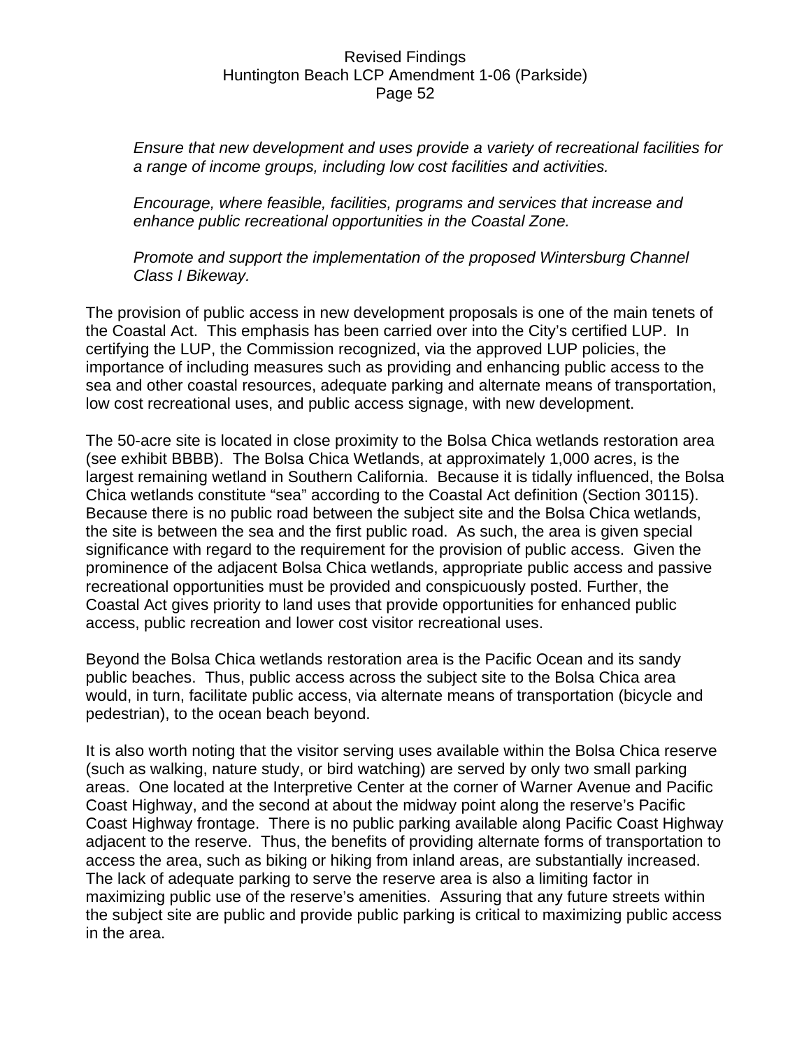*Ensure that new development and uses provide a variety of recreational facilities for a range of income groups, including low cost facilities and activities.*

*Encourage, where feasible, facilities, programs and services that increase and enhance public recreational opportunities in the Coastal Zone.*

*Promote and support the implementation of the proposed Wintersburg Channel Class I Bikeway.*

The provision of public access in new development proposals is one of the main tenets of the Coastal Act. This emphasis has been carried over into the City's certified LUP. In certifying the LUP, the Commission recognized, via the approved LUP policies, the importance of including measures such as providing and enhancing public access to the sea and other coastal resources, adequate parking and alternate means of transportation, low cost recreational uses, and public access signage, with new development.

The 50-acre site is located in close proximity to the Bolsa Chica wetlands restoration area (see exhibit BBBB). The Bolsa Chica Wetlands, at approximately 1,000 acres, is the largest remaining wetland in Southern California. Because it is tidally influenced, the Bolsa Chica wetlands constitute "sea" according to the Coastal Act definition (Section 30115). Because there is no public road between the subject site and the Bolsa Chica wetlands, the site is between the sea and the first public road. As such, the area is given special significance with regard to the requirement for the provision of public access. Given the prominence of the adjacent Bolsa Chica wetlands, appropriate public access and passive recreational opportunities must be provided and conspicuously posted. Further, the Coastal Act gives priority to land uses that provide opportunities for enhanced public access, public recreation and lower cost visitor recreational uses.

Beyond the Bolsa Chica wetlands restoration area is the Pacific Ocean and its sandy public beaches. Thus, public access across the subject site to the Bolsa Chica area would, in turn, facilitate public access, via alternate means of transportation (bicycle and pedestrian), to the ocean beach beyond.

It is also worth noting that the visitor serving uses available within the Bolsa Chica reserve (such as walking, nature study, or bird watching) are served by only two small parking areas. One located at the Interpretive Center at the corner of Warner Avenue and Pacific Coast Highway, and the second at about the midway point along the reserve's Pacific Coast Highway frontage. There is no public parking available along Pacific Coast Highway adjacent to the reserve. Thus, the benefits of providing alternate forms of transportation to access the area, such as biking or hiking from inland areas, are substantially increased. The lack of adequate parking to serve the reserve area is also a limiting factor in maximizing public use of the reserve's amenities. Assuring that any future streets within the subject site are public and provide public parking is critical to maximizing public access in the area.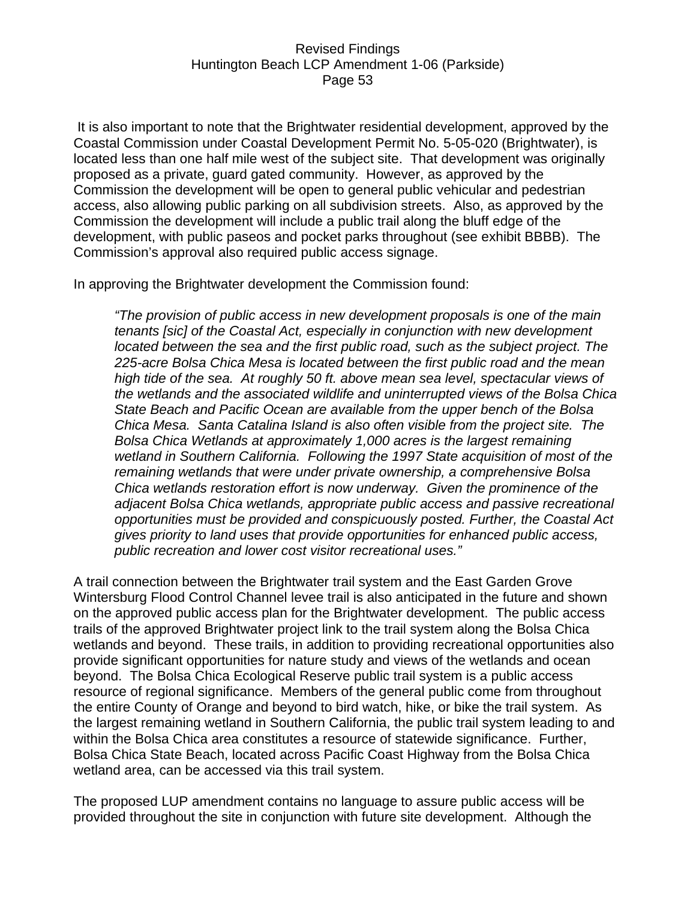It is also important to note that the Brightwater residential development, approved by the Coastal Commission under Coastal Development Permit No. 5-05-020 (Brightwater), is located less than one half mile west of the subject site. That development was originally proposed as a private, guard gated community. However, as approved by the Commission the development will be open to general public vehicular and pedestrian access, also allowing public parking on all subdivision streets. Also, as approved by the Commission the development will include a public trail along the bluff edge of the development, with public paseos and pocket parks throughout (see exhibit BBBB). The Commission's approval also required public access signage.

In approving the Brightwater development the Commission found:

> *"The provision of public access in new development proposals is one of the main tenants [sic] of the Coastal Act, especially in conjunction with new development located between the sea and the first public road, such as the subject project. The 225-acre Bolsa Chica Mesa is located between the first public road and the mean high tide of the sea. At roughly 50 ft. above mean sea level, spectacular views of the wetlands and the associated wildlife and uninterrupted views of the Bolsa Chica State Beach and Pacific Ocean are available from the upper bench of the Bolsa Chica Mesa. Santa Catalina Island is also often visible from the project site. The Bolsa Chica Wetlands at approximately 1,000 acres is the largest remaining wetland in Southern California. Following the 1997 State acquisition of most of the remaining wetlands that were under private ownership, a comprehensive Bolsa Chica wetlands restoration effort is now underway. Given the prominence of the adjacent Bolsa Chica wetlands, appropriate public access and passive recreational opportunities must be provided and conspicuously posted. Further, the Coastal Act gives priority to land uses that provide opportunities for enhanced public access, public recreation and lower cost visitor recreational uses."*

A trail connection between the Brightwater trail system and the East Garden Grove Wintersburg Flood Control Channel levee trail is also anticipated in the future and shown on the approved public access plan for the Brightwater development. The public access trails of the approved Brightwater project link to the trail system along the Bolsa Chica wetlands and beyond. These trails, in addition to providing recreational opportunities also provide significant opportunities for nature study and views of the wetlands and ocean beyond. The Bolsa Chica Ecological Reserve public trail system is a public access resource of regional significance. Members of the general public come from throughout the entire County of Orange and beyond to bird watch, hike, or bike the trail system. As the largest remaining wetland in Southern California, the public trail system leading to and within the Bolsa Chica area constitutes a resource of statewide significance. Further, Bolsa Chica State Beach, located across Pacific Coast Highway from the Bolsa Chica wetland area, can be accessed via this trail system.

The proposed LUP amendment contains no language to assure public access will be provided throughout the site in conjunction with future site development. Although the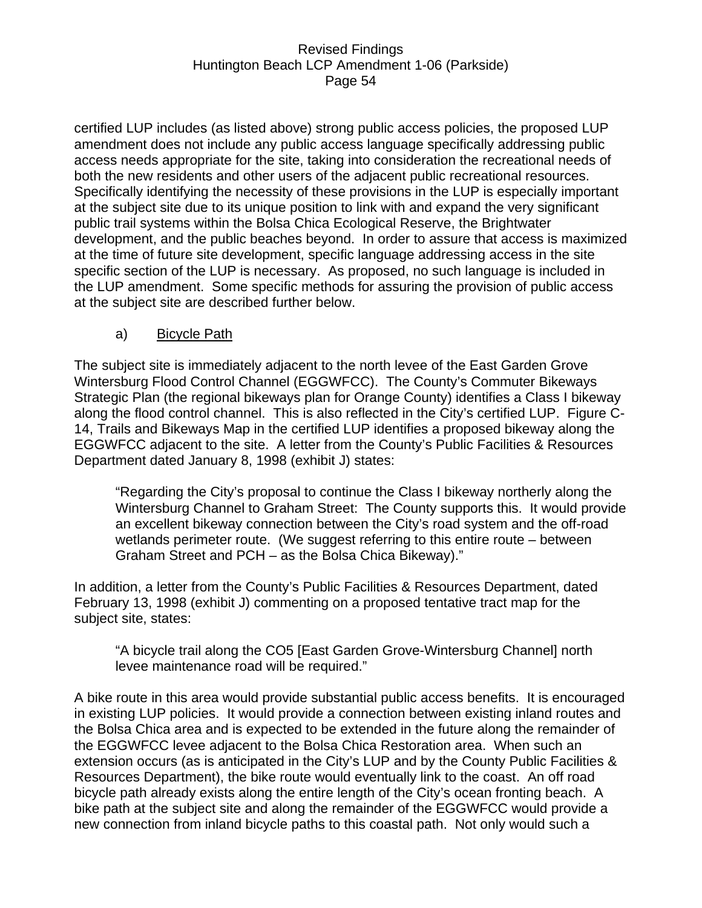certified LUP includes (as listed above) strong public access policies, the proposed LUP amendment does not include any public access language specifically addressing public access needs appropriate for the site, taking into consideration the recreational needs of both the new residents and other users of the adjacent public recreational resources. Specifically identifying the necessity of these provisions in the LUP is especially important at the subject site due to its unique position to link with and expand the very significant public trail systems within the Bolsa Chica Ecological Reserve, the Brightwater development, and the public beaches beyond. In order to assure that access is maximized at the time of future site development, specific language addressing access in the site specific section of the LUP is necessary. As proposed, no such language is included in the LUP amendment. Some specific methods for assuring the provision of public access at the subject site are described further below.

a) <u>Bicycle Path</u>

The subject site is immediately adjacent to the north levee of the East Garden Grove Wintersburg Flood Control Channel (EGGWFCC). The County's Commuter Bikeways Strategic Plan (the regional bikeways plan for Orange County) identifies a Class I bikeway along the flood control channel. This is also reflected in the City's certified LUP. Figure C-14, Trails and Bikeways Map in the certified LUP identifies a proposed bikeway along the EGGWFCC adjacent to the site. A letter from the County's Public Facilities & Resources Department dated January 8, 1998 (exhibit J) states:

> "Regarding the City's proposal to continue the Class I bikeway northerly along the Wintersburg Channel to Graham Street: The County supports this. It would provide an excellent bikeway connection between the City's road system and the off-road wetlands perimeter route. (We suggest referring to this entire route – between Graham Street and PCH – as the Bolsa Chica Bikeway)."

In addition, a letter from the County's Public Facilities & Resources Department, dated February 13, 1998 (exhibit J) commenting on a proposed tentative tract map for the subject site, states:

> "A bicycle trail along the CO5 [East Garden Grove-Wintersburg Channel] north levee maintenance road will be required."

A bike route in this area would provide substantial public access benefits. It is encouraged in existing LUP policies. It would provide a connection between existing inland routes and the Bolsa Chica area and is expected to be extended in the future along the remainder of the EGGWFCC levee adjacent to the Bolsa Chica Restoration area. When such an extension occurs (as is anticipated in the City's LUP and by the County Public Facilities & Resources Department), the bike route would eventually link to the coast. An off road bicycle path already exists along the entire length of the City's ocean fronting beach. A bike path at the subject site and along the remainder of the EGGWFCC would provide a new connection from inland bicycle paths to this coastal path. Not only would such a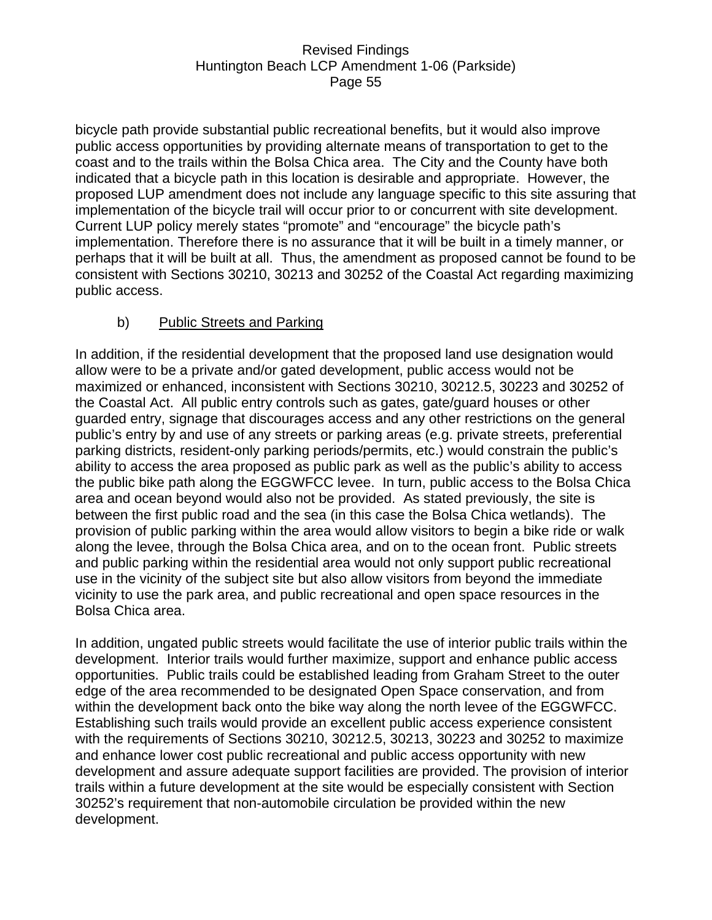bicycle path provide substantial public recreational benefits, but it would also improve public access opportunities by providing alternate means of transportation to get to the coast and to the trails within the Bolsa Chica area. The City and the County have both indicated that a bicycle path in this location is desirable and appropriate. However, the proposed LUP amendment does not include any language specific to this site assuring that implementation of the bicycle trail will occur prior to or concurrent with site development. Current LUP policy merely states "promote" and "encourage" the bicycle path's implementation. Therefore there is no assurance that it will be built in a timely manner, or perhaps that it will be built at all. Thus, the amendment as proposed cannot be found to be consistent with Sections 30210, 30213 and 30252 of the Coastal Act regarding maximizing public access.

b) <u>Public Streets and Parking</u>

In addition, if the residential development that the proposed land use designation would allow were to be a private and/or gated development, public access would not be maximized or enhanced, inconsistent with Sections 30210, 30212.5, 30223 and 30252 of the Coastal Act. All public entry controls such as gates, gate/guard houses or other guarded entry, signage that discourages access and any other restrictions on the general public's entry by and use of any streets or parking areas (e.g. private streets, preferential parking districts, resident-only parking periods/permits, etc.) would constrain the public's ability to access the area proposed as public park as well as the public's ability to access the public bike path along the EGGWFCC levee. In turn, public access to the Bolsa Chica area and ocean beyond would also not be provided. As stated previously, the site is between the first public road and the sea (in this case the Bolsa Chica wetlands). The provision of public parking within the area would allow visitors to begin a bike ride or walk along the levee, through the Bolsa Chica area, and on to the ocean front. Public streets and public parking within the residential area would not only support public recreational use in the vicinity of the subject site but also allow visitors from beyond the immediate vicinity to use the park area, and public recreational and open space resources in the Bolsa Chica area.

In addition, ungated public streets would facilitate the use of interior public trails within the development. Interior trails would further maximize, support and enhance public access opportunities. Public trails could be established leading from Graham Street to the outer edge of the area recommended to be designated Open Space conservation, and from within the development back onto the bike way along the north levee of the EGGWFCC. Establishing such trails would provide an excellent public access experience consistent with the requirements of Sections 30210, 30212.5, 30213, 30223 and 30252 to maximize and enhance lower cost public recreational and public access opportunity with new development and assure adequate support facilities are provided. The provision of interior trails within a future development at the site would be especially consistent with Section 30252's requirement that non-automobile circulation be provided within the new development.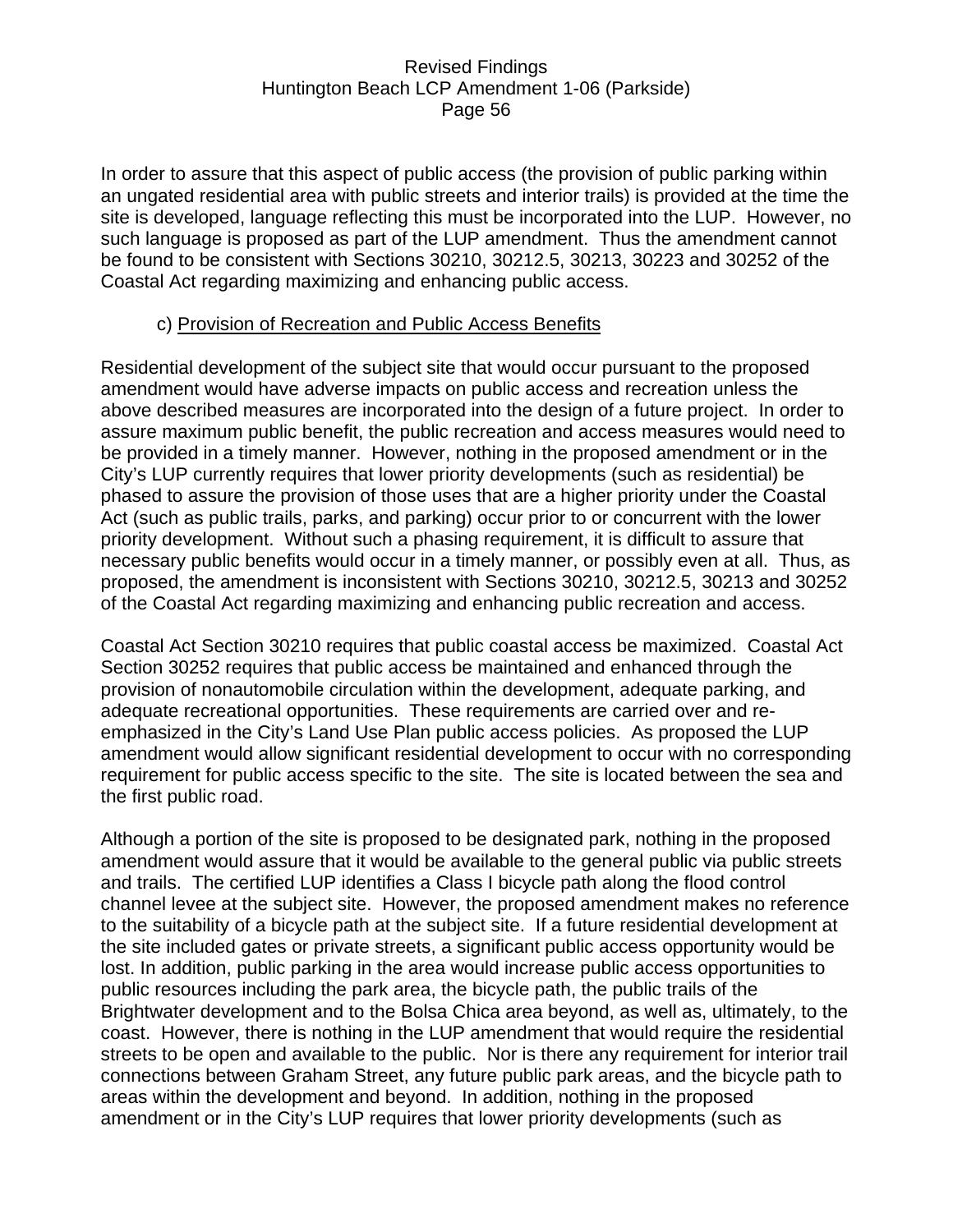In order to assure that this aspect of public access (the provision of public parking within an ungated residential area with public streets and interior trails) is provided at the time the site is developed, language reflecting this must be incorporated into the LUP. However, no such language is proposed as part of the LUP amendment. Thus the amendment cannot be found to be consistent with Sections 30210, 30212.5, 30213, 30223 and 30252 of the Coastal Act regarding maximizing and enhancing public access.

c) Provision of Recreation and Public Access Benefits

Residential development of the subject site that would occur pursuant to the proposed amendment would have adverse impacts on public access and recreation unless the above described measures are incorporated into the design of a future project. In order to assure maximum public benefit, the public recreation and access measures would need to be provided in a timely manner. However, nothing in the proposed amendment or in the City's LUP currently requires that lower priority developments (such as residential) be phased to assure the provision of those uses that are a higher priority under the Coastal Act (such as public trails, parks, and parking) occur prior to or concurrent with the lower priority development. Without such a phasing requirement, it is difficult to assure that necessary public benefits would occur in a timely manner, or possibly even at all. Thus, as proposed, the amendment is inconsistent with Sections 30210, 30212.5, 30213 and 30252 of the Coastal Act regarding maximizing and enhancing public recreation and access.

Coastal Act Section 30210 requires that public coastal access be maximized. Coastal Act Section 30252 requires that public access be maintained and enhanced through the provision of nonautomobile circulation within the development, adequate parking, and adequate recreational opportunities. These requirements are carried over and re-emphasized in the City's Land Use Plan public access policies. As proposed the LUP amendment would allow significant residential development to occur with no corresponding requirement for public access specific to the site. The site is located between the sea and the first public road.

Although a portion of the site is proposed to be designated park, nothing in the proposed amendment would assure that it would be available to the general public via public streets and trails. The certified LUP identifies a Class I bicycle path along the flood control channel levee at the subject site. However, the proposed amendment makes no reference to the suitability of a bicycle path at the subject site. If a future residential development at the site included gates or private streets, a significant public access opportunity would be lost. In addition, public parking in the area would increase public access opportunities to public resources including the park area, the bicycle path, the public trails of the Brightwater development and to the Bolsa Chica area beyond, as well as, ultimately, to the coast. However, there is nothing in the LUP amendment that would require the residential streets to be open and available to the public. Nor is there any requirement for interior trail connections between Graham Street, any future public park areas, and the bicycle path to areas within the development and beyond. In addition, nothing in the proposed amendment or in the City's LUP requires that lower priority developments (such as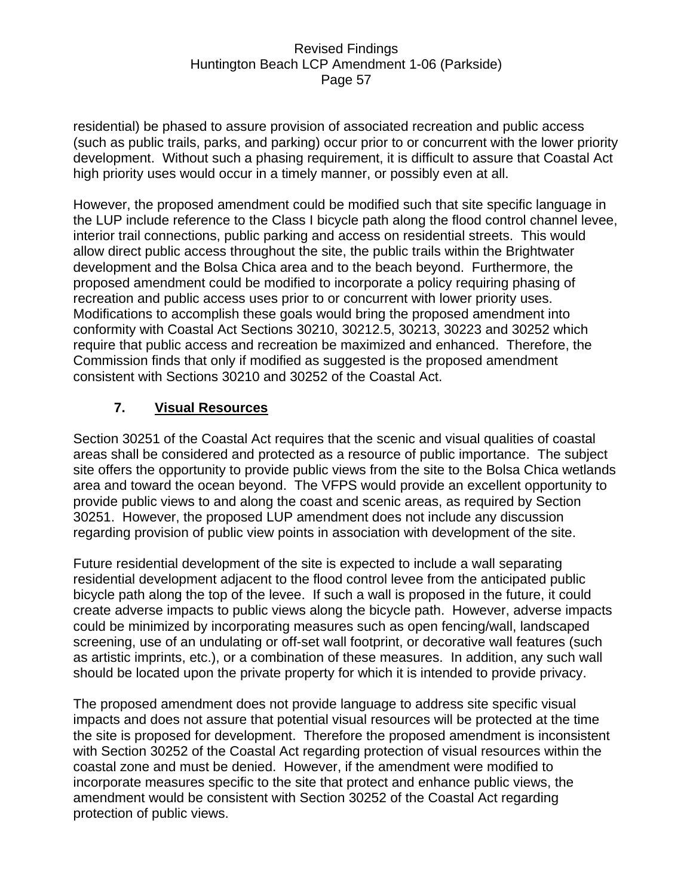residential) be phased to assure provision of associated recreation and public access (such as public trails, parks, and parking) occur prior to or concurrent with the lower priority development. Without such a phasing requirement, it is difficult to assure that Coastal Act high priority uses would occur in a timely manner, or possibly even at all.

However, the proposed amendment could be modified such that site specific language in the LUP include reference to the Class I bicycle path along the flood control channel levee, interior trail connections, public parking and access on residential streets. This would allow direct public access throughout the site, the public trails within the Brightwater development and the Bolsa Chica area and to the beach beyond. Furthermore, the proposed amendment could be modified to incorporate a policy requiring phasing of recreation and public access uses prior to or concurrent with lower priority uses. Modifications to accomplish these goals would bring the proposed amendment into conformity with Coastal Act Sections 30210, 30212.5, 30213, 30223 and 30252 which require that public access and recreation be maximized and enhanced. Therefore, the Commission finds that only if modified as suggested is the proposed amendment consistent with Sections 30210 and 30252 of the Coastal Act.

### 7. <u>Visual Resources</u>

Section 30251 of the Coastal Act requires that the scenic and visual qualities of coastal areas shall be considered and protected as a resource of public importance. The subject site offers the opportunity to provide public views from the site to the Bolsa Chica wetlands area and toward the ocean beyond. The VFPS would provide an excellent opportunity to provide public views to and along the coast and scenic areas, as required by Section 30251. However, the proposed LUP amendment does not include any discussion regarding provision of public view points in association with development of the site.

Future residential development of the site is expected to include a wall separating residential development adjacent to the flood control levee from the anticipated public bicycle path along the top of the levee. If such a wall is proposed in the future, it could create adverse impacts to public views along the bicycle path. However, adverse impacts could be minimized by incorporating measures such as open fencing/wall, landscaped screening, use of an undulating or off-set wall footprint, or decorative wall features (such as artistic imprints, etc.), or a combination of these measures. In addition, any such wall should be located upon the private property for which it is intended to provide privacy.

The proposed amendment does not provide language to address site specific visual impacts and does not assure that potential visual resources will be protected at the time the site is proposed for development. Therefore the proposed amendment is inconsistent with Section 30252 of the Coastal Act regarding protection of visual resources within the coastal zone and must be denied. However, if the amendment were modified to incorporate measures specific to the site that protect and enhance public views, the amendment would be consistent with Section 30252 of the Coastal Act regarding protection of public views.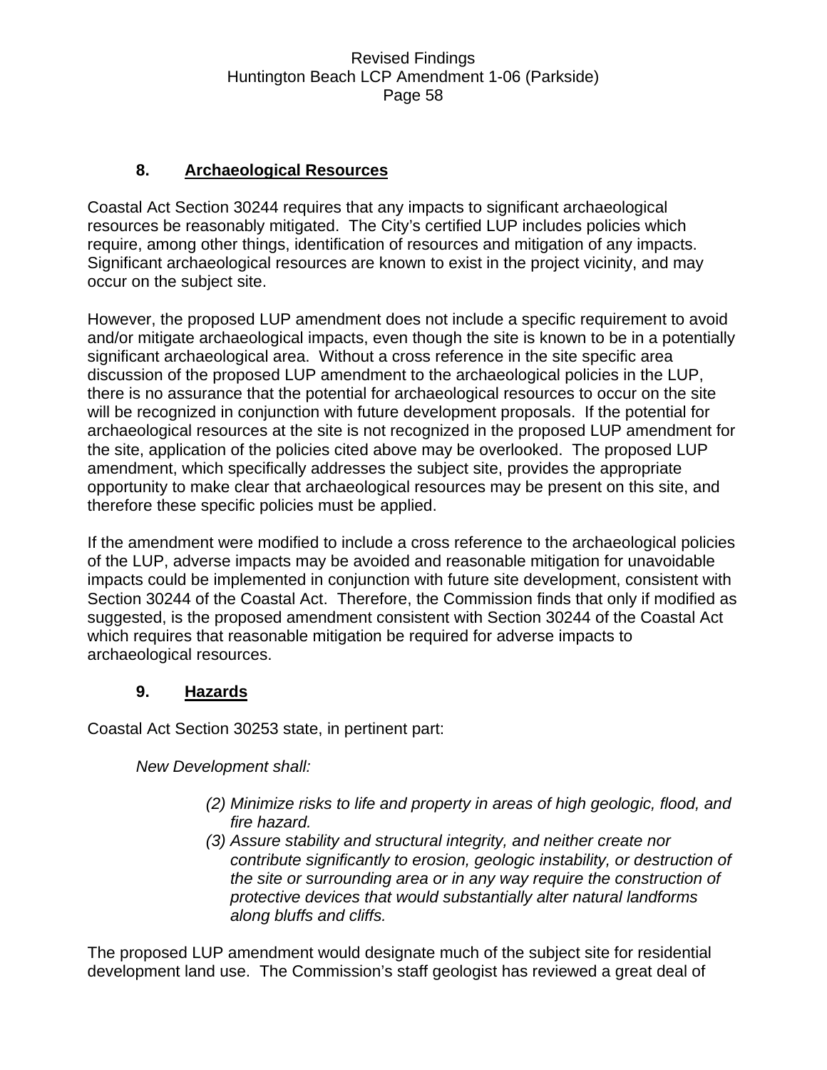### 8. Archaeological Resources

Coastal Act Section 30244 requires that any impacts to significant archaeological resources be reasonably mitigated. The City's certified LUP includes policies which require, among other things, identification of resources and mitigation of any impacts. Significant archaeological resources are known to exist in the project vicinity, and may occur on the subject site.

However, the proposed LUP amendment does not include a specific requirement to avoid and/or mitigate archaeological impacts, even though the site is known to be in a potentially significant archaeological area. Without a cross reference in the site specific area discussion of the proposed LUP amendment to the archaeological policies in the LUP, there is no assurance that the potential for archaeological resources to occur on the site will be recognized in conjunction with future development proposals. If the potential for archaeological resources at the site is not recognized in the proposed LUP amendment for the site, application of the policies cited above may be overlooked. The proposed LUP amendment, which specifically addresses the subject site, provides the appropriate opportunity to make clear that archaeological resources may be present on this site, and therefore these specific policies must be applied.

If the amendment were modified to include a cross reference to the archaeological policies of the LUP, adverse impacts may be avoided and reasonable mitigation for unavoidable impacts could be implemented in conjunction with future site development, consistent with Section 30244 of the Coastal Act. Therefore, the Commission finds that only if modified as suggested, is the proposed amendment consistent with Section 30244 of the Coastal Act which requires that reasonable mitigation be required for adverse impacts to archaeological resources.

### 9. Hazards

Coastal Act Section 30253 state, in pertinent part:

*New Development shall:*

> *(2) Minimize risks to life and property in areas of high geologic, flood, and fire hazard.*
>
> *(3) Assure stability and structural integrity, and neither create nor contribute significantly to erosion, geologic instability, or destruction of the site or surrounding area or in any way require the construction of protective devices that would substantially alter natural landforms along bluffs and cliffs.*

The proposed LUP amendment would designate much of the subject site for residential development land use. The Commission's staff geologist has reviewed a great deal of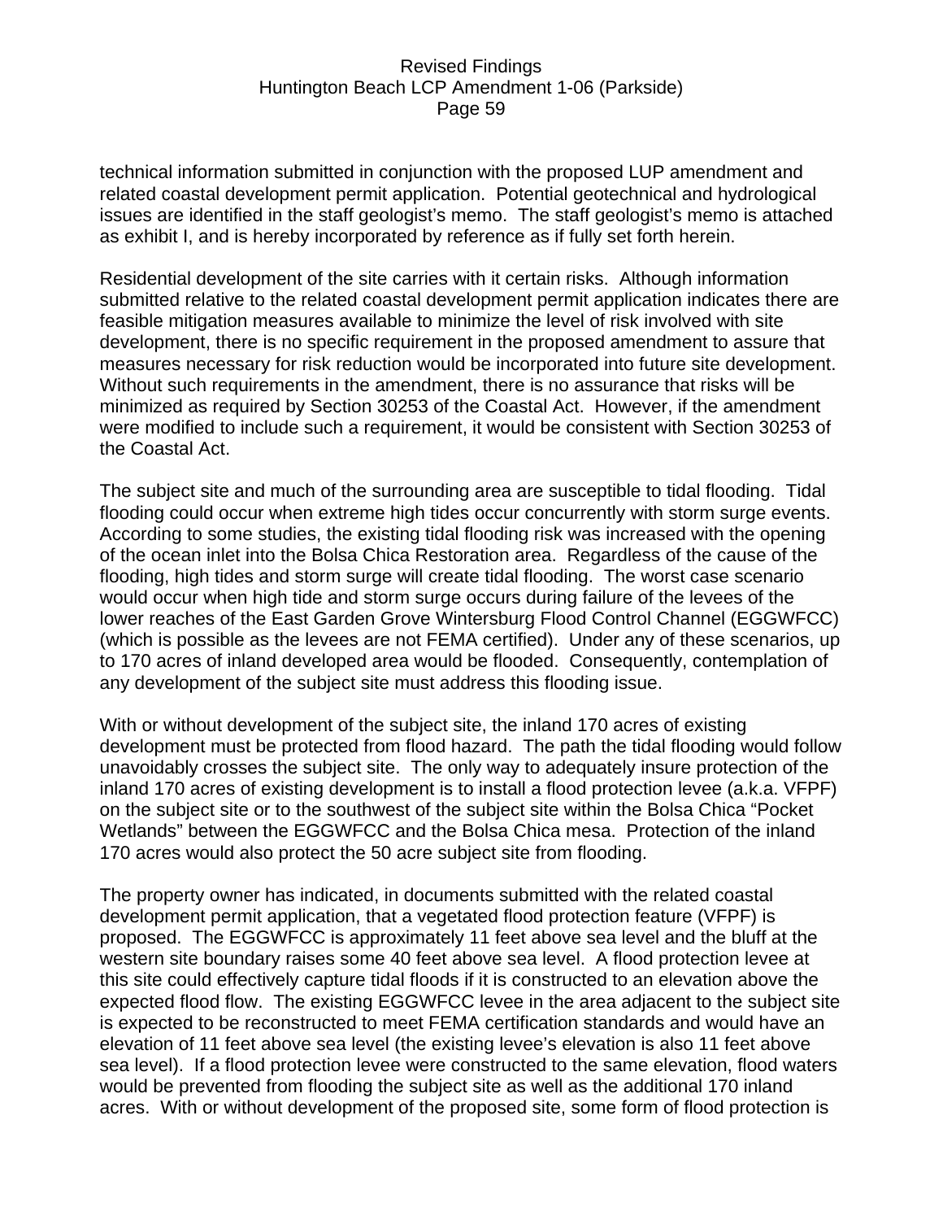technical information submitted in conjunction with the proposed LUP amendment and related coastal development permit application. Potential geotechnical and hydrological issues are identified in the staff geologist's memo. The staff geologist's memo is attached as exhibit I, and is hereby incorporated by reference as if fully set forth herein.

Residential development of the site carries with it certain risks. Although information submitted relative to the related coastal development permit application indicates there are feasible mitigation measures available to minimize the level of risk involved with site development, there is no specific requirement in the proposed amendment to assure that measures necessary for risk reduction would be incorporated into future site development. Without such requirements in the amendment, there is no assurance that risks will be minimized as required by Section 30253 of the Coastal Act. However, if the amendment were modified to include such a requirement, it would be consistent with Section 30253 of the Coastal Act.

The subject site and much of the surrounding area are susceptible to tidal flooding. Tidal flooding could occur when extreme high tides occur concurrently with storm surge events. According to some studies, the existing tidal flooding risk was increased with the opening of the ocean inlet into the Bolsa Chica Restoration area. Regardless of the cause of the flooding, high tides and storm surge will create tidal flooding. The worst case scenario would occur when high tide and storm surge occurs during failure of the levees of the lower reaches of the East Garden Grove Wintersburg Flood Control Channel (EGGWFCC) (which is possible as the levees are not FEMA certified). Under any of these scenarios, up to 170 acres of inland developed area would be flooded. Consequently, contemplation of any development of the subject site must address this flooding issue.

With or without development of the subject site, the inland 170 acres of existing development must be protected from flood hazard. The path the tidal flooding would follow unavoidably crosses the subject site. The only way to adequately insure protection of the inland 170 acres of existing development is to install a flood protection levee (a.k.a. VFPF) on the subject site or to the southwest of the subject site within the Bolsa Chica "Pocket Wetlands" between the EGGWFCC and the Bolsa Chica mesa. Protection of the inland 170 acres would also protect the 50 acre subject site from flooding.

The property owner has indicated, in documents submitted with the related coastal development permit application, that a vegetated flood protection feature (VFPF) is proposed. The EGGWFCC is approximately 11 feet above sea level and the bluff at the western site boundary raises some 40 feet above sea level. A flood protection levee at this site could effectively capture tidal floods if it is constructed to an elevation above the expected flood flow. The existing EGGWFCC levee in the area adjacent to the subject site is expected to be reconstructed to meet FEMA certification standards and would have an elevation of 11 feet above sea level (the existing levee's elevation is also 11 feet above sea level). If a flood protection levee were constructed to the same elevation, flood waters would be prevented from flooding the subject site as well as the additional 170 inland acres. With or without development of the proposed site, some form of flood protection is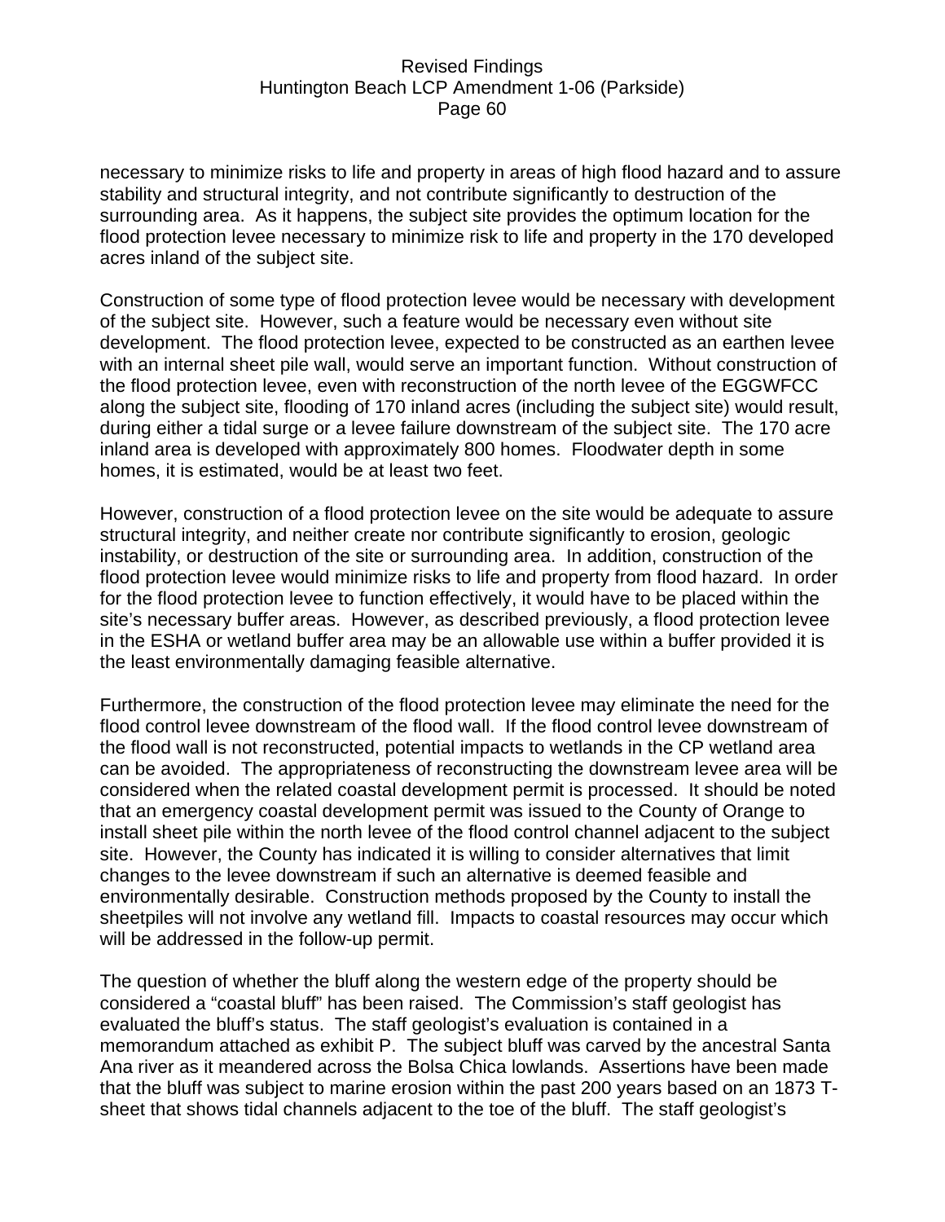necessary to minimize risks to life and property in areas of high flood hazard and to assure stability and structural integrity, and not contribute significantly to destruction of the surrounding area. As it happens, the subject site provides the optimum location for the flood protection levee necessary to minimize risk to life and property in the 170 developed acres inland of the subject site.

Construction of some type of flood protection levee would be necessary with development of the subject site. However, such a feature would be necessary even without site development. The flood protection levee, expected to be constructed as an earthen levee with an internal sheet pile wall, would serve an important function. Without construction of the flood protection levee, even with reconstruction of the north levee of the EGGWFCC along the subject site, flooding of 170 inland acres (including the subject site) would result, during either a tidal surge or a levee failure downstream of the subject site. The 170 acre inland area is developed with approximately 800 homes. Floodwater depth in some homes, it is estimated, would be at least two feet.

However, construction of a flood protection levee on the site would be adequate to assure structural integrity, and neither create nor contribute significantly to erosion, geologic instability, or destruction of the site or surrounding area. In addition, construction of the flood protection levee would minimize risks to life and property from flood hazard. In order for the flood protection levee to function effectively, it would have to be placed within the site's necessary buffer areas. However, as described previously, a flood protection levee in the ESHA or wetland buffer area may be an allowable use within a buffer provided it is the least environmentally damaging feasible alternative.

Furthermore, the construction of the flood protection levee may eliminate the need for the flood control levee downstream of the flood wall. If the flood control levee downstream of the flood wall is not reconstructed, potential impacts to wetlands in the CP wetland area can be avoided. The appropriateness of reconstructing the downstream levee area will be considered when the related coastal development permit is processed. It should be noted that an emergency coastal development permit was issued to the County of Orange to install sheet pile within the north levee of the flood control channel adjacent to the subject site. However, the County has indicated it is willing to consider alternatives that limit changes to the levee downstream if such an alternative is deemed feasible and environmentally desirable. Construction methods proposed by the County to install the sheetpiles will not involve any wetland fill. Impacts to coastal resources may occur which will be addressed in the follow-up permit.

The question of whether the bluff along the western edge of the property should be considered a "coastal bluff" has been raised. The Commission's staff geologist has evaluated the bluff's status. The staff geologist's evaluation is contained in a memorandum attached as exhibit P. The subject bluff was carved by the ancestral Santa Ana river as it meandered across the Bolsa Chica lowlands. Assertions have been made that the bluff was subject to marine erosion within the past 200 years based on an 1873 T-sheet that shows tidal channels adjacent to the toe of the bluff. The staff geologist's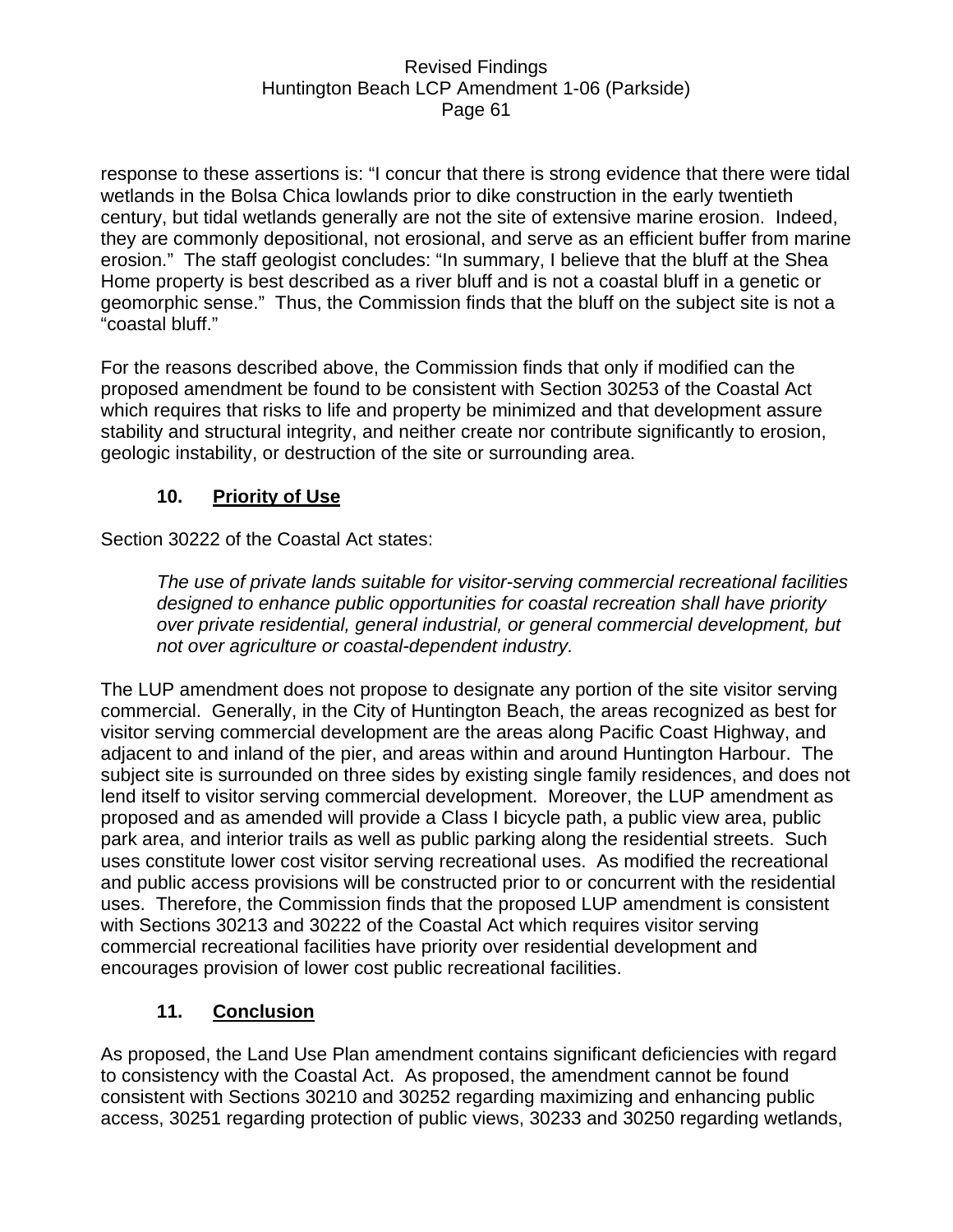response to these assertions is: "I concur that there is strong evidence that there were tidal wetlands in the Bolsa Chica lowlands prior to dike construction in the early twentieth century, but tidal wetlands generally are not the site of extensive marine erosion. Indeed, they are commonly depositional, not erosional, and serve as an efficient buffer from marine erosion." The staff geologist concludes: "In summary, I believe that the bluff at the Shea Home property is best described as a river bluff and is not a coastal bluff in a genetic or geomorphic sense." Thus, the Commission finds that the bluff on the subject site is not a "coastal bluff."

For the reasons described above, the Commission finds that only if modified can the proposed amendment be found to be consistent with Section 30253 of the Coastal Act which requires that risks to life and property be minimized and that development assure stability and structural integrity, and neither create nor contribute significantly to erosion, geologic instability, or destruction of the site or surrounding area.

### 10. Priority of Use

Section 30222 of the Coastal Act states:

> *The use of private lands suitable for visitor-serving commercial recreational facilities designed to enhance public opportunities for coastal recreation shall have priority over private residential, general industrial, or general commercial development, but not over agriculture or coastal-dependent industry.*

The LUP amendment does not propose to designate any portion of the site visitor serving commercial. Generally, in the City of Huntington Beach, the areas recognized as best for visitor serving commercial development are the areas along Pacific Coast Highway, and adjacent to and inland of the pier, and areas within and around Huntington Harbour. The subject site is surrounded on three sides by existing single family residences, and does not lend itself to visitor serving commercial development. Moreover, the LUP amendment as proposed and as amended will provide a Class I bicycle path, a public view area, public park area, and interior trails as well as public parking along the residential streets. Such uses constitute lower cost visitor serving recreational uses. As modified the recreational and public access provisions will be constructed prior to or concurrent with the residential uses. Therefore, the Commission finds that the proposed LUP amendment is consistent with Sections 30213 and 30222 of the Coastal Act which requires visitor serving commercial recreational facilities have priority over residential development and encourages provision of lower cost public recreational facilities.

### 11. Conclusion

As proposed, the Land Use Plan amendment contains significant deficiencies with regard to consistency with the Coastal Act. As proposed, the amendment cannot be found consistent with Sections 30210 and 30252 regarding maximizing and enhancing public access, 30251 regarding protection of public views, 30233 and 30250 regarding wetlands,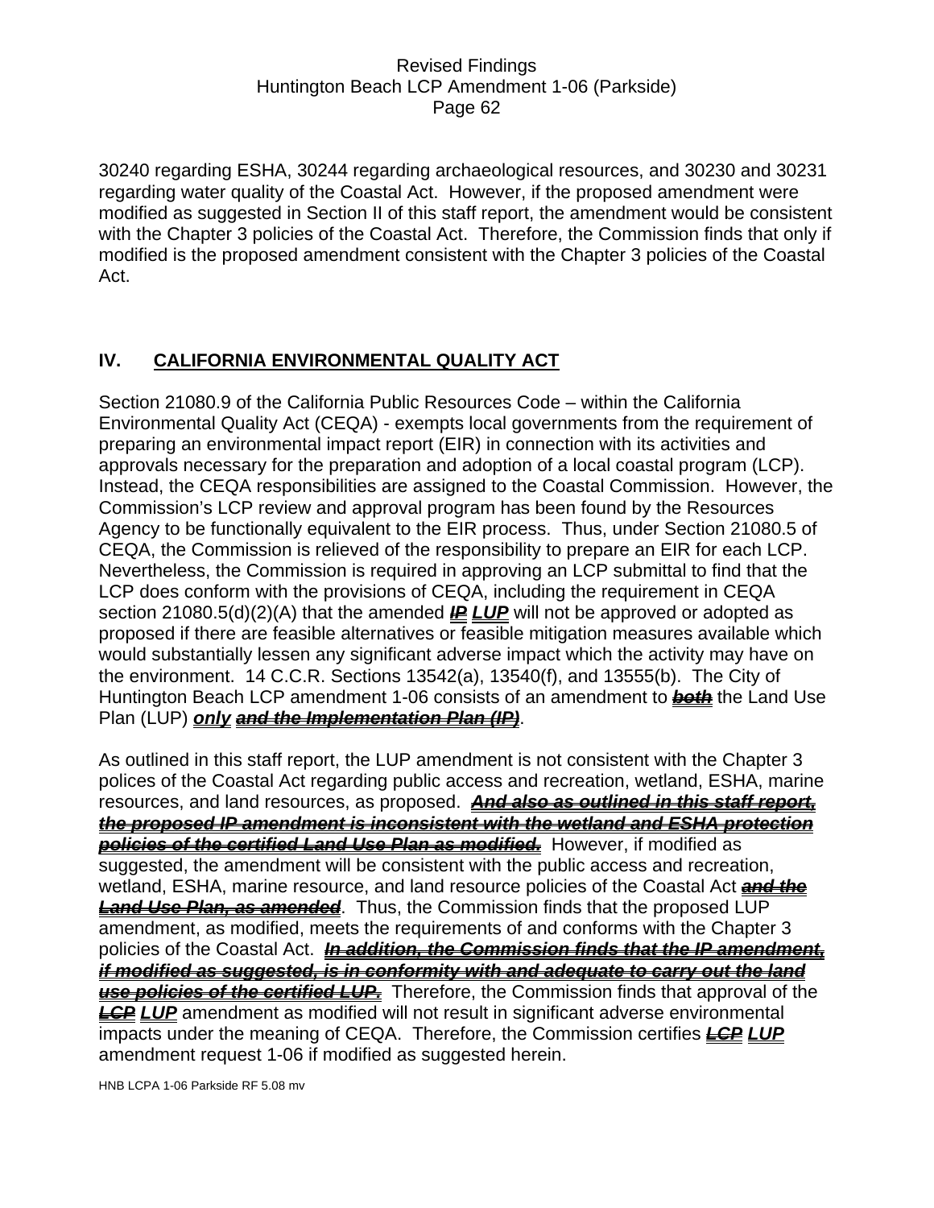30240 regarding ESHA, 30244 regarding archaeological resources, and 30230 and 30231 regarding water quality of the Coastal Act. However, if the proposed amendment were modified as suggested in Section II of this staff report, the amendment would be consistent with the Chapter 3 policies of the Coastal Act. Therefore, the Commission finds that only if modified is the proposed amendment consistent with the Chapter 3 policies of the Coastal Act.

## IV. CALIFORNIA ENVIRONMENTAL QUALITY ACT

Section 21080.9 of the California Public Resources Code – within the California Environmental Quality Act (CEQA) - exempts local governments from the requirement of preparing an environmental impact report (EIR) in connection with its activities and approvals necessary for the preparation and adoption of a local coastal program (LCP). Instead, the CEQA responsibilities are assigned to the Coastal Commission. However, the Commission's LCP review and approval program has been found by the Resources Agency to be functionally equivalent to the EIR process. Thus, under Section 21080.5 of CEQA, the Commission is relieved of the responsibility to prepare an EIR for each LCP. Nevertheless, the Commission is required in approving an LCP submittal to find that the LCP does conform with the provisions of CEQA, including the requirement in CEQA section 21080.5(d)(2)(A) that the amended ~~***IP***~~ ***LUP*** will not be approved or adopted as proposed if there are feasible alternatives or feasible mitigation measures available which would substantially lessen any significant adverse impact which the activity may have on the environment. 14 C.C.R. Sections 13542(a), 13540(f), and 13555(b). The City of Huntington Beach LCP amendment 1-06 consists of an amendment to ~~***both***~~ the Land Use Plan (LUP) ***only*** ~~***and the Implementation Plan (IP)***~~.

As outlined in this staff report, the LUP amendment is not consistent with the Chapter 3 polices of the Coastal Act regarding public access and recreation, wetland, ESHA, marine resources, and land resources, as proposed. ~~***And also as outlined in this staff report, the proposed IP amendment is inconsistent with the wetland and ESHA protection policies of the certified Land Use Plan as modified.***~~ However, if modified as suggested, the amendment will be consistent with the public access and recreation, wetland, ESHA, marine resource, and land resource policies of the Coastal Act ~~***and the Land Use Plan, as amended***~~. Thus, the Commission finds that the proposed LUP amendment, as modified, meets the requirements of and conforms with the Chapter 3 policies of the Coastal Act. ~~***In addition, the Commission finds that the IP amendment, if modified as suggested, is in conformity with and adequate to carry out the land use policies of the certified LUP.***~~ Therefore, the Commission finds that approval of the ~~***LCP***~~ ***LUP*** amendment as modified will not result in significant adverse environmental impacts under the meaning of CEQA. Therefore, the Commission certifies ~~***LCP***~~ ***LUP*** amendment request 1-06 if modified as suggested herein.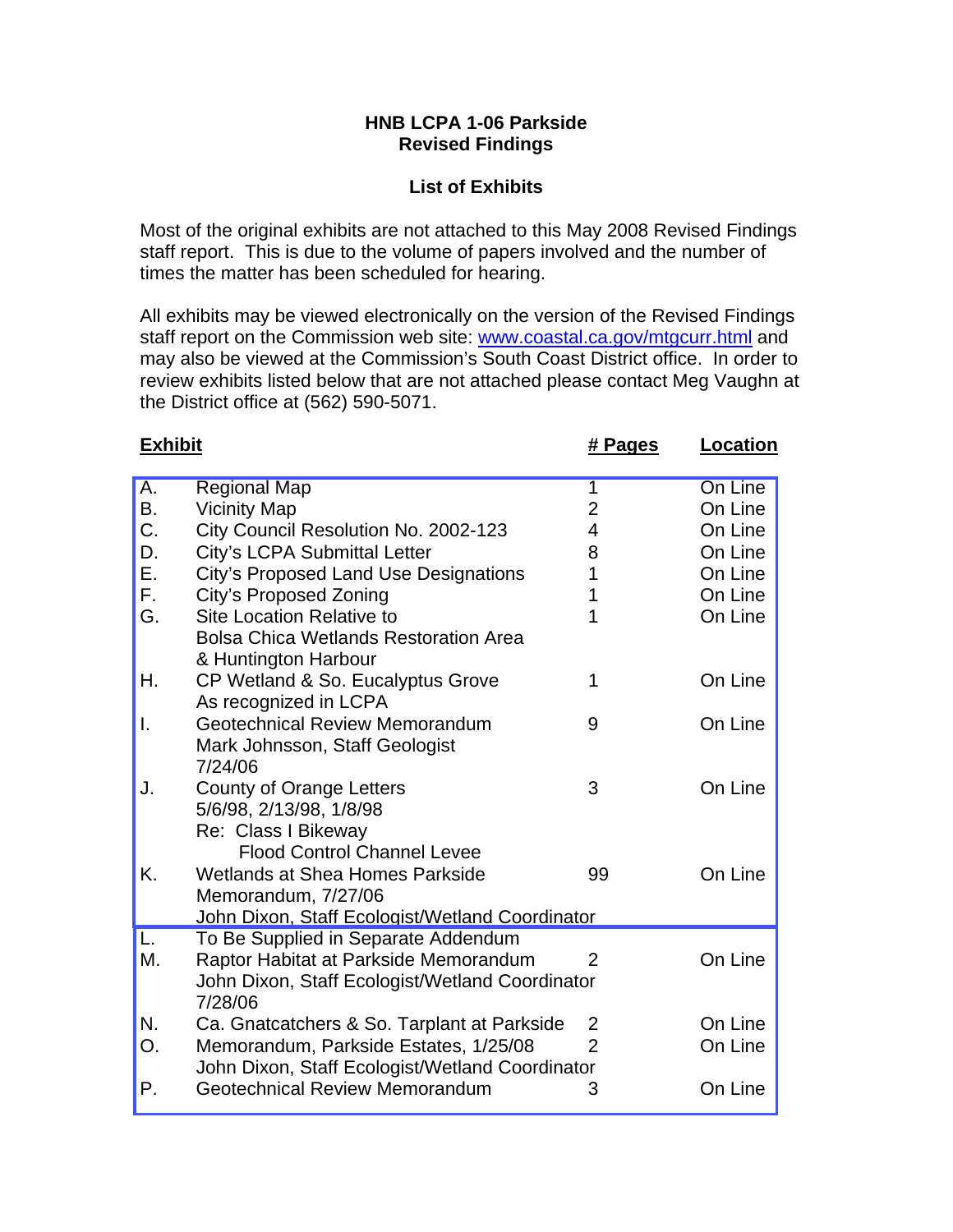**HNB LCPA 1-06 Parkside**
**Revised Findings**

**List of Exhibits**

Most of the original exhibits are not attached to this May 2008 Revised Findings staff report. This is due to the volume of papers involved and the number of times the matter has been scheduled for hearing.

All exhibits may be viewed electronically on the version of the Revised Findings staff report on the Commission web site: www.coastal.ca.gov/mtgcurr.html and may also be viewed at the Commission's South Coast District office. In order to review exhibits listed below that are not attached please contact Meg Vaughn at the District office at (562) 590-5071.

| **Exhibit** | | **# Pages** | **Location** |
|---|---|---|---|
| A. | Regional Map | 1 | On Line |
| B. | Vicinity Map | 2 | On Line |
| C. | City Council Resolution No. 2002-123 | 4 | On Line |
| D. | City's LCPA Submittal Letter | 8 | On Line |
| E. | City's Proposed Land Use Designations | 1 | On Line |
| F. | City's Proposed Zoning | 1 | On Line |
| G. | Site Location Relative to Bolsa Chica Wetlands Restoration Area & Huntington Harbour | 1 | On Line |
| H. | CP Wetland & So. Eucalyptus Grove As recognized in LCPA | 1 | On Line |
| I. | Geotechnical Review Memorandum Mark Johnsson, Staff Geologist 7/24/06 | 9 | On Line |
| J. | County of Orange Letters 5/6/98, 2/13/98, 1/8/98 Re: Class I Bikeway Flood Control Channel Levee | 3 | On Line |
| K. | Wetlands at Shea Homes Parkside Memorandum, 7/27/06 John Dixon, Staff Ecologist/Wetland Coordinator | 99 | On Line |
| L. | To Be Supplied in Separate Addendum | | |
| M. | Raptor Habitat at Parkside Memorandum John Dixon, Staff Ecologist/Wetland Coordinator 7/28/06 | 2 | On Line |
| N. | Ca. Gnatcatchers & So. Tarplant at Parkside | 2 | On Line |
| O. | Memorandum, Parkside Estates, 1/25/08 John Dixon, Staff Ecologist/Wetland Coordinator | 2 | On Line |
| P. | Geotechnical Review Memorandum | 3 | On Line |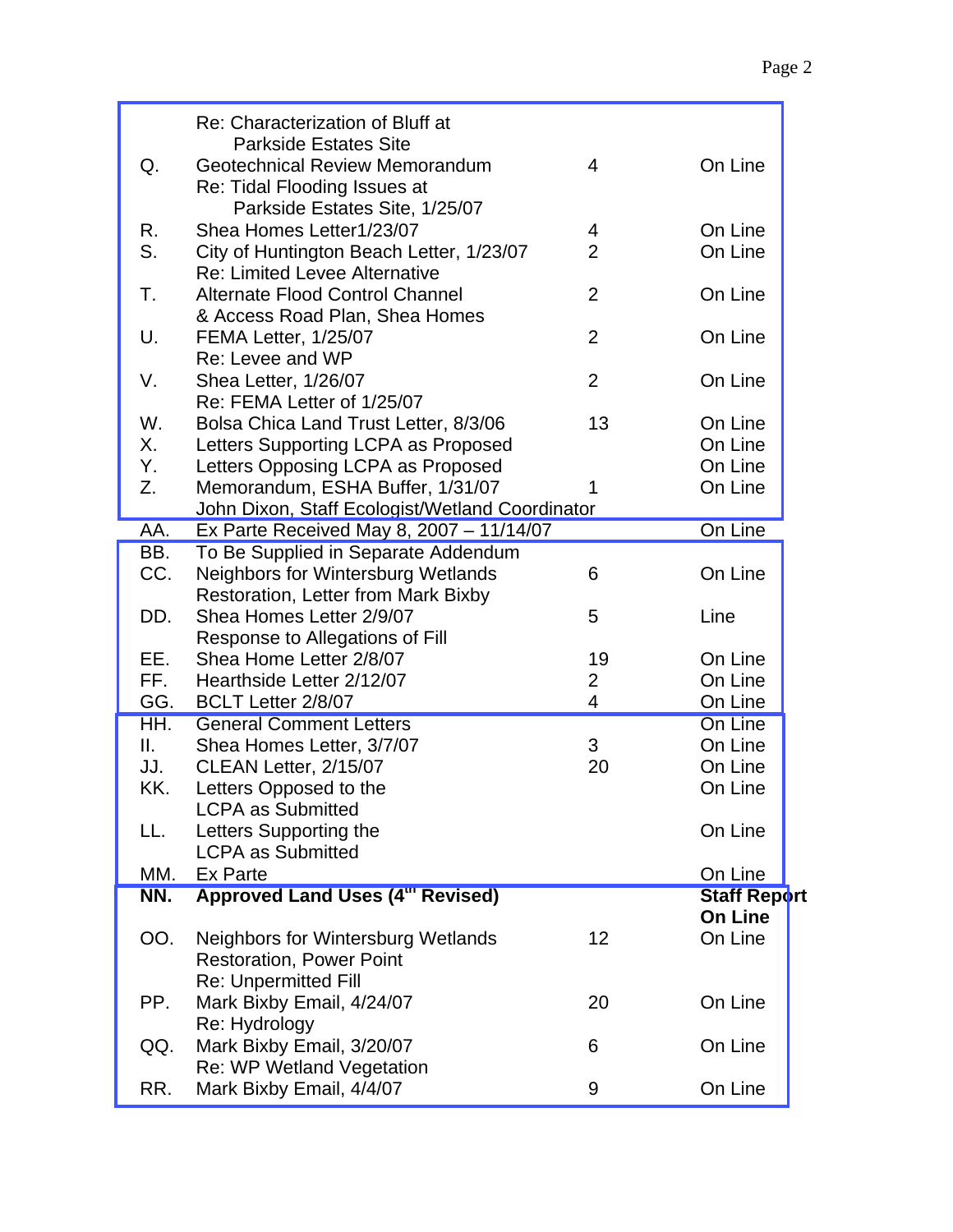| | | | |
|---|---|---|---|
| | Re: Characterization of Bluff at Parkside Estates Site | | |
| Q. | Geotechnical Review Memorandum Re: Tidal Flooding Issues at Parkside Estates Site, 1/25/07 | 4 | On Line |
| R. | Shea Homes Letter1/23/07 | 4 | On Line |
| S. | City of Huntington Beach Letter, 1/23/07 Re: Limited Levee Alternative | 2 | On Line |
| T. | Alternate Flood Control Channel & Access Road Plan, Shea Homes | 2 | On Line |
| U. | FEMA Letter, 1/25/07 Re: Levee and WP | 2 | On Line |
| V. | Shea Letter, 1/26/07 Re: FEMA Letter of 1/25/07 | 2 | On Line |
| W. | Bolsa Chica Land Trust Letter, 8/3/06 | 13 | On Line |
| X. | Letters Supporting LCPA as Proposed | | On Line |
| Y. | Letters Opposing LCPA as Proposed | | On Line |
| Z. | Memorandum, ESHA Buffer, 1/31/07 John Dixon, Staff Ecologist/Wetland Coordinator | 1 | On Line |
| AA. | Ex Parte Received May 8, 2007 – 11/14/07 | | On Line |
| BB. | To Be Supplied in Separate Addendum | | |
| CC. | Neighbors for Wintersburg Wetlands Restoration, Letter from Mark Bixby | 6 | On Line |
| DD. | Shea Homes Letter 2/9/07 Response to Allegations of Fill | 5 | Line |
| EE. | Shea Home Letter 2/8/07 | 19 | On Line |
| FF. | Hearthside Letter 2/12/07 | 2 | On Line |
| GG. | BCLT Letter 2/8/07 | 4 | On Line |
| HH. | General Comment Letters | | On Line |
| II. | Shea Homes Letter, 3/7/07 | 3 | On Line |
| JJ. | CLEAN Letter, 2/15/07 | 20 | On Line |
| KK. | Letters Opposed to the LCPA as Submitted | | On Line |
| LL. | Letters Supporting the LCPA as Submitted | | On Line |
| MM. | Ex Parte | | On Line |
| **NN.** | **Approved Land Uses (4th Revised)** | | **Staff Report On Line** |
| OO. | Neighbors for Wintersburg Wetlands Restoration, Power Point Re: Unpermitted Fill | 12 | On Line |
| PP. | Mark Bixby Email, 4/24/07 Re: Hydrology | 20 | On Line |
| QQ. | Mark Bixby Email, 3/20/07 Re: WP Wetland Vegetation | 6 | On Line |
| RR. | Mark Bixby Email, 4/4/07 | 9 | On Line |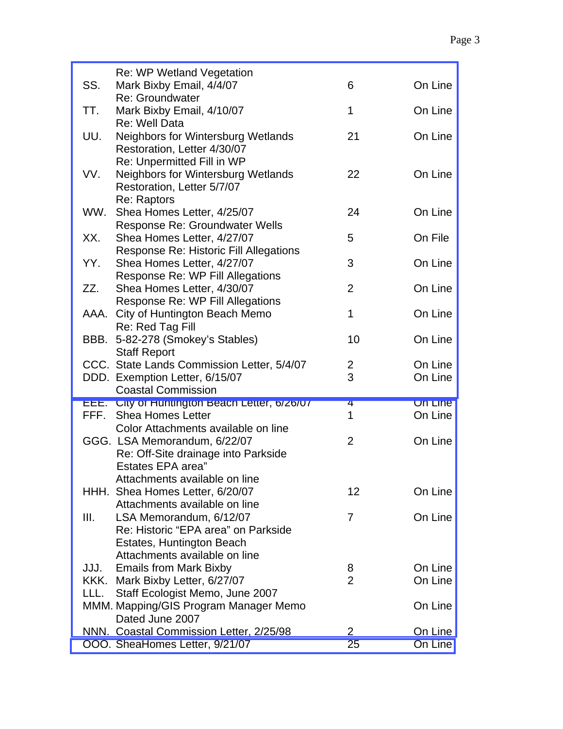| | | | |
|---|---|---|---|
| | Re: WP Wetland Vegetation | | |
| SS. | Mark Bixby Email, 4/4/07<br>Re: Groundwater | 6 | On Line |
| TT. | Mark Bixby Email, 4/10/07<br>Re: Well Data | 1 | On Line |
| UU. | Neighbors for Wintersburg Wetlands Restoration, Letter 4/30/07<br>Re: Unpermitted Fill in WP | 21 | On Line |
| VV. | Neighbors for Wintersburg Wetlands Restoration, Letter 5/7/07<br>Re: Raptors | 22 | On Line |
| WW. | Shea Homes Letter, 4/25/07<br>Response Re: Groundwater Wells | 24 | On Line |
| XX. | Shea Homes Letter, 4/27/07<br>Response Re: Historic Fill Allegations | 5 | On File |
| YY. | Shea Homes Letter, 4/27/07<br>Response Re: WP Fill Allegations | 3 | On Line |
| ZZ. | Shea Homes Letter, 4/30/07<br>Response Re: WP Fill Allegations | 2 | On Line |
| AAA. | City of Huntington Beach Memo<br>Re: Red Tag Fill | 1 | On Line |
| BBB. | 5-82-278 (Smokey's Stables)<br>Staff Report | 10 | On Line |
| CCC. | State Lands Commission Letter, 5/4/07 | 2 | On Line |
| DDD. | Exemption Letter, 6/15/07<br>Coastal Commission | 3 | On Line |
| EEE. | City of Huntington Beach Letter, 6/26/07 | 4 | On Line |
| FFF. | Shea Homes Letter<br>Color Attachments available on line | 1 | On Line |
| GGG. | LSA Memorandum, 6/22/07<br>Re: Off-Site drainage into Parkside Estates EPA area"<br>Attachments available on line | 2 | On Line |
| HHH. | Shea Homes Letter, 6/20/07<br>Attachments available on line | 12 | On Line |
| III. | LSA Memorandum, 6/12/07<br>Re: Historic "EPA area" on Parkside Estates, Huntington Beach<br>Attachments available on line | 7 | On Line |
| JJJ. | Emails from Mark Bixby | 8 | On Line |
| KKK. | Mark Bixby Letter, 6/27/07 | 2 | On Line |
| LLL. | Staff Ecologist Memo, June 2007 | | |
| MMM. | Mapping/GIS Program Manager Memo Dated June 2007 | | On Line |
| NNN. | Coastal Commission Letter, 2/25/98 | 2 | On Line |
| OOO. | SheaHomes Letter, 9/21/07 | 25 | On Line |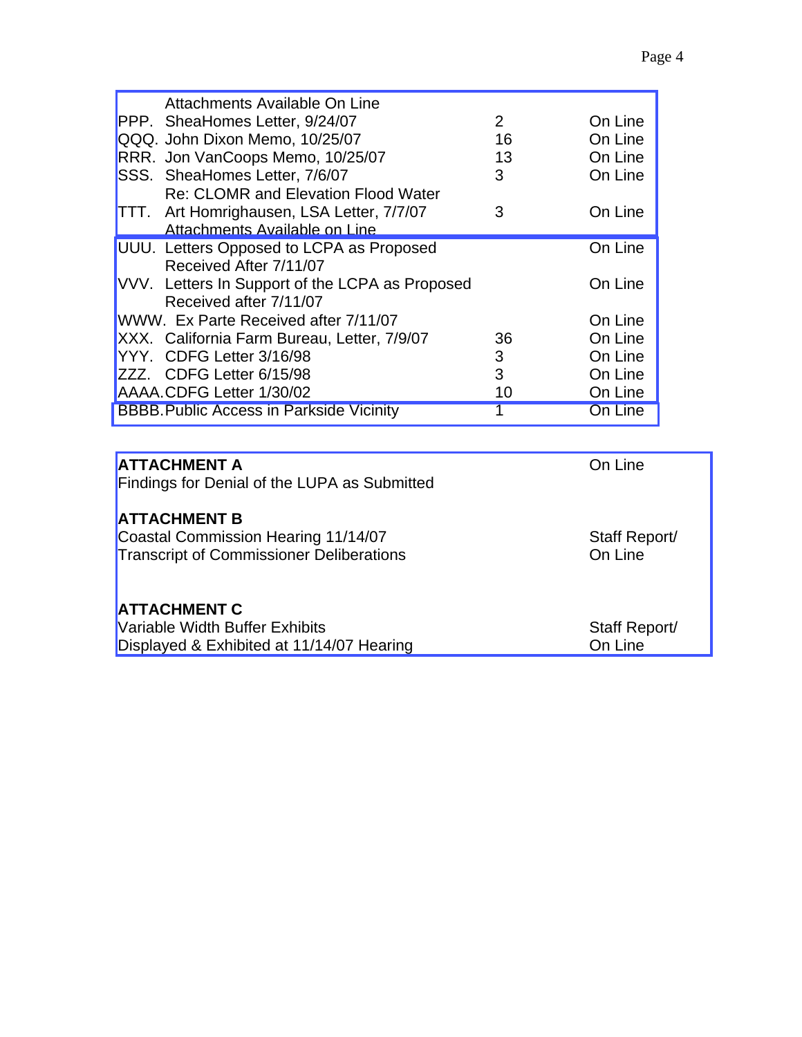| | | |
|---|---|---|
| Attachments Available On Line | | |
| PPP. SheaHomes Letter, 9/24/07 | 2 | On Line |
| QQQ. John Dixon Memo, 10/25/07 | 16 | On Line |
| RRR. Jon VanCoops Memo, 10/25/07 | 13 | On Line |
| SSS. SheaHomes Letter, 7/6/07 Re: CLOMR and Elevation Flood Water | 3 | On Line |
| TTT. Art Homrighausen, LSA Letter, 7/7/07 Attachments Available on Line | 3 | On Line |
| UUU. Letters Opposed to LCPA as Proposed Received After 7/11/07 | | On Line |
| VVV. Letters In Support of the LCPA as Proposed Received after 7/11/07 | | On Line |
| WWW. Ex Parte Received after 7/11/07 | | On Line |
| XXX. California Farm Bureau, Letter, 7/9/07 | 36 | On Line |
| YYY. CDFG Letter 3/16/98 | 3 | On Line |
| ZZZ. CDFG Letter 6/15/98 | 3 | On Line |
| AAAA. CDFG Letter 1/30/02 | 10 | On Line |
| BBBB. Public Access in Parkside Vicinity | 1 | On Line |

| | |
|---|---|
| **ATTACHMENT A**<br>Findings for Denial of the LUPA as Submitted | On Line |
| **ATTACHMENT B**<br>Coastal Commission Hearing 11/14/07<br>Transcript of Commissioner Deliberations | Staff Report/<br>On Line |
| **ATTACHMENT C**<br>Variable Width Buffer Exhibits<br>Displayed & Exhibited at 11/14/07 Hearing | Staff Report/<br>On Line |